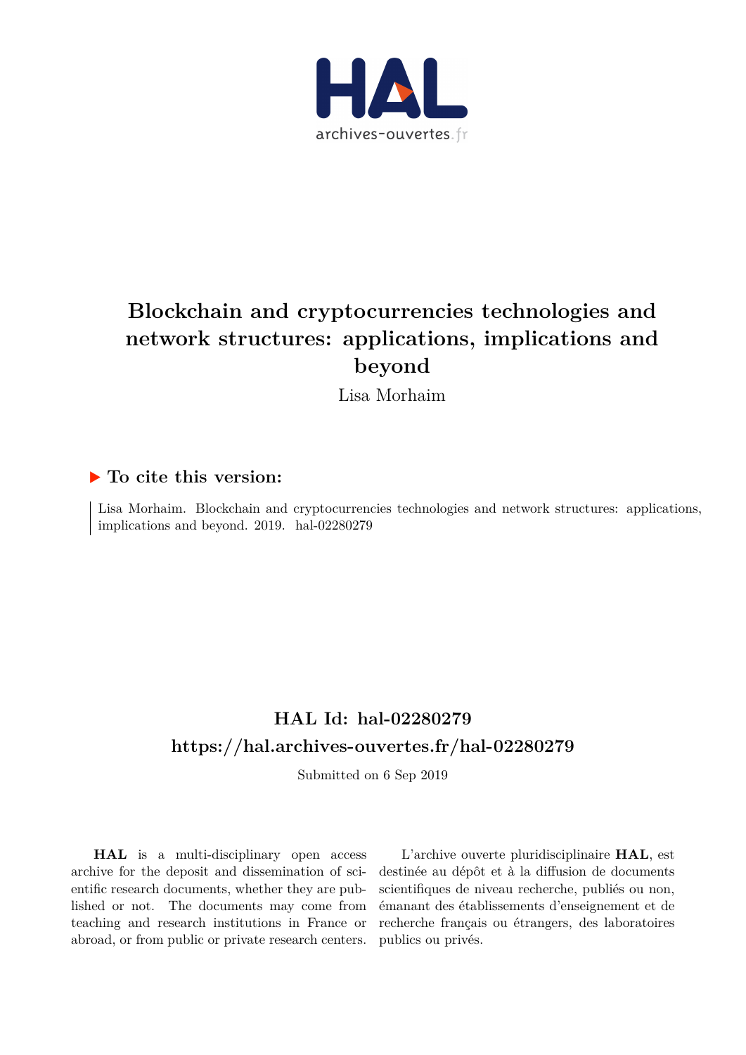# Blockchain and cryptocurrencies technologies and network structures: applications, implications and beyond

Lisa Morhaim

## ▶ To cite this version:

Lisa Morhaim. Blockchain and cryptocurrencies technologies and network structures: applications, implications and beyond. 2019. hal-02280279

## HAL Id: hal-02280279

## https://hal.archives-ouvertes.fr/hal-02280279

Submitted on 6 Sep 2019

**HAL** is a multi-disciplinary open access archive for the deposit and dissemination of scientific research documents, whether they are published or not. The documents may come from teaching and research institutions in France or abroad, or from public or private research centers.

L'archive ouverte pluridisciplinaire **HAL**, est destinée au dépôt et à la diffusion de documents scientifiques de niveau recherche, publiés ou non, émanant des établissements d'enseignement et de recherche français ou étrangers, des laboratoires publics ou privés.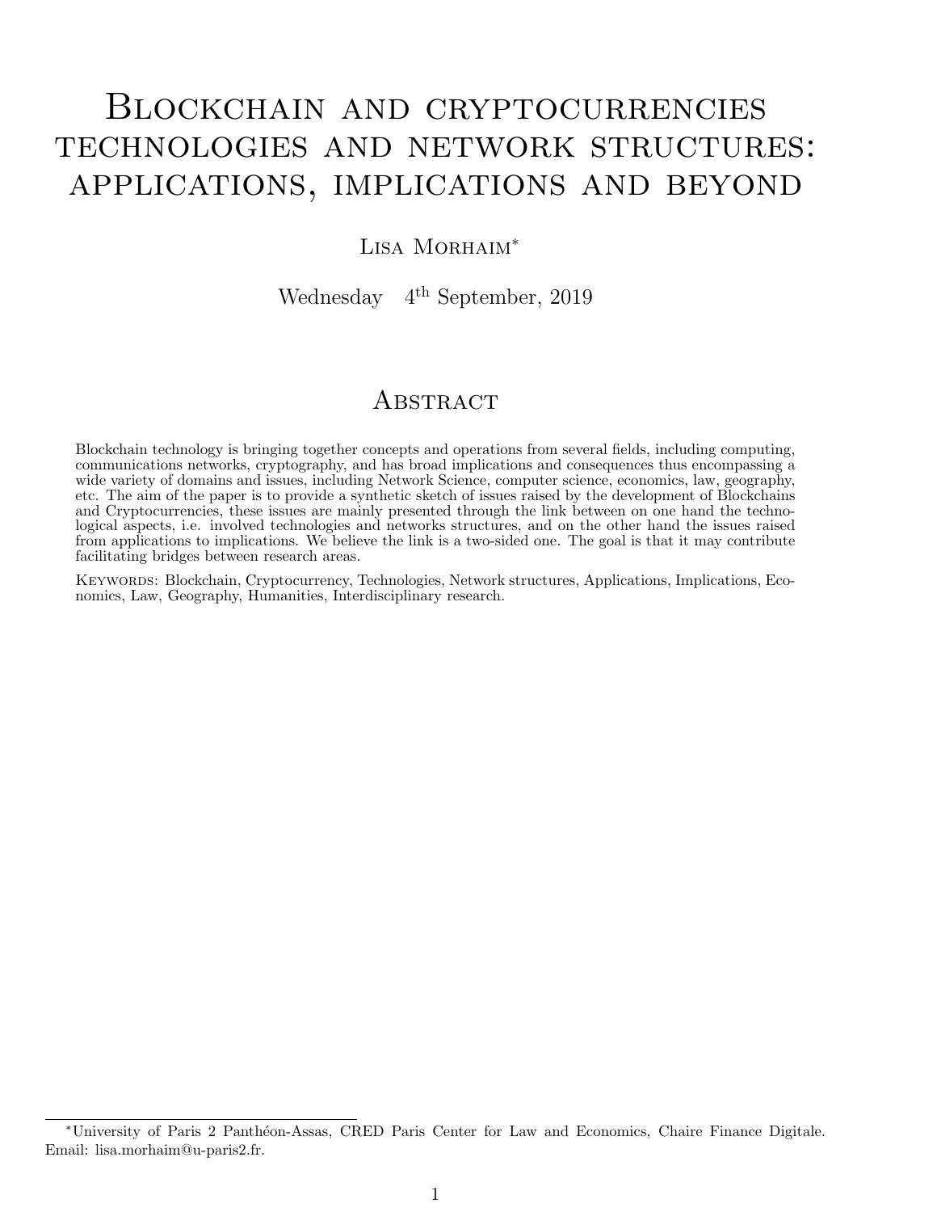# Blockchain and cryptocurrencies technologies and network structures: applications, implications and beyond

Lisa Morhaim*

Wednesday 4th September, 2019

## Abstract

Blockchain technology is bringing together concepts and operations from several fields, including computing, communications networks, cryptography, and has broad implications and consequences thus encompassing a wide variety of domains and issues, including Network Science, computer science, economics, law, geography, etc. The aim of the paper is to provide a synthetic sketch of issues raised by the development of Blockchains and Cryptocurrencies, these issues are mainly presented through the link between on one hand the technological aspects, i.e. involved technologies and networks structures, and on the other hand the issues raised from applications to implications. We believe the link is a two-sided one. The goal is that it may contribute facilitating bridges between research areas.

Keywords: Blockchain, Cryptocurrency, Technologies, Network structures, Applications, Implications, Economics, Law, Geography, Humanities, Interdisciplinary research.

*University of Paris 2 Panthéon-Assas, CRED Paris Center for Law and Economics, Chaire Finance Digitale. Email: lisa.morhaim@u-paris2.fr.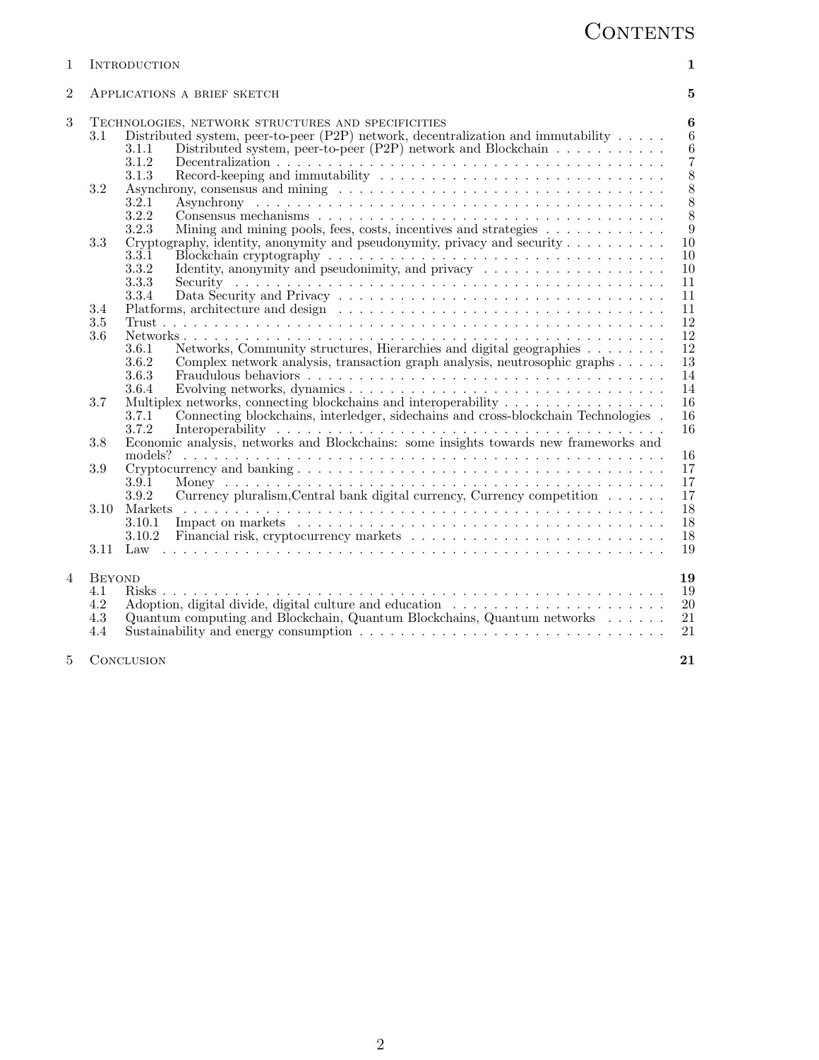# Contents

| | | |
|---|---|---|
| 1 | Introduction | **1** |
| 2 | Applications a brief sketch | **5** |
| 3 | Technologies, network structures and specificities | **6** |
| 3.1 | Distributed system, peer-to-peer (P2P) network, decentralization and immutability | 6 |
| 3.1.1 | Distributed system, peer-to-peer (P2P) network and Blockchain | 6 |
| 3.1.2 | Decentralization | 7 |
| 3.1.3 | Record-keeping and immutability | 8 |
| 3.2 | Asynchrony, consensus and mining | 8 |
| 3.2.1 | Asynchrony | 8 |
| 3.2.2 | Consensus mechanisms | 8 |
| 3.2.3 | Mining and mining pools, fees, costs, incentives and strategies | 9 |
| 3.3 | Cryptography, identity, anonymity and pseudonymity, privacy and security | 10 |
| 3.3.1 | Blockchain cryptography | 10 |
| 3.3.2 | Identity, anonymity and pseudonimity, and privacy | 10 |
| 3.3.3 | Security | 11 |
| 3.3.4 | Data Security and Privacy | 11 |
| 3.4 | Platforms, architecture and design | 11 |
| 3.5 | Trust | 12 |
| 3.6 | Networks | 12 |
| 3.6.1 | Networks, Community structures, Hierarchies and digital geographies | 12 |
| 3.6.2 | Complex network analysis, transaction graph analysis, neutrosophic graphs | 13 |
| 3.6.3 | Fraudulous behaviors | 14 |
| 3.6.4 | Evolving networks, dynamics | 14 |
| 3.7 | Multiplex networks, connecting blockchains and interoperability | 16 |
| 3.7.1 | Connecting blockchains, interledger, sidechains and cross-blockchain Technologies | 16 |
| 3.7.2 | Interoperability | 16 |
| 3.8 | Economic analysis, networks and Blockchains: some insights towards new frameworks and models? | 16 |
| 3.9 | Cryptocurrency and banking | 17 |
| 3.9.1 | Money | 17 |
| 3.9.2 | Currency pluralism,Central bank digital currency, Currency competition | 17 |
| 3.10 | Markets | 18 |
| 3.10.1 | Impact on markets | 18 |
| 3.10.2 | Financial risk, cryptocurrency markets | 18 |
| 3.11 | Law | 19 |
| 4 | Beyond | **19** |
| 4.1 | Risks | 19 |
| 4.2 | Adoption, digital divide, digital culture and education | 20 |
| 4.3 | Quantum computing and Blockchain, Quantum Blockchains, Quantum networks | 21 |
| 4.4 | Sustainability and energy consumption | 21 |
| 5 | Conclusion | **21** |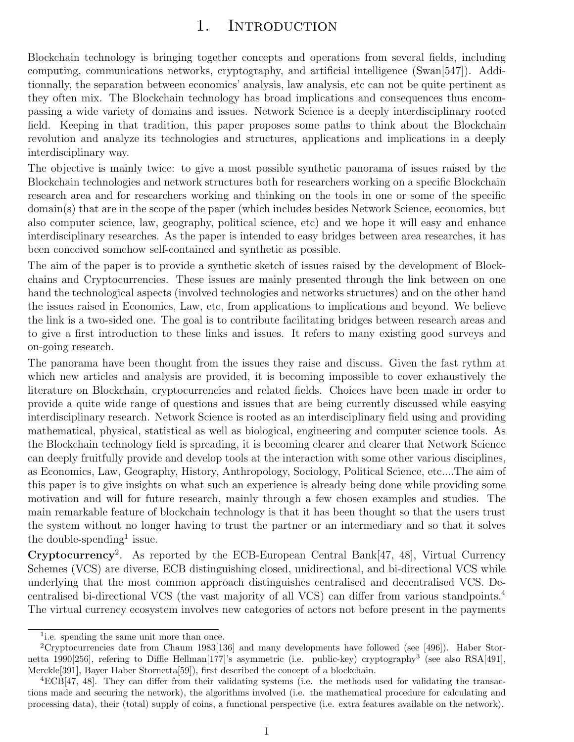# 1. Introduction

Blockchain technology is bringing together concepts and operations from several fields, including computing, communications networks, cryptography, and artificial intelligence (Swan[547]). Additionnally, the separation between economics' analysis, law analysis, etc can not be quite pertinent as they often mix. The Blockchain technology has broad implications and consequences thus encompassing a wide variety of domains and issues. Network Science is a deeply interdisciplinary rooted field. Keeping in that tradition, this paper proposes some paths to think about the Blockchain revolution and analyze its technologies and structures, applications and implications in a deeply interdisciplinary way.

The objective is mainly twice: to give a most possible synthetic panorama of issues raised by the Blockchain technologies and network structures both for researchers working on a specific Blockchain research area and for researchers working and thinking on the tools in one or some of the specific domain(s) that are in the scope of the paper (which includes besides Network Science, economics, but also computer science, law, geography, political science, etc) and we hope it will easy and enhance interdisciplinary researches. As the paper is intended to easy bridges between area researches, it has been conceived somehow self-contained and synthetic as possible.

The aim of the paper is to provide a synthetic sketch of issues raised by the development of Blockchains and Cryptocurrencies. These issues are mainly presented through the link between on one hand the technological aspects (involved technologies and networks structures) and on the other hand the issues raised in Economics, Law, etc, from applications to implications and beyond. We believe the link is a two-sided one. The goal is to contribute facilitating bridges between research areas and to give a first introduction to these links and issues. It refers to many existing good surveys and on-going research.

The panorama have been thought from the issues they raise and discuss. Given the fast rythm at which new articles and analysis are provided, it is becoming impossible to cover exhaustively the literature on Blockchain, cryptocurrencies and related fields. Choices have been made in order to provide a quite wide range of questions and issues that are being currently discussed while easying interdisciplinary research. Network Science is rooted as an interdisciplinary field using and providing mathematical, physical, statistical as well as biological, engineering and computer science tools. As the Blockchain technology field is spreading, it is becoming clearer and clearer that Network Science can deeply fruitfully provide and develop tools at the interaction with some other various disciplines, as Economics, Law, Geography, History, Anthropology, Sociology, Political Science, etc....The aim of this paper is to give insights on what such an experience is already being done while providing some motivation and will for future research, mainly through a few chosen examples and studies. The main remarkable feature of blockchain technology is that it has been thought so that the users trust the system without no longer having to trust the partner or an intermediary and so that it solves the double-spending[1] issue.

**Cryptocurrency**[2]. As reported by the ECB-European Central Bank[47, 48], Virtual Currency Schemes (VCS) are diverse, ECB distinguishing closed, unidirectional, and bi-directional VCS while underlying that the most common approach distinguishes centralised and decentralised VCS. Decentralised bi-directional VCS (the vast majority of all VCS) can differ from various standpoints.[4] The virtual currency ecosystem involves new categories of actors not before present in the payments

---

[1] i.e. spending the same unit more than once.

[2] Cryptocurrencies date from Chaum 1983[136] and many developments have followed (see [496]). Haber Stornetta 1990[256], refering to Diffie Hellman[177]'s asymmetric (i.e. public-key) cryptography[3] (see also RSA[491], Merckle[391], Bayer Haber Stornetta[59]), first described the concept of a blockchain.

[4] ECB[47, 48]. They can differ from their validating systems (i.e. the methods used for validating the transactions made and securing the network), the algorithms involved (i.e. the mathematical procedure for calculating and processing data), their (total) supply of coins, a functional perspective (i.e. extra features available on the network).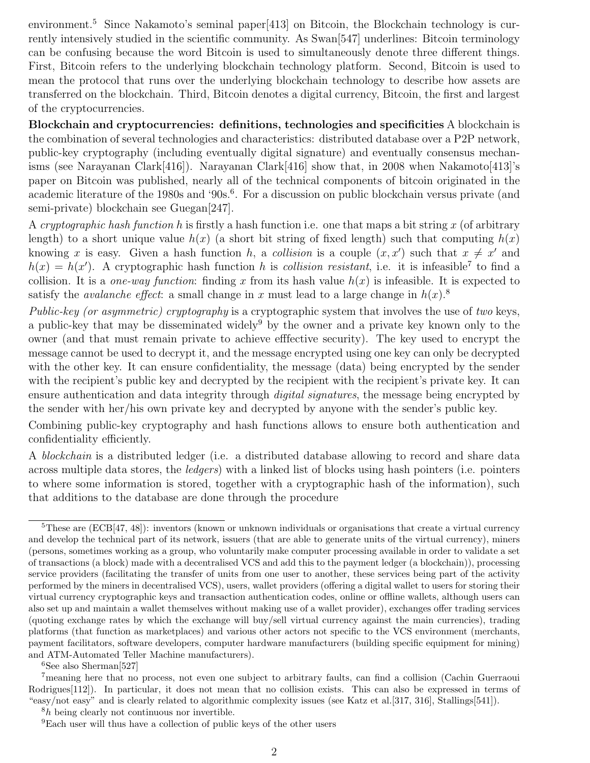environment.[5] Since Nakamoto's seminal paper[413] on Bitcoin, the Blockchain technology is currently intensively studied in the scientific community. As Swan[547] underlines: Bitcoin terminology can be confusing because the word Bitcoin is used to simultaneously denote three different things. First, Bitcoin refers to the underlying blockchain technology platform. Second, Bitcoin is used to mean the protocol that runs over the underlying blockchain technology to describe how assets are transferred on the blockchain. Third, Bitcoin denotes a digital currency, Bitcoin, the first and largest of the cryptocurrencies.

**Blockchain and cryptocurrencies: definitions, technologies and specificities** A blockchain is the combination of several technologies and characteristics: distributed database over a P2P network, public-key cryptography (including eventually digital signature) and eventually consensus mechanisms (see Narayanan Clark[416]). Narayanan Clark[416] show that, in 2008 when Nakamoto[413]'s paper on Bitcoin was published, nearly all of the technical components of bitcoin originated in the academic literature of the 1980s and '90s.[6]. For a discussion on public blockchain versus private (and semi-private) blockchain see Guegan[247].

A *cryptographic hash function* $h$ is firstly a hash function i.e. one that maps a bit string $x$ (of arbitrary length) to a short unique value $h(x)$ (a short bit string of fixed length) such that computing $h(x)$ knowing $x$ is easy. Given a hash function $h$, a *collision* is a couple $(x, x')$ such that $x \neq x'$ and $h(x) = h(x')$. A cryptographic hash function $h$ is *collision resistant*, i.e. it is infeasible[7] to find a collision. It is a *one-way function*: finding $x$ from its hash value $h(x)$ is infeasible. It is expected to satisfy the *avalanche effect*: a small change in $x$ must lead to a large change in $h(x)$.[8]

*Public-key (or asymmetric) cryptography* is a cryptographic system that involves the use of *two* keys, a public-key that may be disseminated widely[9] by the owner and a private key known only to the owner (and that must remain private to achieve efffective security). The key used to encrypt the message cannot be used to decrypt it, and the message encrypted using one key can only be decrypted with the other key. It can ensure confidentiality, the message (data) being encrypted by the sender with the recipient's public key and decrypted by the recipient with the recipient's private key. It can ensure authentication and data integrity through *digital signatures*, the message being encrypted by the sender with her/his own private key and decrypted by anyone with the sender's public key.

Combining public-key cryptography and hash functions allows to ensure both authentication and confidentiality efficiently.

A *blockchain* is a distributed ledger (i.e. a distributed database allowing to record and share data across multiple data stores, the *ledgers*) with a linked list of blocks using hash pointers (i.e. pointers to where some information is stored, together with a cryptographic hash of the information), such that additions to the database are done through the procedure

---

[5] These are (ECB[47, 48]): inventors (known or unknown individuals or organisations that create a virtual currency and develop the technical part of its network, issuers (that are able to generate units of the virtual currency), miners (persons, sometimes working as a group, who voluntarily make computer processing available in order to validate a set of transactions (a block) made with a decentralised VCS and add this to the payment ledger (a blockchain)), processing service providers (facilitating the transfer of units from one user to another, these services being part of the activity performed by the miners in decentralised VCS), users, wallet providers (offering a digital wallet to users for storing their virtual currency cryptographic keys and transaction authentication codes, online or offline wallets, although users can also set up and maintain a wallet themselves without making use of a wallet provider), exchanges offer trading services (quoting exchange rates by which the exchange will buy/sell virtual currency against the main currencies), trading platforms (that function as marketplaces) and various other actors not specific to the VCS environment (merchants, payment facilitators, software developers, computer hardware manufacturers (building specific equipment for mining) and ATM-Automated Teller Machine manufacturers).

[6] See also Sherman[527]

[7] meaning here that no process, not even one subject to arbitrary faults, can find a collision (Cachin Guerraoui Rodrigues[112]). In particular, it does not mean that no collision exists. This can also be expressed in terms of "easy/not easy" and is clearly related to algorithmic complexity issues (see Katz et al.[317, 316], Stallings[541]).

[8] $h$ being clearly not continuous nor invertible.

[9] Each user will thus have a collection of public keys of the other users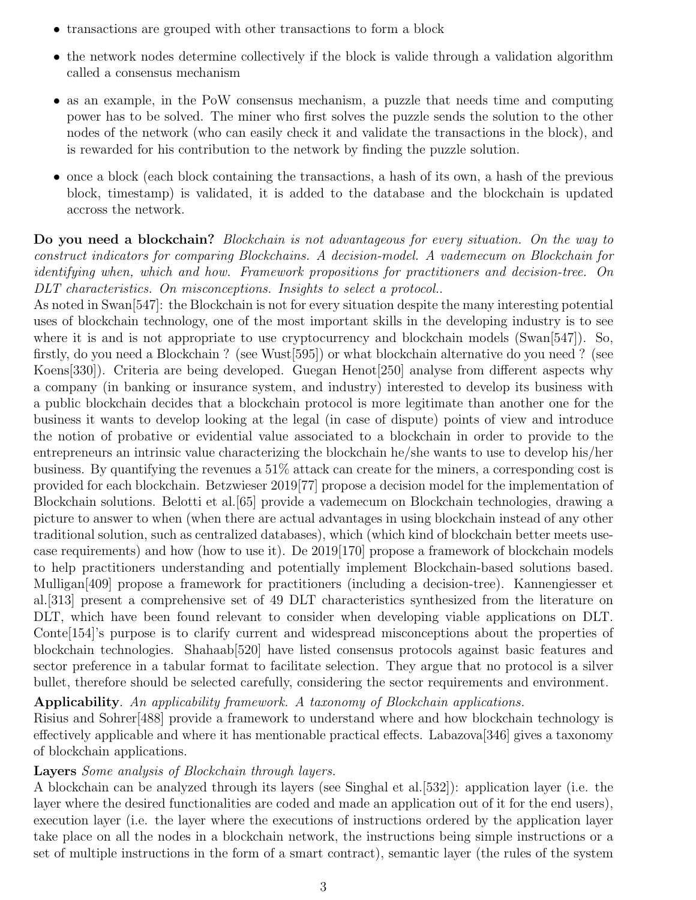- transactions are grouped with other transactions to form a block
- the network nodes determine collectively if the block is valide through a validation algorithm called a consensus mechanism
- as an example, in the PoW consensus mechanism, a puzzle that needs time and computing power has to be solved. The miner who first solves the puzzle sends the solution to the other nodes of the network (who can easily check it and validate the transactions in the block), and is rewarded for his contribution to the network by finding the puzzle solution.
- once a block (each block containing the transactions, a hash of its own, a hash of the previous block, timestamp) is validated, it is added to the database and the blockchain is updated accross the network.

**Do you need a blockchain?** *Blockchain is not advantageous for every situation. On the way to construct indicators for comparing Blockchains. A decision-model. A vademecum on Blockchain for identifying when, which and how. Framework propositions for practitioners and decision-tree. On DLT characteristics. On misconceptions. Insights to select a protocol..*

As noted in Swan[547]: the Blockchain is not for every situation despite the many interesting potential uses of blockchain technology, one of the most important skills in the developing industry is to see where it is and is not appropriate to use cryptocurrency and blockchain models (Swan[547]). So, firstly, do you need a Blockchain ? (see Wust[595]) or what blockchain alternative do you need ? (see Koens[330]). Criteria are being developed. Guegan Henot[250] analyse from different aspects why a company (in banking or insurance system, and industry) interested to develop its business with a public blockchain decides that a blockchain protocol is more legitimate than another one for the business it wants to develop looking at the legal (in case of dispute) points of view and introduce the notion of probative or evidential value associated to a blockchain in order to provide to the entrepreneurs an intrinsic value characterizing the blockchain he/she wants to use to develop his/her business. By quantifying the revenues a 51% attack can create for the miners, a corresponding cost is provided for each blockchain. Betzwieser 2019[77] propose a decision model for the implementation of Blockchain solutions. Belotti et al.[65] provide a vademecum on Blockchain technologies, drawing a picture to answer to when (when there are actual advantages in using blockchain instead of any other traditional solution, such as centralized databases), which (which kind of blockchain better meets use-case requirements) and how (how to use it). De 2019[170] propose a framework of blockchain models to help practitioners understanding and potentially implement Blockchain-based solutions based. Mulligan[409] propose a framework for practitioners (including a decision-tree). Kannengiesser et al.[313] present a comprehensive set of 49 DLT characteristics synthesized from the literature on DLT, which have been found relevant to consider when developing viable applications on DLT. Conte[154]'s purpose is to clarify current and widespread misconceptions about the properties of blockchain technologies. Shahaab[520] have listed consensus protocols against basic features and sector preference in a tabular format to facilitate selection. They argue that no protocol is a silver bullet, therefore should be selected carefully, considering the sector requirements and environment.

**Applicability**. *An applicability framework. A taxonomy of Blockchain applications.*

Risius and Sohrer[488] provide a framework to understand where and how blockchain technology is effectively applicable and where it has mentionable practical effects. Labazova[346] gives a taxonomy of blockchain applications.

**Layers** *Some analysis of Blockchain through layers.*

A blockchain can be analyzed through its layers (see Singhal et al.[532]): application layer (i.e. the layer where the desired functionalities are coded and made an application out of it for the end users), execution layer (i.e. the layer where the executions of instructions ordered by the application layer take place on all the nodes in a blockchain network, the instructions being simple instructions or a set of multiple instructions in the form of a smart contract), semantic layer (the rules of the system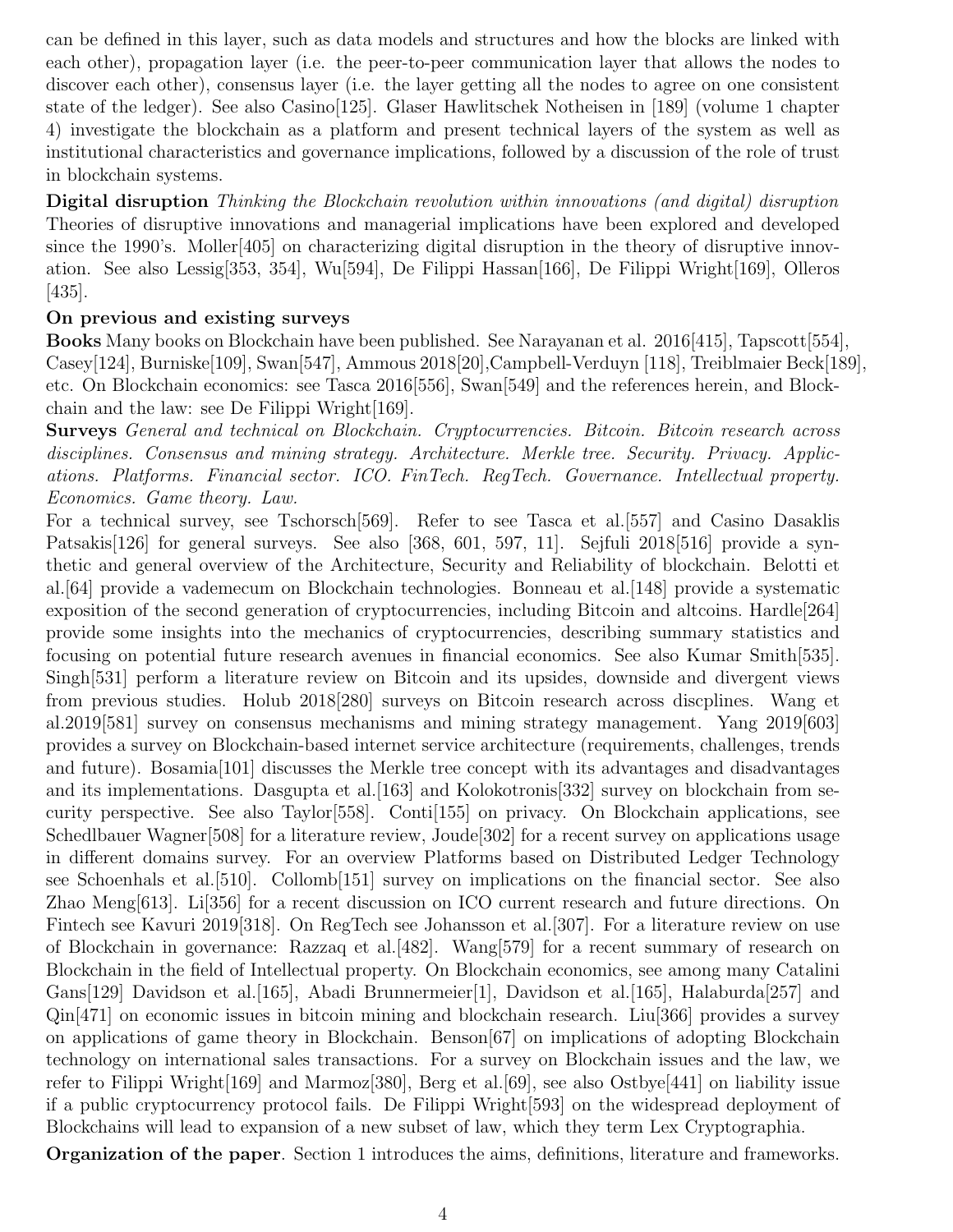can be defined in this layer, such as data models and structures and how the blocks are linked with each other), propagation layer (i.e. the peer-to-peer communication layer that allows the nodes to discover each other), consensus layer (i.e. the layer getting all the nodes to agree on one consistent state of the ledger). See also Casino[125]. Glaser Hawlitschek Notheisen in [189] (volume 1 chapter 4) investigate the blockchain as a platform and present technical layers of the system as well as institutional characteristics and governance implications, followed by a discussion of the role of trust in blockchain systems.

**Digital disruption** *Thinking the Blockchain revolution within innovations (and digital) disruption* Theories of disruptive innovations and managerial implications have been explored and developed since the 1990's. Moller[405] on characterizing digital disruption in the theory of disruptive innovation. See also Lessig[353, 354], Wu[594], De Filippi Hassan[166], De Filippi Wright[169], Olleros [435].

**On previous and existing surveys**

**Books** Many books on Blockchain have been published. See Narayanan et al. 2016[415], Tapscott[554], Casey[124], Burniske[109], Swan[547], Ammous 2018[20],Campbell-Verduyn [118], Treiblmaier Beck[189], etc. On Blockchain economics: see Tasca 2016[556], Swan[549] and the references herein, and Blockchain and the law: see De Filippi Wright[169].

**Surveys** *General and technical on Blockchain. Cryptocurrencies. Bitcoin. Bitcoin research across disciplines. Consensus and mining strategy. Architecture. Merkle tree. Security. Privacy. Applications. Platforms. Financial sector. ICO. FinTech. RegTech. Governance. Intellectual property. Economics. Game theory. Law.*

For a technical survey, see Tschorsch[569]. Refer to see Tasca et al.[557] and Casino Dasaklis Patsakis[126] for general surveys. See also [368, 601, 597, 11]. Sejfuli 2018[516] provide a synthetic and general overview of the Architecture, Security and Reliability of blockchain. Belotti et al.[64] provide a vademecum on Blockchain technologies. Bonneau et al.[148] provide a systematic exposition of the second generation of cryptocurrencies, including Bitcoin and altcoins. Hardle[264] provide some insights into the mechanics of cryptocurrencies, describing summary statistics and focusing on potential future research avenues in financial economics. See also Kumar Smith[535]. Singh[531] perform a literature review on Bitcoin and its upsides, downside and divergent views from previous studies. Holub 2018[280] surveys on Bitcoin research across discplines. Wang et al.2019[581] survey on consensus mechanisms and mining strategy management. Yang 2019[603] provides a survey on Blockchain-based internet service architecture (requirements, challenges, trends and future). Bosamia[101] discusses the Merkle tree concept with its advantages and disadvantages and its implementations. Dasgupta et al.[163] and Kolokotronis[332] survey on blockchain from security perspective. See also Taylor[558]. Conti[155] on privacy. On Blockchain applications, see Schedlbauer Wagner[508] for a literature review, Joude[302] for a recent survey on applications usage in different domains survey. For an overview Platforms based on Distributed Ledger Technology see Schoenhals et al.[510]. Collomb[151] survey on implications on the financial sector. See also Zhao Meng[613]. Li[356] for a recent discussion on ICO current research and future directions. On Fintech see Kavuri 2019[318]. On RegTech see Johansson et al.[307]. For a literature review on use of Blockchain in governance: Razzaq et al.[482]. Wang[579] for a recent summary of research on Blockchain in the field of Intellectual property. On Blockchain economics, see among many Catalini Gans[129] Davidson et al.[165], Abadi Brunnermeier[1], Davidson et al.[165], Halaburda[257] and Qin[471] on economic issues in bitcoin mining and blockchain research. Liu[366] provides a survey on applications of game theory in Blockchain. Benson[67] on implications of adopting Blockchain technology on international sales transactions. For a survey on Blockchain issues and the law, we refer to Filippi Wright[169] and Marmoz[380], Berg et al.[69], see also Ostbye[441] on liability issue if a public cryptocurrency protocol fails. De Filippi Wright[593] on the widespread deployment of Blockchains will lead to expansion of a new subset of law, which they term Lex Cryptographia.

**Organization of the paper**. Section 1 introduces the aims, definitions, literature and frameworks.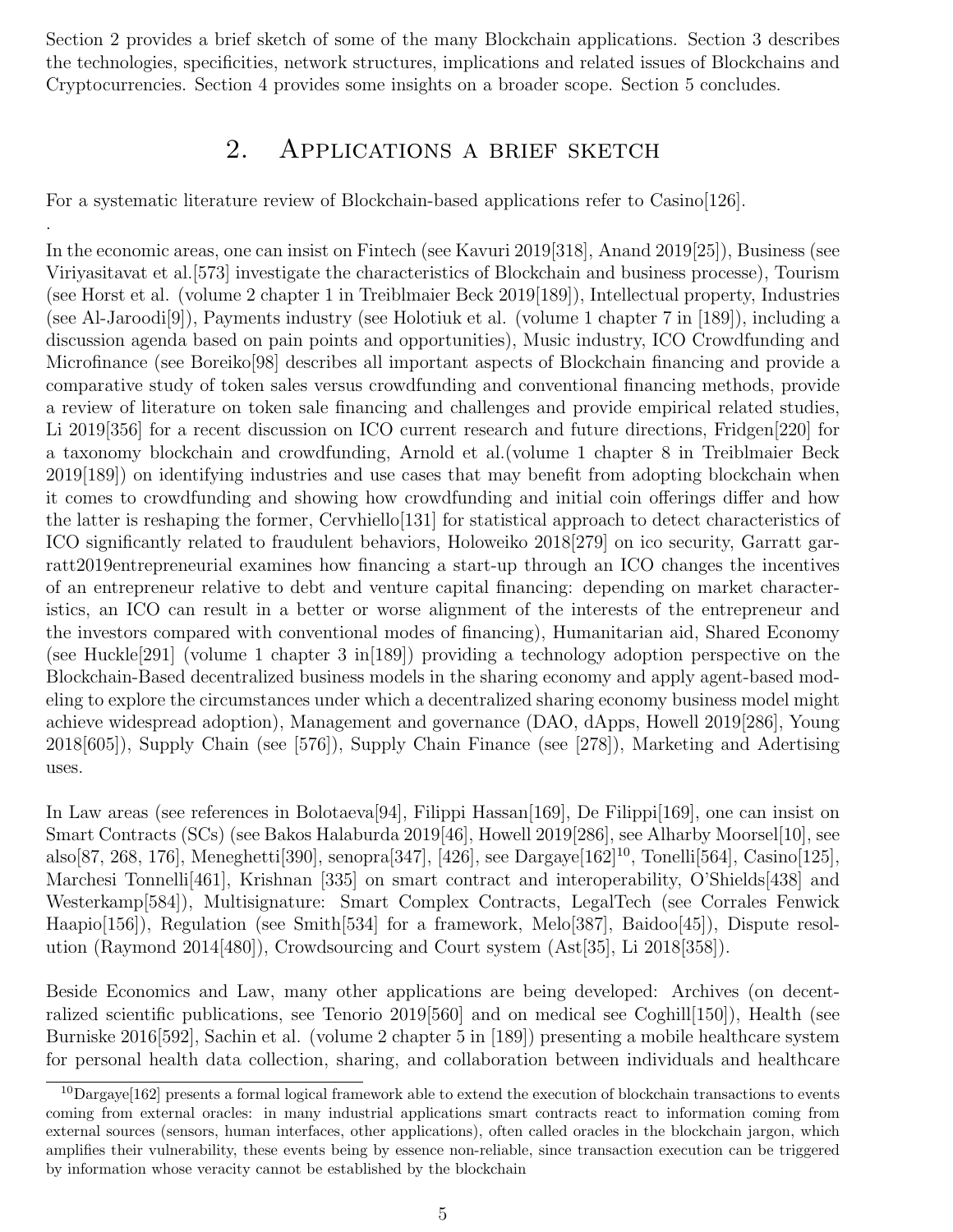Section 2 provides a brief sketch of some of the many Blockchain applications. Section 3 describes the technologies, specificities, network structures, implications and related issues of Blockchains and Cryptocurrencies. Section 4 provides some insights on a broader scope. Section 5 concludes.

## 2. Applications a brief sketch

For a systematic literature review of Blockchain-based applications refer to Casino[126].

.

In the economic areas, one can insist on Fintech (see Kavuri 2019[318], Anand 2019[25]), Business (see Viriyasitavat et al.[573] investigate the characteristics of Blockchain and business processe), Tourism (see Horst et al. (volume 2 chapter 1 in Treiblmaier Beck 2019[189]), Intellectual property, Industries (see Al-Jaroodi[9]), Payments industry (see Holotiuk et al. (volume 1 chapter 7 in [189]), including a discussion agenda based on pain points and opportunities), Music industry, ICO Crowdfunding and Microfinance (see Boreiko[98] describes all important aspects of Blockchain financing and provide a comparative study of token sales versus crowdfunding and conventional financing methods, provide a review of literature on token sale financing and challenges and provide empirical related studies, Li 2019[356] for a recent discussion on ICO current research and future directions, Fridgen[220] for a taxonomy blockchain and crowdfunding, Arnold et al.(volume 1 chapter 8 in Treiblmaier Beck 2019[189]) on identifying industries and use cases that may benefit from adopting blockchain when it comes to crowdfunding and showing how crowdfunding and initial coin offerings differ and how the latter is reshaping the former, Cervhiello[131] for statistical approach to detect characteristics of ICO significantly related to fraudulent behaviors, Holoweiko 2018[279] on ico security, Garratt garratt2019entrepreneurial examines how financing a start-up through an ICO changes the incentives of an entrepreneur relative to debt and venture capital financing: depending on market characteristics, an ICO can result in a better or worse alignment of the interests of the entrepreneur and the investors compared with conventional modes of financing), Humanitarian aid, Shared Economy (see Huckle[291] (volume 1 chapter 3 in[189]) providing a technology adoption perspective on the Blockchain-Based decentralized business models in the sharing economy and apply agent-based modeling to explore the circumstances under which a decentralized sharing economy business model might achieve widespread adoption), Management and governance (DAO, dApps, Howell 2019[286], Young 2018[605]), Supply Chain (see [576]), Supply Chain Finance (see [278]), Marketing and Adertising uses.

In Law areas (see references in Bolotaeva[94], Filippi Hassan[169], De Filippi[169], one can insist on Smart Contracts (SCs) (see Bakos Halaburda 2019[46], Howell 2019[286], see Alharby Moorsel[10], see also[87, 268, 176], Meneghetti[390], senopra[347], [426], see Dargaye[162][10], Tonelli[564], Casino[125], Marchesi Tonnelli[461], Krishnan [335] on smart contract and interoperability, O'Shields[438] and Westerkamp[584]), Multisignature: Smart Complex Contracts, LegalTech (see Corrales Fenwick Haapio[156]), Regulation (see Smith[534] for a framework, Melo[387], Baidoo[45]), Dispute resolution (Raymond 2014[480]), Crowdsourcing and Court system (Ast[35], Li 2018[358]).

Beside Economics and Law, many other applications are being developed: Archives (on decentralized scientific publications, see Tenorio 2019[560] and on medical see Coghill[150]), Health (see Burniske 2016[592], Sachin et al. (volume 2 chapter 5 in [189]) presenting a mobile healthcare system for personal health data collection, sharing, and collaboration between individuals and healthcare

[10] Dargaye[162] presents a formal logical framework able to extend the execution of blockchain transactions to events coming from external oracles: in many industrial applications smart contracts react to information coming from external sources (sensors, human interfaces, other applications), often called oracles in the blockchain jargon, which amplifies their vulnerability, these events being by essence non-reliable, since transaction execution can be triggered by information whose veracity cannot be established by the blockchain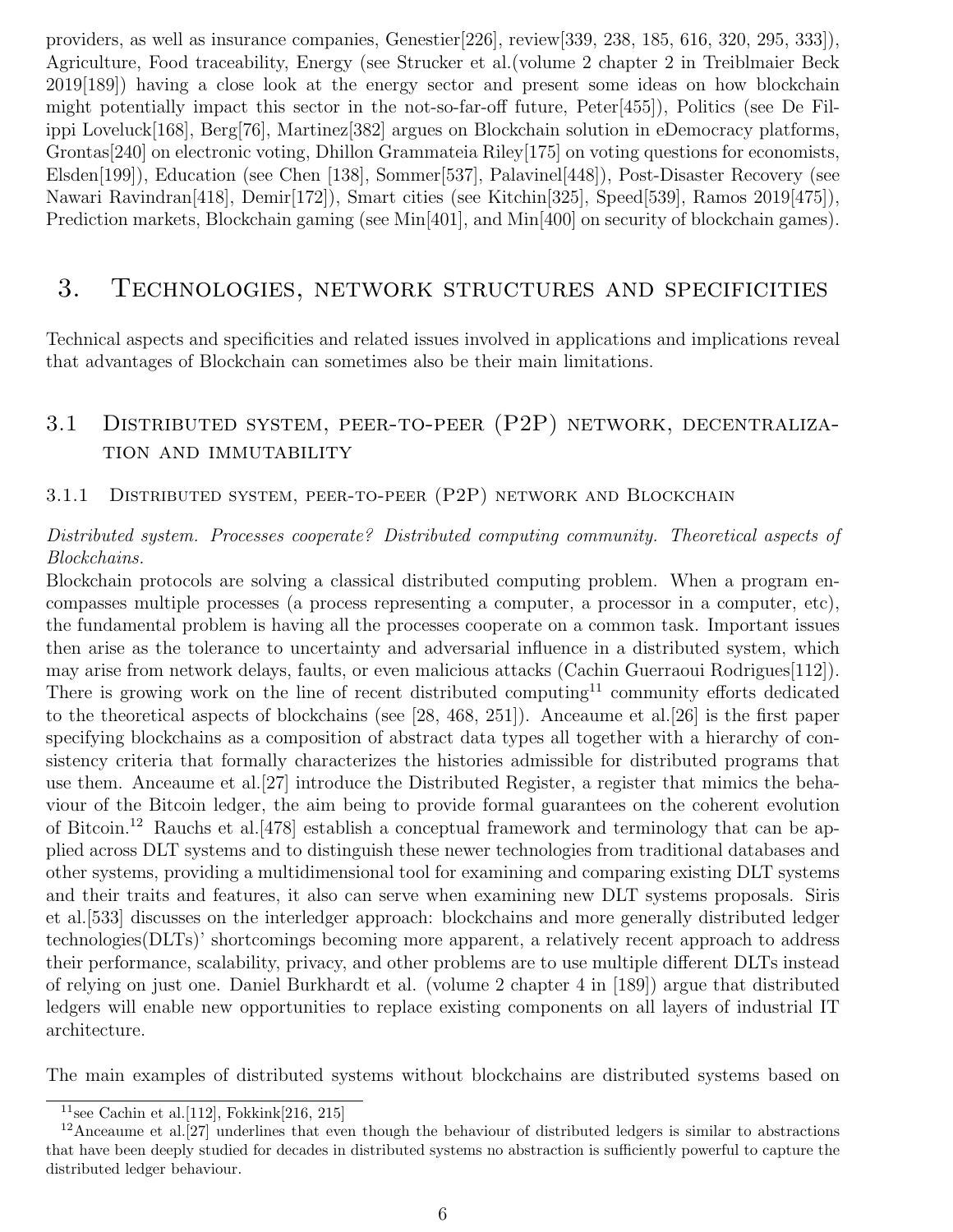providers, as well as insurance companies, Genestier[226], review[339, 238, 185, 616, 320, 295, 333]), Agriculture, Food traceability, Energy (see Strucker et al.(volume 2 chapter 2 in Treiblmaier Beck 2019[189]) having a close look at the energy sector and present some ideas on how blockchain might potentially impact this sector in the not-so-far-off future, Peter[455]), Politics (see De Filippi Loveluck[168], Berg[76], Martinez[382] argues on Blockchain solution in eDemocracy platforms, Grontas[240] on electronic voting, Dhillon Grammateia Riley[175] on voting questions for economists, Elsden[199]), Education (see Chen [138], Sommer[537], Palavinel[448]), Post-Disaster Recovery (see Nawari Ravindran[418], Demir[172]), Smart cities (see Kitchin[325], Speed[539], Ramos 2019[475]), Prediction markets, Blockchain gaming (see Min[401], and Min[400] on security of blockchain games).

# 3. Technologies, network structures and specificities

Technical aspects and specificities and related issues involved in applications and implications reveal that advantages of Blockchain can sometimes also be their main limitations.

## 3.1 Distributed system, peer-to-peer (P2P) network, decentralization and immutability

### 3.1.1 Distributed system, peer-to-peer (P2P) network and Blockchain

*Distributed system. Processes cooperate? Distributed computing community. Theoretical aspects of Blockchains.*

Blockchain protocols are solving a classical distributed computing problem. When a program encompasses multiple processes (a process representing a computer, a processor in a computer, etc), the fundamental problem is having all the processes cooperate on a common task. Important issues then arise as the tolerance to uncertainty and adversarial influence in a distributed system, which may arise from network delays, faults, or even malicious attacks (Cachin Guerraoui Rodrigues[112]). There is growing work on the line of recent distributed computing[11] community efforts dedicated to the theoretical aspects of blockchains (see [28, 468, 251]). Anceaume et al.[26] is the first paper specifying blockchains as a composition of abstract data types all together with a hierarchy of consistency criteria that formally characterizes the histories admissible for distributed programs that use them. Anceaume et al.[27] introduce the Distributed Register, a register that mimics the behaviour of the Bitcoin ledger, the aim being to provide formal guarantees on the coherent evolution of Bitcoin.[12] Rauchs et al.[478] establish a conceptual framework and terminology that can be applied across DLT systems and to distinguish these newer technologies from traditional databases and other systems, providing a multidimensional tool for examining and comparing existing DLT systems and their traits and features, it also can serve when examining new DLT systems proposals. Siris et al.[533] discusses on the interledger approach: blockchains and more generally distributed ledger technologies(DLTs)' shortcomings becoming more apparent, a relatively recent approach to address their performance, scalability, privacy, and other problems are to use multiple different DLTs instead of relying on just one. Daniel Burkhardt et al. (volume 2 chapter 4 in [189]) argue that distributed ledgers will enable new opportunities to replace existing components on all layers of industrial IT architecture.

The main examples of distributed systems without blockchains are distributed systems based on

[11] see Cachin et al.[112], Fokkink[216, 215]

[12] Anceaume et al.[27] underlines that even though the behaviour of distributed ledgers is similar to abstractions that have been deeply studied for decades in distributed systems no abstraction is sufficiently powerful to capture the distributed ledger behaviour.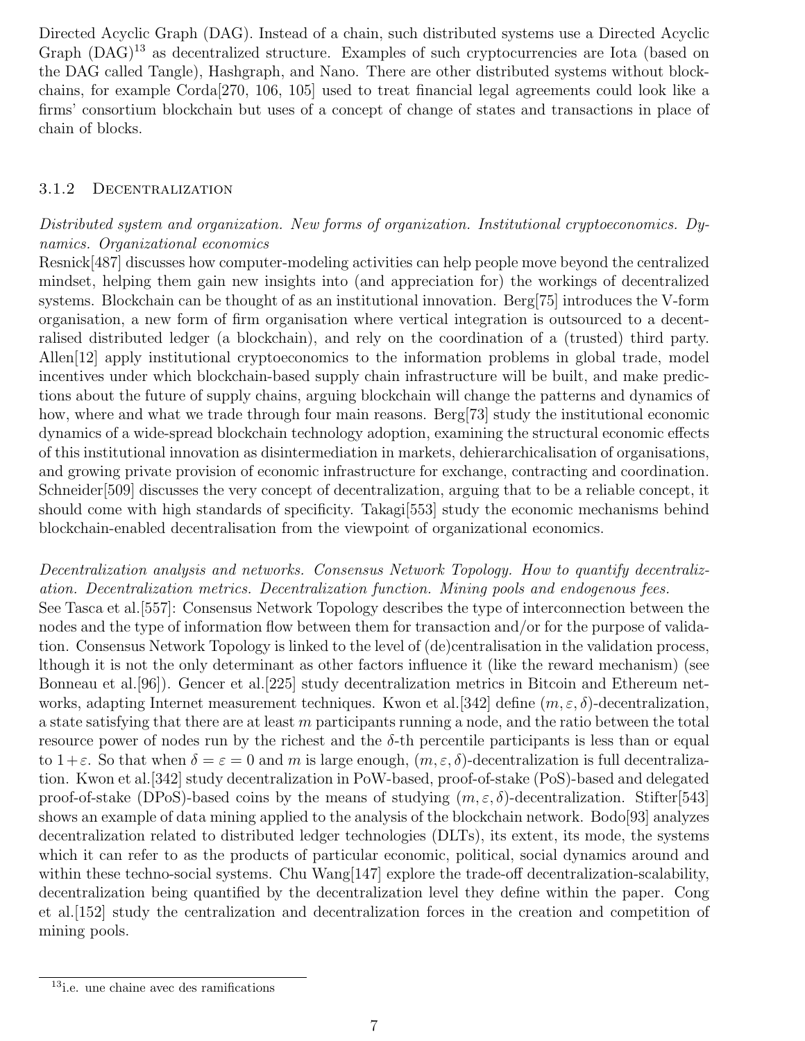Directed Acyclic Graph (DAG). Instead of a chain, such distributed systems use a Directed Acyclic Graph (DAG)[13] as decentralized structure. Examples of such cryptocurrencies are Iota (based on the DAG called Tangle), Hashgraph, and Nano. There are other distributed systems without blockchains, for example Corda[270, 106, 105] used to treat financial legal agreements could look like a firms' consortium blockchain but uses of a concept of change of states and transactions in place of chain of blocks.

### 3.1.2 Decentralization

*Distributed system and organization. New forms of organization. Institutional cryptoeconomics. Dynamics. Organizational economics*

Resnick[487] discusses how computer-modeling activities can help people move beyond the centralized mindset, helping them gain new insights into (and appreciation for) the workings of decentralized systems. Blockchain can be thought of as an institutional innovation. Berg[75] introduces the V-form organisation, a new form of firm organisation where vertical integration is outsourced to a decentralised distributed ledger (a blockchain), and rely on the coordination of a (trusted) third party. Allen[12] apply institutional cryptoeconomics to the information problems in global trade, model incentives under which blockchain-based supply chain infrastructure will be built, and make predictions about the future of supply chains, arguing blockchain will change the patterns and dynamics of how, where and what we trade through four main reasons. Berg[73] study the institutional economic dynamics of a wide-spread blockchain technology adoption, examining the structural economic effects of this institutional innovation as disintermediation in markets, dehierarchicalisation of organisations, and growing private provision of economic infrastructure for exchange, contracting and coordination. Schneider[509] discusses the very concept of decentralization, arguing that to be a reliable concept, it should come with high standards of specificity. Takagi[553] study the economic mechanisms behind blockchain-enabled decentralisation from the viewpoint of organizational economics.

*Decentralization analysis and networks. Consensus Network Topology. How to quantify decentralization. Decentralization metrics. Decentralization function. Mining pools and endogenous fees.*

See Tasca et al.[557]: Consensus Network Topology describes the type of interconnection between the nodes and the type of information flow between them for transaction and/or for the purpose of validation. Consensus Network Topology is linked to the level of (de)centralisation in the validation process, lthough it is not the only determinant as other factors influence it (like the reward mechanism) (see Bonneau et al.[96]). Gencer et al.[225] study decentralization metrics in Bitcoin and Ethereum networks, adapting Internet measurement techniques. Kwon et al.[342] define $(m, \varepsilon, \delta)$-decentralization, a state satisfying that there are at least $m$ participants running a node, and the ratio between the total resource power of nodes run by the richest and the $\delta$-th percentile participants is less than or equal to $1+\varepsilon$. So that when $\delta = \varepsilon = 0$ and $m$ is large enough, $(m, \varepsilon, \delta)$-decentralization is full decentralization. Kwon et al.[342] study decentralization in PoW-based, proof-of-stake (PoS)-based and delegated proof-of-stake (DPoS)-based coins by the means of studying $(m, \varepsilon, \delta)$-decentralization. Stifter[543] shows an example of data mining applied to the analysis of the blockchain network. Bodo[93] analyzes decentralization related to distributed ledger technologies (DLTs), its extent, its mode, the systems which it can refer to as the products of particular economic, political, social dynamics around and within these techno-social systems. Chu Wang[147] explore the trade-off decentralization-scalability, decentralization being quantified by the decentralization level they define within the paper. Cong et al.[152] study the centralization and decentralization forces in the creation and competition of mining pools.

[13] i.e. une chaine avec des ramifications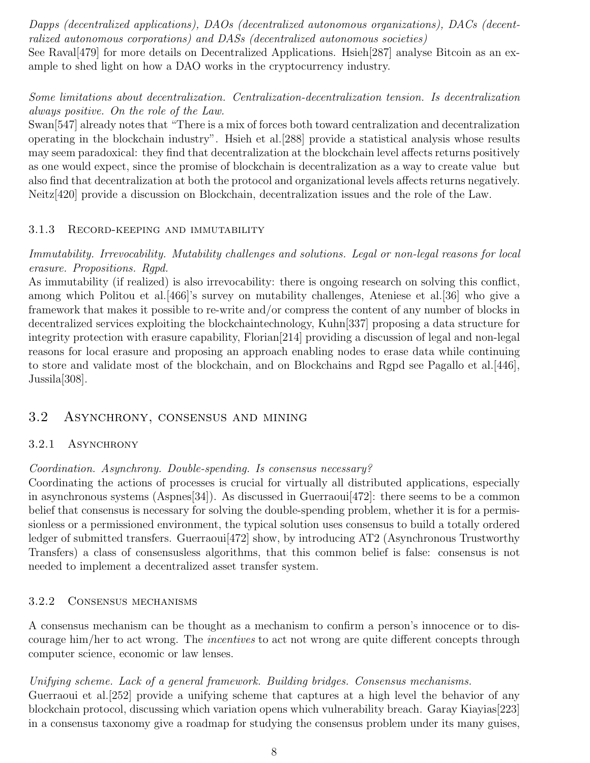*Dapps (decentralized applications), DAOs (decentralized autonomous organizations), DACs (decentralized autonomous corporations) and DASs (decentralized autonomous societies)*
See Raval[479] for more details on Decentralized Applications. Hsieh[287] analyse Bitcoin as an example to shed light on how a DAO works in the cryptocurrency industry.

*Some limitations about decentralization. Centralization-decentralization tension. Is decentralization always positive. On the role of the Law.*
Swan[547] already notes that "There is a mix of forces both toward centralization and decentralization operating in the blockchain industry". Hsieh et al.[288] provide a statistical analysis whose results may seem paradoxical: they find that decentralization at the blockchain level affects returns positively as one would expect, since the promise of blockchain is decentralization as a way to create value but also find that decentralization at both the protocol and organizational levels affects returns negatively. Neitz[420] provide a discussion on Blockchain, decentralization issues and the role of the Law.

### 3.1.3 Record-keeping and immutability

*Immutability. Irrevocability. Mutability challenges and solutions. Legal or non-legal reasons for local erasure. Propositions. Rgpd.*
As immutability (if realized) is also irrevocability: there is ongoing research on solving this conflict, among which Politou et al.[466]'s survey on mutability challenges, Ateniese et al.[36] who give a framework that makes it possible to re-write and/or compress the content of any number of blocks in decentralized services exploiting the blockchaintechnology, Kuhn[337] proposing a data structure for integrity protection with erasure capability, Florian[214] providing a discussion of legal and non-legal reasons for local erasure and proposing an approach enabling nodes to erase data while continuing to store and validate most of the blockchain, and on Blockchains and Rgpd see Pagallo et al.[446], Jussila[308].

## 3.2 Asynchrony, consensus and mining

### 3.2.1 Asynchrony

*Coordination. Asynchrony. Double-spending. Is consensus necessary?*
Coordinating the actions of processes is crucial for virtually all distributed applications, especially in asynchronous systems (Aspnes[34]). As discussed in Guerraoui[472]: there seems to be a common belief that consensus is necessary for solving the double-spending problem, whether it is for a permissionless or a permissioned environment, the typical solution uses consensus to build a totally ordered ledger of submitted transfers. Guerraoui[472] show, by introducing AT2 (Asynchronous Trustworthy Transfers) a class of consensusless algorithms, that this common belief is false: consensus is not needed to implement a decentralized asset transfer system.

### 3.2.2 Consensus mechanisms

A consensus mechanism can be thought as a mechanism to confirm a person's innocence or to discourage him/her to act wrong. The *incentives* to act not wrong are quite different concepts through computer science, economic or law lenses.

*Unifying scheme. Lack of a general framework. Building bridges. Consensus mechanisms.*
Guerraoui et al.[252] provide a unifying scheme that captures at a high level the behavior of any blockchain protocol, discussing which variation opens which vulnerability breach. Garay Kiayias[223] in a consensus taxonomy give a roadmap for studying the consensus problem under its many guises,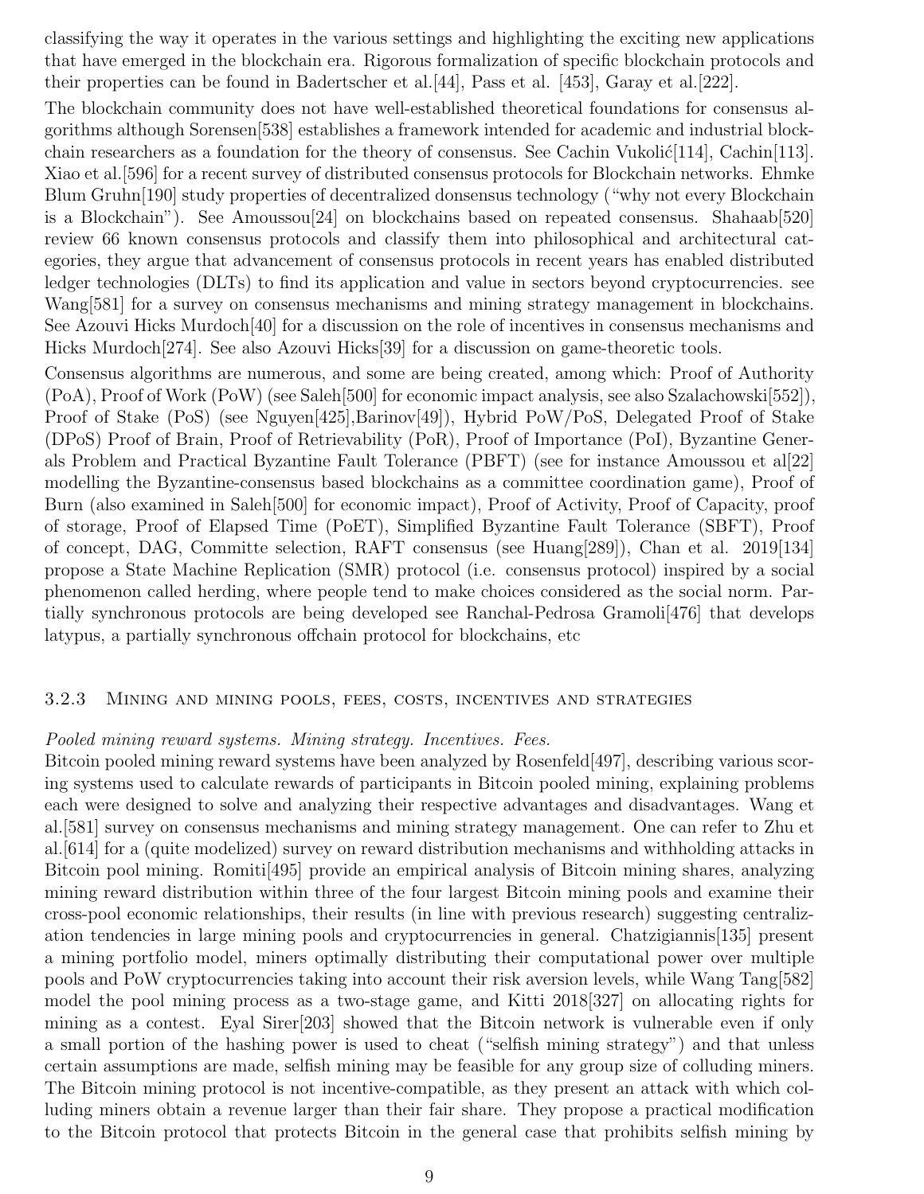classifying the way it operates in the various settings and highlighting the exciting new applications that have emerged in the blockchain era. Rigorous formalization of specific blockchain protocols and their properties can be found in Badertscher et al.[44], Pass et al. [453], Garay et al.[222].

The blockchain community does not have well-established theoretical foundations for consensus algorithms although Sorensen[538] establishes a framework intended for academic and industrial blockchain researchers as a foundation for the theory of consensus. See Cachin Vukolić[114], Cachin[113]. Xiao et al.[596] for a recent survey of distributed consensus protocols for Blockchain networks. Ehmke Blum Gruhn[190] study properties of decentralized donsensus technology ("why not every Blockchain is a Blockchain"). See Amoussou[24] on blockchains based on repeated consensus. Shahaab[520] review 66 known consensus protocols and classify them into philosophical and architectural categories, they argue that advancement of consensus protocols in recent years has enabled distributed ledger technologies (DLTs) to find its application and value in sectors beyond cryptocurrencies. see Wang[581] for a survey on consensus mechanisms and mining strategy management in blockchains. See Azouvi Hicks Murdoch[40] for a discussion on the role of incentives in consensus mechanisms and Hicks Murdoch[274]. See also Azouvi Hicks[39] for a discussion on game-theoretic tools.

Consensus algorithms are numerous, and some are being created, among which: Proof of Authority (PoA), Proof of Work (PoW) (see Saleh[500] for economic impact analysis, see also Szalachowski[552]), Proof of Stake (PoS) (see Nguyen[425],Barinov[49]), Hybrid PoW/PoS, Delegated Proof of Stake (DPoS) Proof of Brain, Proof of Retrievability (PoR), Proof of Importance (PoI), Byzantine Generals Problem and Practical Byzantine Fault Tolerance (PBFT) (see for instance Amoussou et al[22] modelling the Byzantine-consensus based blockchains as a committee coordination game), Proof of Burn (also examined in Saleh[500] for economic impact), Proof of Activity, Proof of Capacity, proof of storage, Proof of Elapsed Time (PoET), Simplified Byzantine Fault Tolerance (SBFT), Proof of concept, DAG, Committe selection, RAFT consensus (see Huang[289]), Chan et al. 2019[134] propose a State Machine Replication (SMR) protocol (i.e. consensus protocol) inspired by a social phenomenon called herding, where people tend to make choices considered as the social norm. Partially synchronous protocols are being developed see Ranchal-Pedrosa Gramoli[476] that develops latypus, a partially synchronous offchain protocol for blockchains, etc

### 3.2.3 Mining and mining pools, fees, costs, incentives and strategies

*Pooled mining reward systems. Mining strategy. Incentives. Fees.*

Bitcoin pooled mining reward systems have been analyzed by Rosenfeld[497], describing various scoring systems used to calculate rewards of participants in Bitcoin pooled mining, explaining problems each were designed to solve and analyzing their respective advantages and disadvantages. Wang et al.[581] survey on consensus mechanisms and mining strategy management. One can refer to Zhu et al.[614] for a (quite modelized) survey on reward distribution mechanisms and withholding attacks in Bitcoin pool mining. Romiti[495] provide an empirical analysis of Bitcoin mining shares, analyzing mining reward distribution within three of the four largest Bitcoin mining pools and examine their cross-pool economic relationships, their results (in line with previous research) suggesting centralization tendencies in large mining pools and cryptocurrencies in general. Chatzigiannis[135] present a mining portfolio model, miners optimally distributing their computational power over multiple pools and PoW cryptocurrencies taking into account their risk aversion levels, while Wang Tang[582] model the pool mining process as a two-stage game, and Kitti 2018[327] on allocating rights for mining as a contest. Eyal Sirer[203] showed that the Bitcoin network is vulnerable even if only a small portion of the hashing power is used to cheat ("selfish mining strategy") and that unless certain assumptions are made, selfish mining may be feasible for any group size of colluding miners. The Bitcoin mining protocol is not incentive-compatible, as they present an attack with which colluding miners obtain a revenue larger than their fair share. They propose a practical modification to the Bitcoin protocol that protects Bitcoin in the general case that prohibits selfish mining by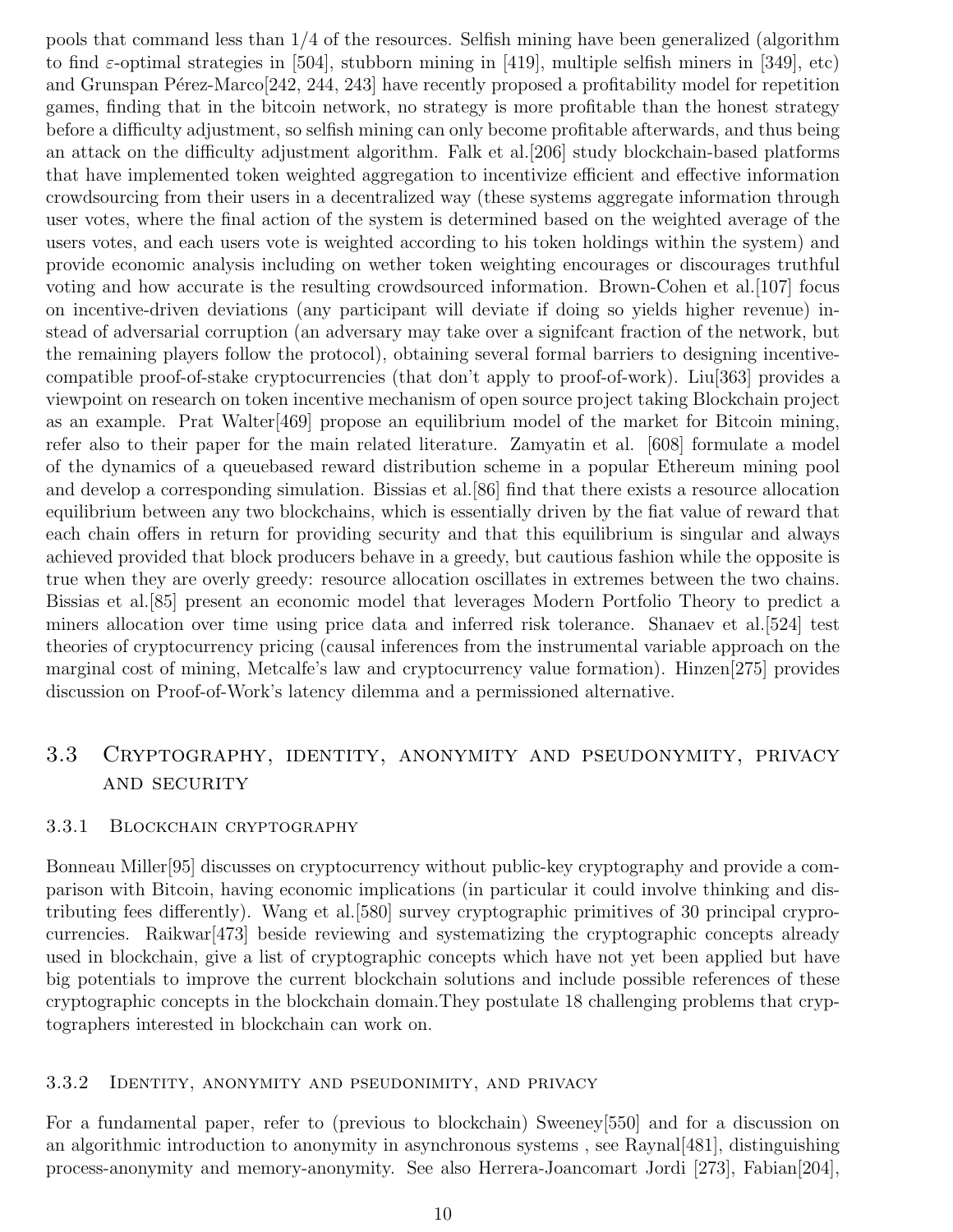pools that command less than 1/4 of the resources. Selfish mining have been generalized (algorithm to find $\varepsilon$-optimal strategies in [504], stubborn mining in [419], multiple selfish miners in [349], etc) and Grunspan Pérez-Marco[242, 244, 243] have recently proposed a profitability model for repetition games, finding that in the bitcoin network, no strategy is more profitable than the honest strategy before a difficulty adjustment, so selfish mining can only become profitable afterwards, and thus being an attack on the difficulty adjustment algorithm. Falk et al.[206] study blockchain-based platforms that have implemented token weighted aggregation to incentivize efficient and effective information crowdsourcing from their users in a decentralized way (these systems aggregate information through user votes, where the final action of the system is determined based on the weighted average of the users votes, and each users vote is weighted according to his token holdings within the system) and provide economic analysis including on wether token weighting encourages or discourages truthful voting and how accurate is the resulting crowdsourced information. Brown-Cohen et al.[107] focus on incentive-driven deviations (any participant will deviate if doing so yields higher revenue) instead of adversarial corruption (an adversary may take over a signifcant fraction of the network, but the remaining players follow the protocol), obtaining several formal barriers to designing incentive-compatible proof-of-stake cryptocurrencies (that don't apply to proof-of-work). Liu[363] provides a viewpoint on research on token incentive mechanism of open source project taking Blockchain project as an example. Prat Walter[469] propose an equilibrium model of the market for Bitcoin mining, refer also to their paper for the main related literature. Zamyatin et al. [608] formulate a model of the dynamics of a queuebased reward distribution scheme in a popular Ethereum mining pool and develop a corresponding simulation. Bissias et al.[86] find that there exists a resource allocation equilibrium between any two blockchains, which is essentially driven by the fiat value of reward that each chain offers in return for providing security and that this equilibrium is singular and always achieved provided that block producers behave in a greedy, but cautious fashion while the opposite is true when they are overly greedy: resource allocation oscillates in extremes between the two chains. Bissias et al.[85] present an economic model that leverages Modern Portfolio Theory to predict a miners allocation over time using price data and inferred risk tolerance. Shanaev et al.[524] test theories of cryptocurrency pricing (causal inferences from the instrumental variable approach on the marginal cost of mining, Metcalfe's law and cryptocurrency value formation). Hinzen[275] provides discussion on Proof-of-Work's latency dilemma and a permissioned alternative.

## 3.3 Cryptography, identity, anonymity and pseudonymity, privacy and security

### 3.3.1 Blockchain cryptography

Bonneau Miller[95] discusses on cryptocurrency without public-key cryptography and provide a comparison with Bitcoin, having economic implications (in particular it could involve thinking and distributing fees differently). Wang et al.[580] survey cryptographic primitives of 30 principal cryprocurrencies. Raikwar[473] beside reviewing and systematizing the cryptographic concepts already used in blockchain, give a list of cryptographic concepts which have not yet been applied but have big potentials to improve the current blockchain solutions and include possible references of these cryptographic concepts in the blockchain domain.They postulate 18 challenging problems that cryptographers interested in blockchain can work on.

### 3.3.2 Identity, anonymity and pseudonimity, and privacy

For a fundamental paper, refer to (previous to blockchain) Sweeney[550] and for a discussion on an algorithmic introduction to anonymity in asynchronous systems , see Raynal[481], distinguishing process-anonymity and memory-anonymity. See also Herrera-Joancomart Jordi [273], Fabian[204],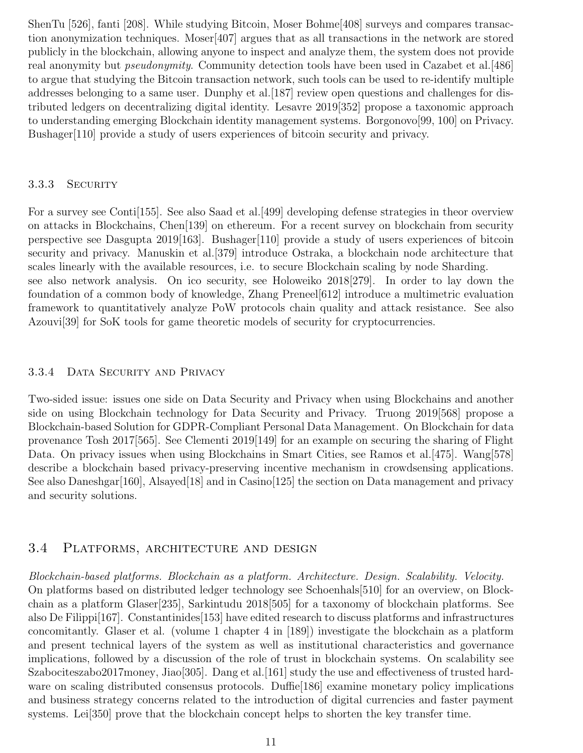ShenTu [526], fanti [208]. While studying Bitcoin, Moser Bohme[408] surveys and compares transaction anonymization techniques. Moser[407] argues that as all transactions in the network are stored publicly in the blockchain, allowing anyone to inspect and analyze them, the system does not provide real anonymity but *pseudonymity*. Community detection tools have been used in Cazabet et al.[486] to argue that studying the Bitcoin transaction network, such tools can be used to re-identify multiple addresses belonging to a same user. Dunphy et al.[187] review open questions and challenges for distributed ledgers on decentralizing digital identity. Lesavre 2019[352] propose a taxonomic approach to understanding emerging Blockchain identity management systems. Borgonovo[99, 100] on Privacy. Bushager[110] provide a study of users experiences of bitcoin security and privacy.

### 3.3.3 Security

For a survey see Conti[155]. See also Saad et al.[499] developing defense strategies in theor overview on attacks in Blockchains, Chen[139] on ethereum. For a recent survey on blockchain from security perspective see Dasgupta 2019[163]. Bushager[110] provide a study of users experiences of bitcoin security and privacy. Manuskin et al.[379] introduce Ostraka, a blockchain node architecture that scales linearly with the available resources, i.e. to secure Blockchain scaling by node Sharding.
see also network analysis. On ico security, see Holoweiko 2018[279]. In order to lay down the foundation of a common body of knowledge, Zhang Preneel[612] introduce a multimetric evaluation framework to quantitatively analyze PoW protocols chain quality and attack resistance. See also Azouvi[39] for SoK tools for game theoretic models of security for cryptocurrencies.

### 3.3.4 Data Security and Privacy

Two-sided issue: issues one side on Data Security and Privacy when using Blockchains and another side on using Blockchain technology for Data Security and Privacy. Truong 2019[568] propose a Blockchain-based Solution for GDPR-Compliant Personal Data Management. On Blockchain for data provenance Tosh 2017[565]. See Clementi 2019[149] for an example on securing the sharing of Flight Data. On privacy issues when using Blockchains in Smart Cities, see Ramos et al.[475]. Wang[578] describe a blockchain based privacy-preserving incentive mechanism in crowdsensing applications. See also Daneshgar[160], Alsayed[18] and in Casino[125] the section on Data management and privacy and security solutions.

## 3.4 Platforms, architecture and design

*Blockchain-based platforms. Blockchain as a platform. Architecture. Design. Scalability. Velocity.*
On platforms based on distributed ledger technology see Schoenhals[510] for an overview, on Blockchain as a platform Glaser[235], Sarkintudu 2018[505] for a taxonomy of blockchain platforms. See also De Filippi[167]. Constantinides[153] have edited research to discuss platforms and infrastructures concomitantly. Glaser et al. (volume 1 chapter 4 in [189]) investigate the blockchain as a platform and present technical layers of the system as well as institutional characteristics and governance implications, followed by a discussion of the role of trust in blockchain systems. On scalability see Szabociteszabo2017money, Jiao[305]. Dang et al.[161] study the use and effectiveness of trusted hardware on scaling distributed consensus protocols. Duffie[186] examine monetary policy implications and business strategy concerns related to the introduction of digital currencies and faster payment systems. Lei[350] prove that the blockchain concept helps to shorten the key transfer time.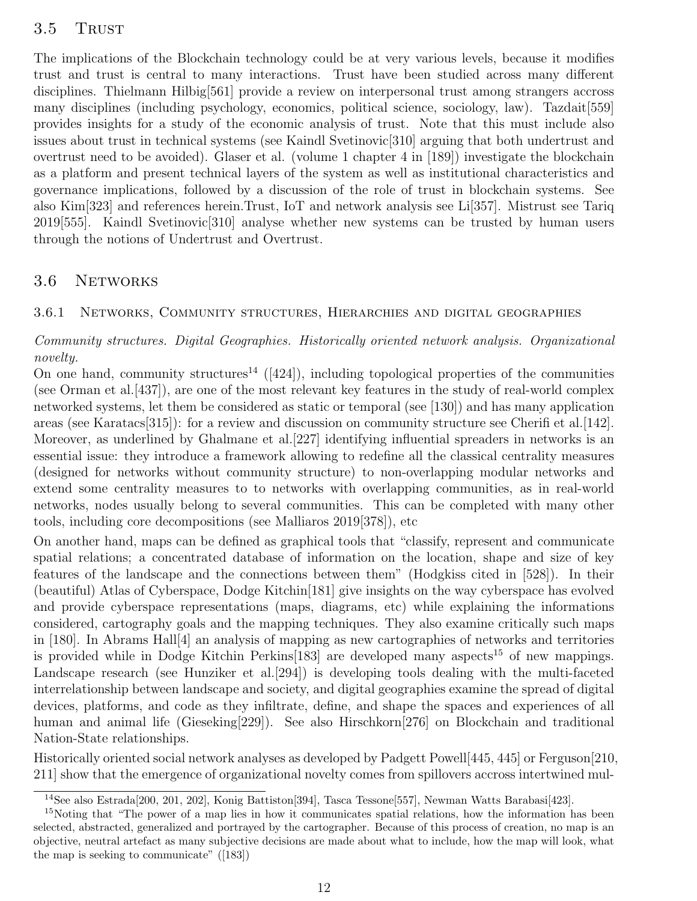## 3.5 Trust

The implications of the Blockchain technology could be at very various levels, because it modifies trust and trust is central to many interactions. Trust have been studied across many different disciplines. Thielmann Hilbig[561] provide a review on interpersonal trust among strangers accross many disciplines (including psychology, economics, political science, sociology, law). Tazdait[559] provides insights for a study of the economic analysis of trust. Note that this must include also issues about trust in technical systems (see Kaindl Svetinovic[310] arguing that both undertrust and overtrust need to be avoided). Glaser et al. (volume 1 chapter 4 in [189]) investigate the blockchain as a platform and present technical layers of the system as well as institutional characteristics and governance implications, followed by a discussion of the role of trust in blockchain systems. See also Kim[323] and references herein.Trust, IoT and network analysis see Li[357]. Mistrust see Tariq 2019[555]. Kaindl Svetinovic[310] analyse whether new systems can be trusted by human users through the notions of Undertrust and Overtrust.

## 3.6 Networks

### 3.6.1 Networks, Community structures, Hierarchies and digital geographies

*Community structures. Digital Geographies. Historically oriented network analysis. Organizational novelty.*

On one hand, community structures[14] ([424]), including topological properties of the communities (see Orman et al.[437]), are one of the most relevant key features in the study of real-world complex networked systems, let them be considered as static or temporal (see [130]) and has many application areas (see Karatacs[315]): for a review and discussion on community structure see Cherifi et al.[142]. Moreover, as underlined by Ghalmane et al.[227] identifying influential spreaders in networks is an essential issue: they introduce a framework allowing to redefine all the classical centrality measures (designed for networks without community structure) to non-overlapping modular networks and extend some centrality measures to to networks with overlapping communities, as in real-world networks, nodes usually belong to several communities. This can be completed with many other tools, including core decompositions (see Malliaros 2019[378]), etc

On another hand, maps can be defined as graphical tools that "classify, represent and communicate spatial relations; a concentrated database of information on the location, shape and size of key features of the landscape and the connections between them" (Hodgkiss cited in [528]). In their (beautiful) Atlas of Cyberspace, Dodge Kitchin[181] give insights on the way cyberspace has evolved and provide cyberspace representations (maps, diagrams, etc) while explaining the informations considered, cartography goals and the mapping techniques. They also examine critically such maps in [180]. In Abrams Hall[4] an analysis of mapping as new cartographies of networks and territories is provided while in Dodge Kitchin Perkins[183] are developed many aspects[15] of new mappings. Landscape research (see Hunziker et al.[294]) is developing tools dealing with the multi-faceted interrelationship between landscape and society, and digital geographies examine the spread of digital devices, platforms, and code as they infiltrate, define, and shape the spaces and experiences of all human and animal life (Gieseking[229]). See also Hirschkorn[276] on Blockchain and traditional Nation-State relationships.

Historically oriented social network analyses as developed by Padgett Powell[445, 445] or Ferguson[210, 211] show that the emergence of organizational novelty comes from spillovers accross intertwined mul-

---

[14] See also Estrada[200, 201, 202], Konig Battiston[394], Tasca Tessone[557], Newman Watts Barabasi[423].

[15] Noting that "The power of a map lies in how it communicates spatial relations, how the information has been selected, abstracted, generalized and portrayed by the cartographer. Because of this process of creation, no map is an objective, neutral artefact as many subjective decisions are made about what to include, how the map will look, what the map is seeking to communicate" ([183])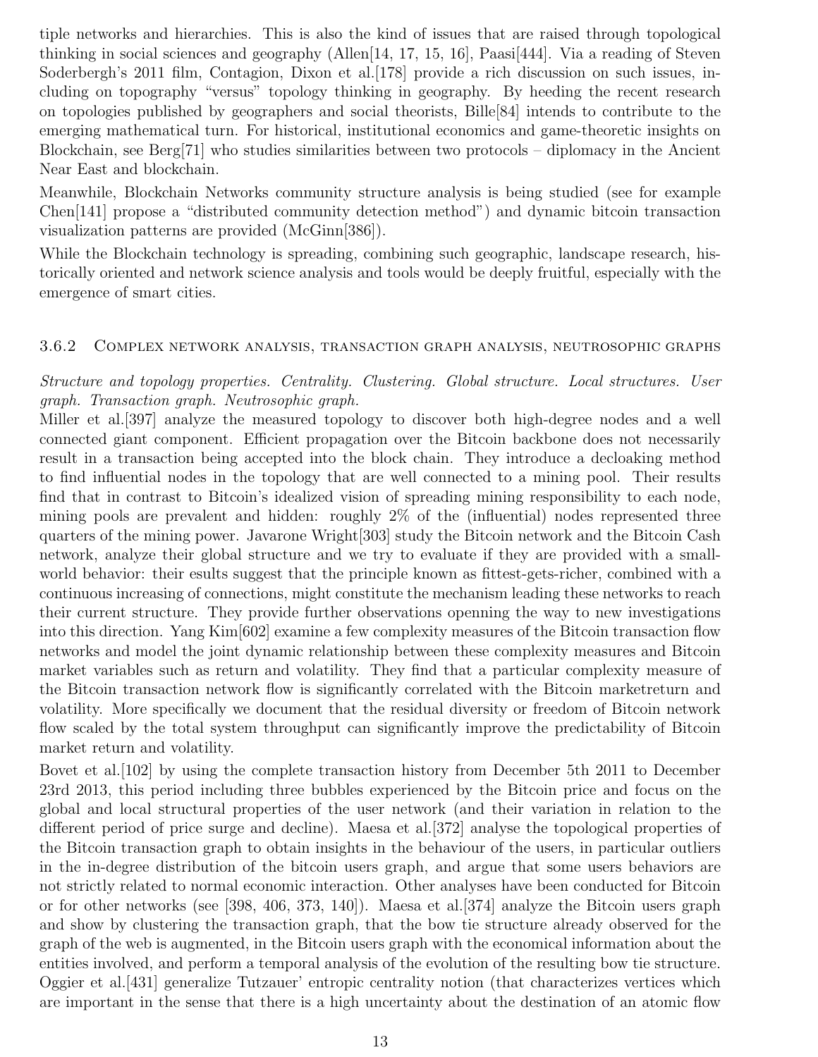tiple networks and hierarchies. This is also the kind of issues that are raised through topological thinking in social sciences and geography (Allen[14, 17, 15, 16], Paasi[444]. Via a reading of Steven Soderbergh's 2011 film, Contagion, Dixon et al.[178] provide a rich discussion on such issues, including on topography "versus" topology thinking in geography. By heeding the recent research on topologies published by geographers and social theorists, Bille[84] intends to contribute to the emerging mathematical turn. For historical, institutional economics and game-theoretic insights on Blockchain, see Berg[71] who studies similarities between two protocols – diplomacy in the Ancient Near East and blockchain.

Meanwhile, Blockchain Networks community structure analysis is being studied (see for example Chen[141] propose a "distributed community detection method") and dynamic bitcoin transaction visualization patterns are provided (McGinn[386]).

While the Blockchain technology is spreading, combining such geographic, landscape research, historically oriented and network science analysis and tools would be deeply fruitful, especially with the emergence of smart cities.

### 3.6.2 Complex network analysis, transaction graph analysis, neutrosophic graphs

*Structure and topology properties. Centrality. Clustering. Global structure. Local structures. User graph. Transaction graph. Neutrosophic graph.*

Miller et al.[397] analyze the measured topology to discover both high-degree nodes and a well connected giant component. Efficient propagation over the Bitcoin backbone does not necessarily result in a transaction being accepted into the block chain. They introduce a decloaking method to find influential nodes in the topology that are well connected to a mining pool. Their results find that in contrast to Bitcoin's idealized vision of spreading mining responsibility to each node, mining pools are prevalent and hidden: roughly 2% of the (influential) nodes represented three quarters of the mining power. Javarone Wright[303] study the Bitcoin network and the Bitcoin Cash network, analyze their global structure and we try to evaluate if they are provided with a small-world behavior: their esults suggest that the principle known as fittest-gets-richer, combined with a continuous increasing of connections, might constitute the mechanism leading these networks to reach their current structure. They provide further observations openning the way to new investigations into this direction. Yang Kim[602] examine a few complexity measures of the Bitcoin transaction flow networks and model the joint dynamic relationship between these complexity measures and Bitcoin market variables such as return and volatility. They find that a particular complexity measure of the Bitcoin transaction network flow is significantly correlated with the Bitcoin marketreturn and volatility. More specifically we document that the residual diversity or freedom of Bitcoin network flow scaled by the total system throughput can significantly improve the predictability of Bitcoin market return and volatility.

Bovet et al.[102] by using the complete transaction history from December 5th 2011 to December 23rd 2013, this period including three bubbles experienced by the Bitcoin price and focus on the global and local structural properties of the user network (and their variation in relation to the different period of price surge and decline). Maesa et al.[372] analyse the topological properties of the Bitcoin transaction graph to obtain insights in the behaviour of the users, in particular outliers in the in-degree distribution of the bitcoin users graph, and argue that some users behaviors are not strictly related to normal economic interaction. Other analyses have been conducted for Bitcoin or for other networks (see [398, 406, 373, 140]). Maesa et al.[374] analyze the Bitcoin users graph and show by clustering the transaction graph, that the bow tie structure already observed for the graph of the web is augmented, in the Bitcoin users graph with the economical information about the entities involved, and perform a temporal analysis of the evolution of the resulting bow tie structure. Oggier et al.[431] generalize Tutzauer' entropic centrality notion (that characterizes vertices which are important in the sense that there is a high uncertainty about the destination of an atomic flow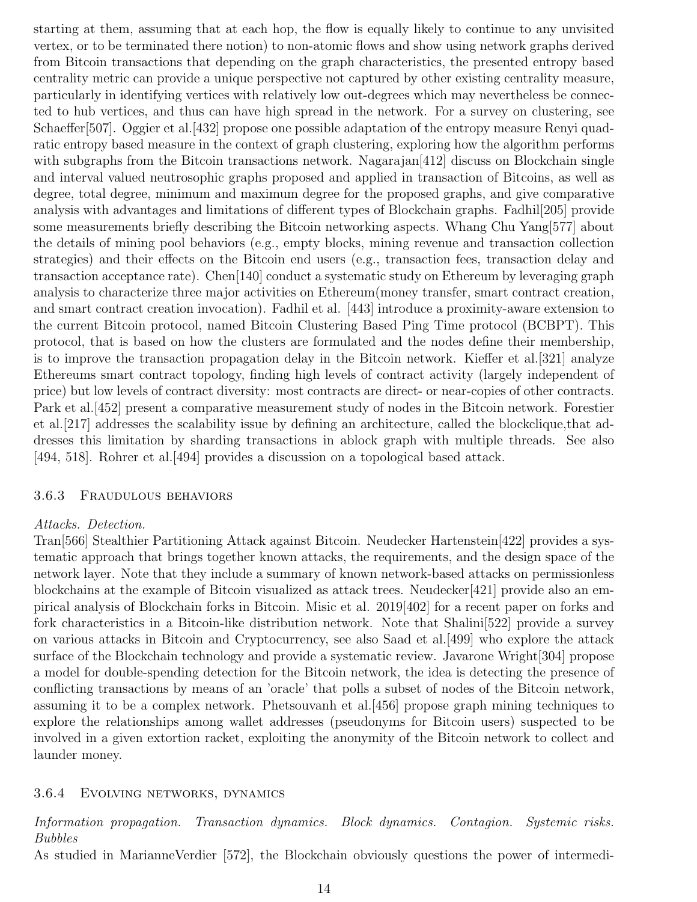starting at them, assuming that at each hop, the flow is equally likely to continue to any unvisited vertex, or to be terminated there notion) to non-atomic flows and show using network graphs derived from Bitcoin transactions that depending on the graph characteristics, the presented entropy based centrality metric can provide a unique perspective not captured by other existing centrality measure, particularly in identifying vertices with relatively low out-degrees which may nevertheless be connected to hub vertices, and thus can have high spread in the network. For a survey on clustering, see Schaeffer[507]. Oggier et al.[432] propose one possible adaptation of the entropy measure Renyi quadratic entropy based measure in the context of graph clustering, exploring how the algorithm performs with subgraphs from the Bitcoin transactions network. Nagarajan[412] discuss on Blockchain single and interval valued neutrosophic graphs proposed and applied in transaction of Bitcoins, as well as degree, total degree, minimum and maximum degree for the proposed graphs, and give comparative analysis with advantages and limitations of different types of Blockchain graphs. Fadhil[205] provide some measurements briefly describing the Bitcoin networking aspects. Whang Chu Yang[577] about the details of mining pool behaviors (e.g., empty blocks, mining revenue and transaction collection strategies) and their effects on the Bitcoin end users (e.g., transaction fees, transaction delay and transaction acceptance rate). Chen[140] conduct a systematic study on Ethereum by leveraging graph analysis to characterize three major activities on Ethereum(money transfer, smart contract creation, and smart contract creation invocation). Fadhil et al. [443] introduce a proximity-aware extension to the current Bitcoin protocol, named Bitcoin Clustering Based Ping Time protocol (BCBPT). This protocol, that is based on how the clusters are formulated and the nodes define their membership, is to improve the transaction propagation delay in the Bitcoin network. Kieffer et al.[321] analyze Ethereums smart contract topology, finding high levels of contract activity (largely independent of price) but low levels of contract diversity: most contracts are direct- or near-copies of other contracts. Park et al.[452] present a comparative measurement study of nodes in the Bitcoin network. Forestier et al.[217] addresses the scalability issue by defining an architecture, called the blockclique,that addresses this limitation by sharding transactions in ablock graph with multiple threads. See also [494, 518]. Rohrer et al.[494] provides a discussion on a topological based attack.

### 3.6.3 Fraudulous behaviors

*Attacks. Detection.*

Tran[566] Stealthier Partitioning Attack against Bitcoin. Neudecker Hartenstein[422] provides a systematic approach that brings together known attacks, the requirements, and the design space of the network layer. Note that they include a summary of known network-based attacks on permissionless blockchains at the example of Bitcoin visualized as attack trees. Neudecker[421] provide also an empirical analysis of Blockchain forks in Bitcoin. Misic et al. 2019[402] for a recent paper on forks and fork characteristics in a Bitcoin-like distribution network. Note that Shalini[522] provide a survey on various attacks in Bitcoin and Cryptocurrency, see also Saad et al.[499] who explore the attack surface of the Blockchain technology and provide a systematic review. Javarone Wright[304] propose a model for double-spending detection for the Bitcoin network, the idea is detecting the presence of conflicting transactions by means of an 'oracle' that polls a subset of nodes of the Bitcoin network, assuming it to be a complex network. Phetsouvanh et al.[456] propose graph mining techniques to explore the relationships among wallet addresses (pseudonyms for Bitcoin users) suspected to be involved in a given extortion racket, exploiting the anonymity of the Bitcoin network to collect and launder money.

### 3.6.4 Evolving networks, dynamics

*Information propagation. Transaction dynamics. Block dynamics. Contagion. Systemic risks. Bubbles*

As studied in MarianneVerdier [572], the Blockchain obviously questions the power of intermedi-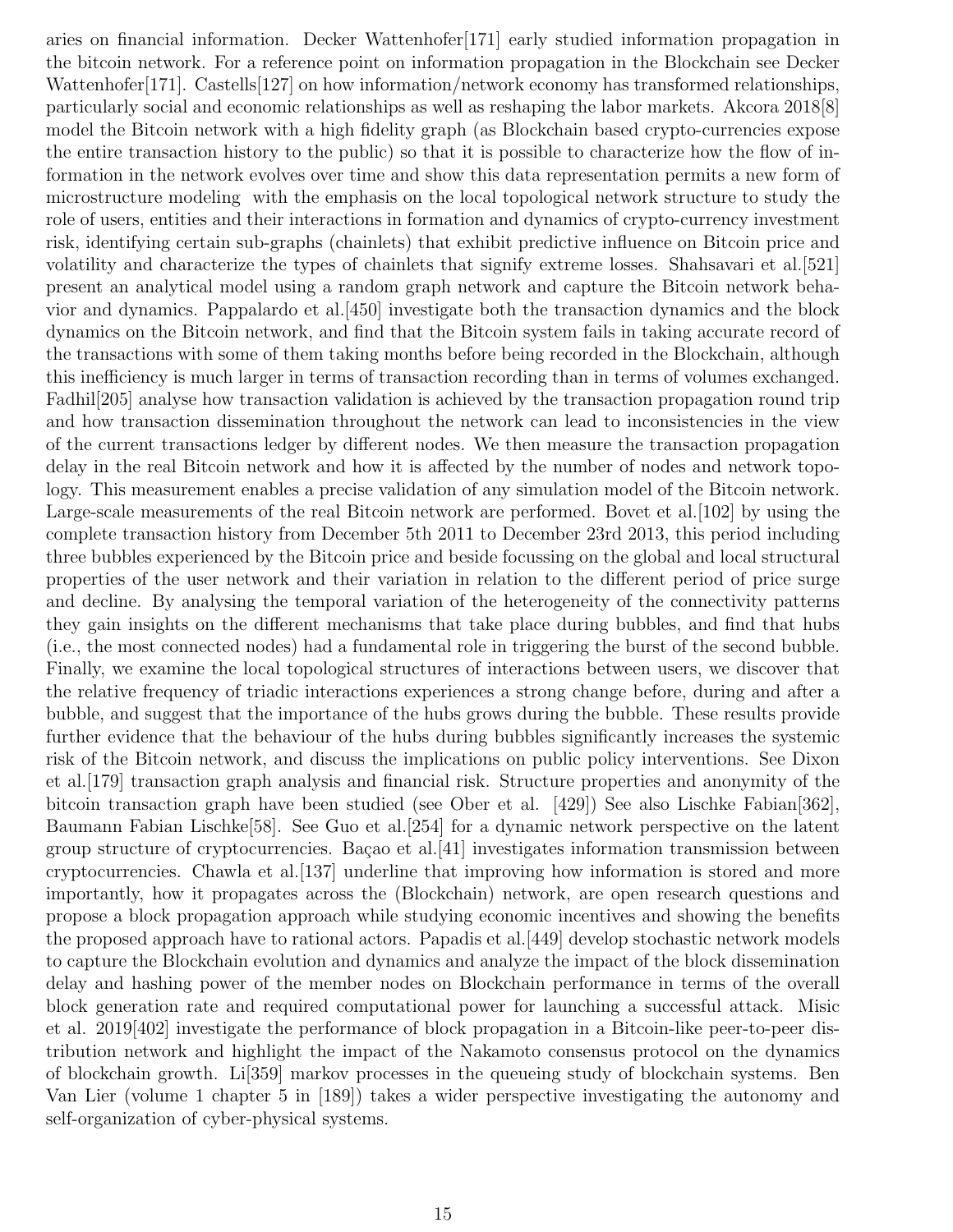aries on financial information. Decker Wattenhofer[171] early studied information propagation in the bitcoin network. For a reference point on information propagation in the Blockchain see Decker Wattenhofer[171]. Castells[127] on how information/network economy has transformed relationships, particularly social and economic relationships as well as reshaping the labor markets. Akcora 2018[8] model the Bitcoin network with a high fidelity graph (as Blockchain based crypto-currencies expose the entire transaction history to the public) so that it is possible to characterize how the flow of information in the network evolves over time and show this data representation permits a new form of microstructure modeling with the emphasis on the local topological network structure to study the role of users, entities and their interactions in formation and dynamics of crypto-currency investment risk, identifying certain sub-graphs (chainlets) that exhibit predictive influence on Bitcoin price and volatility and characterize the types of chainlets that signify extreme losses. Shahsavari et al.[521] present an analytical model using a random graph network and capture the Bitcoin network behavior and dynamics. Pappalardo et al.[450] investigate both the transaction dynamics and the block dynamics on the Bitcoin network, and find that the Bitcoin system fails in taking accurate record of the transactions with some of them taking months before being recorded in the Blockchain, although this inefficiency is much larger in terms of transaction recording than in terms of volumes exchanged. Fadhil[205] analyse how transaction validation is achieved by the transaction propagation round trip and how transaction dissemination throughout the network can lead to inconsistencies in the view of the current transactions ledger by different nodes. We then measure the transaction propagation delay in the real Bitcoin network and how it is affected by the number of nodes and network topology. This measurement enables a precise validation of any simulation model of the Bitcoin network. Large-scale measurements of the real Bitcoin network are performed. Bovet et al.[102] by using the complete transaction history from December 5th 2011 to December 23rd 2013, this period including three bubbles experienced by the Bitcoin price and beside focussing on the global and local structural properties of the user network and their variation in relation to the different period of price surge and decline. By analysing the temporal variation of the heterogeneity of the connectivity patterns they gain insights on the different mechanisms that take place during bubbles, and find that hubs (i.e., the most connected nodes) had a fundamental role in triggering the burst of the second bubble. Finally, we examine the local topological structures of interactions between users, we discover that the relative frequency of triadic interactions experiences a strong change before, during and after a bubble, and suggest that the importance of the hubs grows during the bubble. These results provide further evidence that the behaviour of the hubs during bubbles significantly increases the systemic risk of the Bitcoin network, and discuss the implications on public policy interventions. See Dixon et al.[179] transaction graph analysis and financial risk. Structure properties and anonymity of the bitcoin transaction graph have been studied (see Ober et al. [429]) See also Lischke Fabian[362], Baumann Fabian Lischke[58]. See Guo et al.[254] for a dynamic network perspective on the latent group structure of cryptocurrencies. Baçao et al.[41] investigates information transmission between cryptocurrencies. Chawla et al.[137] underline that improving how information is stored and more importantly, how it propagates across the (Blockchain) network, are open research questions and propose a block propagation approach while studying economic incentives and showing the benefits the proposed approach have to rational actors. Papadis et al.[449] develop stochastic network models to capture the Blockchain evolution and dynamics and analyze the impact of the block dissemination delay and hashing power of the member nodes on Blockchain performance in terms of the overall block generation rate and required computational power for launching a successful attack. Misic et al. 2019[402] investigate the performance of block propagation in a Bitcoin-like peer-to-peer distribution network and highlight the impact of the Nakamoto consensus protocol on the dynamics of blockchain growth. Li[359] markov processes in the queueing study of blockchain systems. Ben Van Lier (volume 1 chapter 5 in [189]) takes a wider perspective investigating the autonomy and self-organization of cyber-physical systems.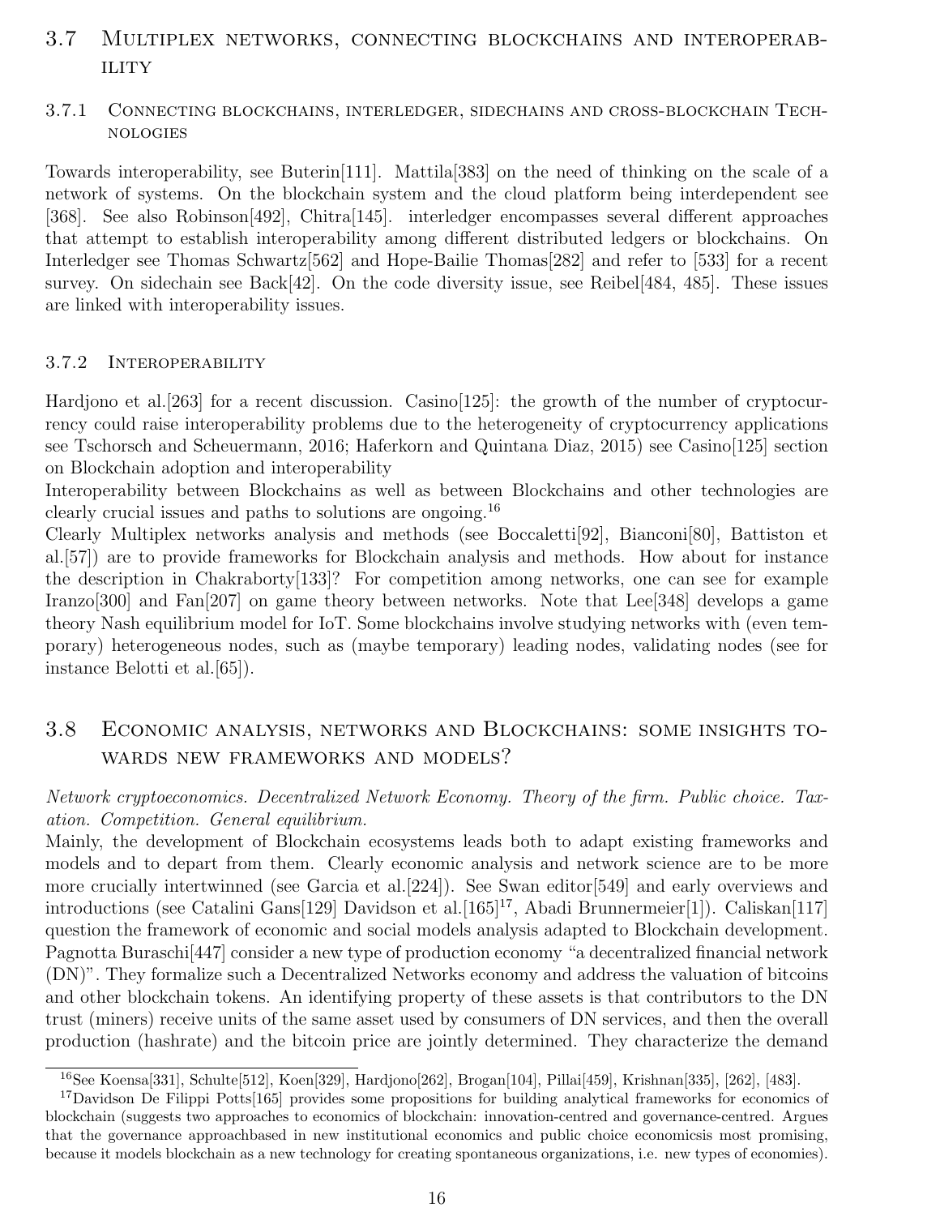## 3.7 Multiplex networks, connecting blockchains and interoperability

### 3.7.1 Connecting blockchains, interledger, sidechains and cross-blockchain Technologies

Towards interoperability, see Buterin[111]. Mattila[383] on the need of thinking on the scale of a network of systems. On the blockchain system and the cloud platform being interdependent see [368]. See also Robinson[492], Chitra[145]. interledger encompasses several different approaches that attempt to establish interoperability among different distributed ledgers or blockchains. On Interledger see Thomas Schwartz[562] and Hope-Bailie Thomas[282] and refer to [533] for a recent survey. On sidechain see Back[42]. On the code diversity issue, see Reibel[484, 485]. These issues are linked with interoperability issues.

### 3.7.2 Interoperability

Hardjono et al.[263] for a recent discussion. Casino[125]: the growth of the number of cryptocurrency could raise interoperability problems due to the heterogeneity of cryptocurrency applications see Tschorsch and Scheuermann, 2016; Haferkorn and Quintana Diaz, 2015) see Casino[125] section on Blockchain adoption and interoperability

Interoperability between Blockchains as well as between Blockchains and other technologies are clearly crucial issues and paths to solutions are ongoing.[16]

Clearly Multiplex networks analysis and methods (see Boccaletti[92], Bianconi[80], Battiston et al.[57]) are to provide frameworks for Blockchain analysis and methods. How about for instance the description in Chakraborty[133]? For competition among networks, one can see for example Iranzo[300] and Fan[207] on game theory between networks. Note that Lee[348] develops a game theory Nash equilibrium model for IoT. Some blockchains involve studying networks with (even temporary) heterogeneous nodes, such as (maybe temporary) leading nodes, validating nodes (see for instance Belotti et al.[65]).

## 3.8 Economic analysis, networks and Blockchains: some insights towards new frameworks and models?

*Network cryptoeconomics. Decentralized Network Economy. Theory of the firm. Public choice. Taxation. Competition. General equilibrium.*

Mainly, the development of Blockchain ecosystems leads both to adapt existing frameworks and models and to depart from them. Clearly economic analysis and network science are to be more more crucially intertwinned (see Garcia et al.[224]). See Swan editor[549] and early overviews and introductions (see Catalini Gans[129] Davidson et al.[165][17], Abadi Brunnermeier[1]). Caliskan[117] question the framework of economic and social models analysis adapted to Blockchain development. Pagnotta Buraschi[447] consider a new type of production economy "a decentralized financial network (DN)". They formalize such a Decentralized Networks economy and address the valuation of bitcoins and other blockchain tokens. An identifying property of these assets is that contributors to the DN trust (miners) receive units of the same asset used by consumers of DN services, and then the overall production (hashrate) and the bitcoin price are jointly determined. They characterize the demand

---

[16] See Koensa[331], Schulte[512], Koen[329], Hardjono[262], Brogan[104], Pillai[459], Krishnan[335], [262], [483].

[17] Davidson De Filippi Potts[165] provides some propositions for building analytical frameworks for economics of blockchain (suggests two approaches to economics of blockchain: innovation-centred and governance-centred. Argues that the governance approachbased in new institutional economics and public choice economicsis most promising, because it models blockchain as a new technology for creating spontaneous organizations, i.e. new types of economies).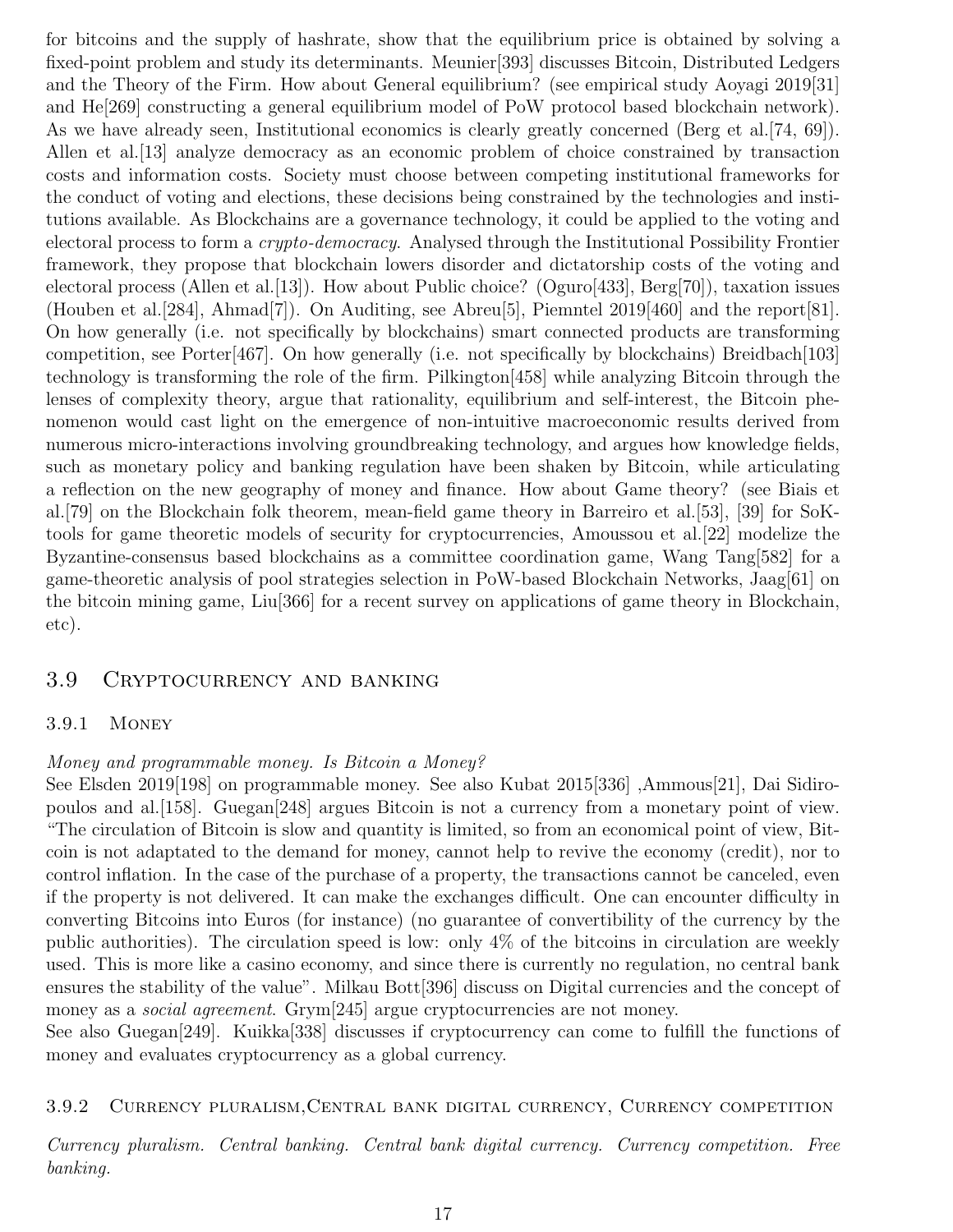for bitcoins and the supply of hashrate, show that the equilibrium price is obtained by solving a fixed-point problem and study its determinants. Meunier[393] discusses Bitcoin, Distributed Ledgers and the Theory of the Firm. How about General equilibrium? (see empirical study Aoyagi 2019[31] and He[269] constructing a general equilibrium model of PoW protocol based blockchain network). As we have already seen, Institutional economics is clearly greatly concerned (Berg et al.[74, 69]). Allen et al.[13] analyze democracy as an economic problem of choice constrained by transaction costs and information costs. Society must choose between competing institutional frameworks for the conduct of voting and elections, these decisions being constrained by the technologies and institutions available. As Blockchains are a governance technology, it could be applied to the voting and electoral process to form a *crypto-democracy*. Analysed through the Institutional Possibility Frontier framework, they propose that blockchain lowers disorder and dictatorship costs of the voting and electoral process (Allen et al.[13]). How about Public choice? (Oguro[433], Berg[70]), taxation issues (Houben et al.[284], Ahmad[7]). On Auditing, see Abreu[5], Piemntel 2019[460] and the report[81]. On how generally (i.e. not specifically by blockchains) smart connected products are transforming competition, see Porter[467]. On how generally (i.e. not specifically by blockchains) Breidbach[103] technology is transforming the role of the firm. Pilkington[458] while analyzing Bitcoin through the lenses of complexity theory, argue that rationality, equilibrium and self-interest, the Bitcoin phenomenon would cast light on the emergence of non-intuitive macroeconomic results derived from numerous micro-interactions involving groundbreaking technology, and argues how knowledge fields, such as monetary policy and banking regulation have been shaken by Bitcoin, while articulating a reflection on the new geography of money and finance. How about Game theory? (see Biais et al.[79] on the Blockchain folk theorem, mean-field game theory in Barreiro et al.[53], [39] for SoK-tools for game theoretic models of security for cryptocurrencies, Amoussou et al.[22] modelize the Byzantine-consensus based blockchains as a committee coordination game, Wang Tang[582] for a game-theoretic analysis of pool strategies selection in PoW-based Blockchain Networks, Jaag[61] on the bitcoin mining game, Liu[366] for a recent survey on applications of game theory in Blockchain, etc).

## 3.9 Cryptocurrency and banking

### 3.9.1 Money

*Money and programmable money. Is Bitcoin a Money?*

See Elsden 2019[198] on programmable money. See also Kubat 2015[336] ,Ammous[21], Dai Sidiropoulos and al.[158]. Guegan[248] argues Bitcoin is not a currency from a monetary point of view. "The circulation of Bitcoin is slow and quantity is limited, so from an economical point of view, Bitcoin is not adaptated to the demand for money, cannot help to revive the economy (credit), nor to control inflation. In the case of the purchase of a property, the transactions cannot be canceled, even if the property is not delivered. It can make the exchanges difficult. One can encounter difficulty in converting Bitcoins into Euros (for instance) (no guarantee of convertibility of the currency by the public authorities). The circulation speed is low: only 4% of the bitcoins in circulation are weekly used. This is more like a casino economy, and since there is currently no regulation, no central bank ensures the stability of the value". Milkau Bott[396] discuss on Digital currencies and the concept of money as a *social agreement*. Grym[245] argue cryptocurrencies are not money.

See also Guegan[249]. Kuikka[338] discusses if cryptocurrency can come to fulfill the functions of money and evaluates cryptocurrency as a global currency.

### 3.9.2 Currency pluralism,Central bank digital currency, Currency competition

*Currency pluralism. Central banking. Central bank digital currency. Currency competition. Free banking.*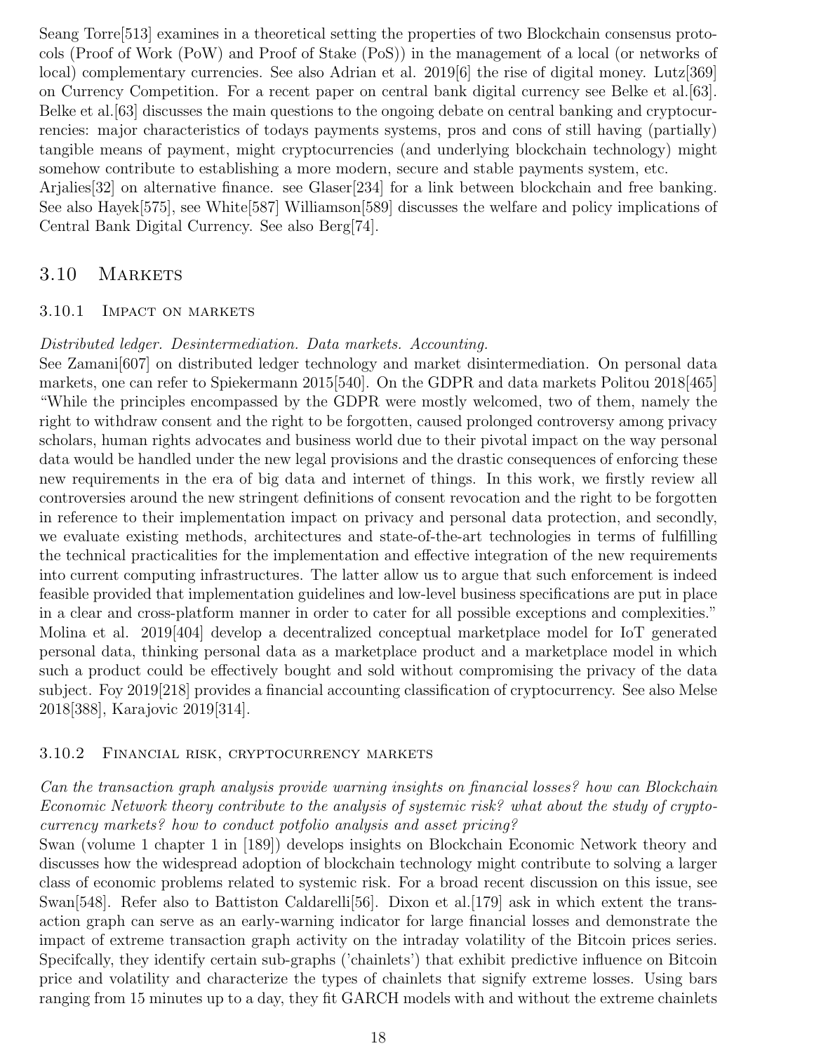Seang Torre[513] examines in a theoretical setting the properties of two Blockchain consensus protocols (Proof of Work (PoW) and Proof of Stake (PoS)) in the management of a local (or networks of local) complementary currencies. See also Adrian et al. 2019[6] the rise of digital money. Lutz[369] on Currency Competition. For a recent paper on central bank digital currency see Belke et al.[63]. Belke et al.[63] discusses the main questions to the ongoing debate on central banking and cryptocurrencies: major characteristics of todays payments systems, pros and cons of still having (partially) tangible means of payment, might cryptocurrencies (and underlying blockchain technology) might somehow contribute to establishing a more modern, secure and stable payments system, etc.
Arjalies[32] on alternative finance. see Glaser[234] for a link between blockchain and free banking. See also Hayek[575], see White[587] Williamson[589] discusses the welfare and policy implications of Central Bank Digital Currency. See also Berg[74].

## 3.10 Markets

### 3.10.1 Impact on markets

*Distributed ledger. Desintermediation. Data markets. Accounting.*

See Zamani[607] on distributed ledger technology and market disintermediation. On personal data markets, one can refer to Spiekermann 2015[540]. On the GDPR and data markets Politou 2018[465] "While the principles encompassed by the GDPR were mostly welcomed, two of them, namely the right to withdraw consent and the right to be forgotten, caused prolonged controversy among privacy scholars, human rights advocates and business world due to their pivotal impact on the way personal data would be handled under the new legal provisions and the drastic consequences of enforcing these new requirements in the era of big data and internet of things. In this work, we firstly review all controversies around the new stringent definitions of consent revocation and the right to be forgotten in reference to their implementation impact on privacy and personal data protection, and secondly, we evaluate existing methods, architectures and state-of-the-art technologies in terms of fulfilling the technical practicalities for the implementation and effective integration of the new requirements into current computing infrastructures. The latter allow us to argue that such enforcement is indeed feasible provided that implementation guidelines and low-level business specifications are put in place in a clear and cross-platform manner in order to cater for all possible exceptions and complexities." Molina et al. 2019[404] develop a decentralized conceptual marketplace model for IoT generated personal data, thinking personal data as a marketplace product and a marketplace model in which such a product could be effectively bought and sold without compromising the privacy of the data subject. Foy 2019[218] provides a financial accounting classification of cryptocurrency. See also Melse 2018[388], Karajovic 2019[314].

### 3.10.2 Financial risk, cryptocurrency markets

*Can the transaction graph analysis provide warning insights on financial losses? how can Blockchain Economic Network theory contribute to the analysis of systemic risk? what about the study of cryptocurrency markets? how to conduct potfolio analysis and asset pricing?*

Swan (volume 1 chapter 1 in [189]) develops insights on Blockchain Economic Network theory and discusses how the widespread adoption of blockchain technology might contribute to solving a larger class of economic problems related to systemic risk. For a broad recent discussion on this issue, see Swan[548]. Refer also to Battiston Caldarelli[56]. Dixon et al.[179] ask in which extent the transaction graph can serve as an early-warning indicator for large financial losses and demonstrate the impact of extreme transaction graph activity on the intraday volatility of the Bitcoin prices series. Specifcally, they identify certain sub-graphs ('chainlets') that exhibit predictive influence on Bitcoin price and volatility and characterize the types of chainlets that signify extreme losses. Using bars ranging from 15 minutes up to a day, they fit GARCH models with and without the extreme chainlets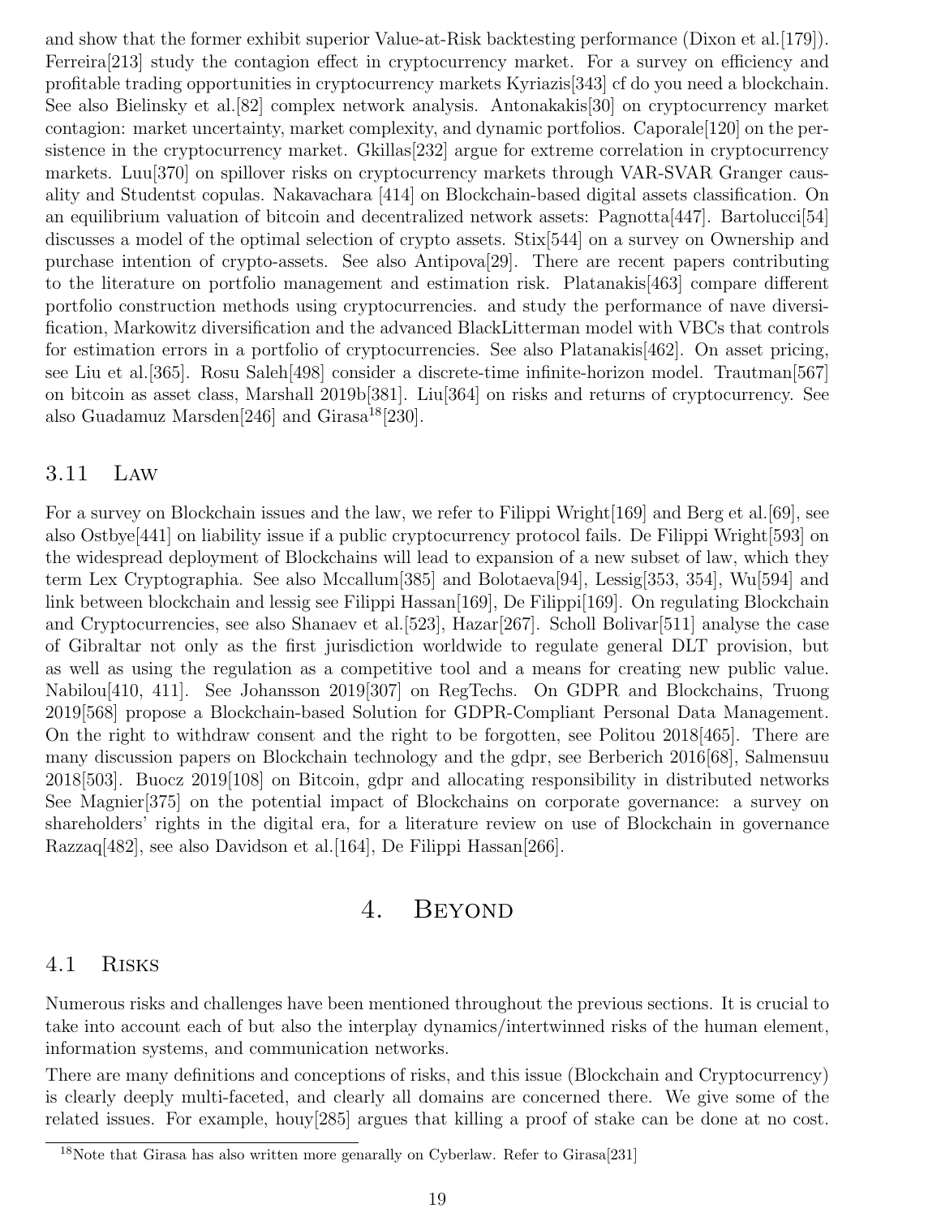and show that the former exhibit superior Value-at-Risk backtesting performance (Dixon et al.[179]). Ferreira[213] study the contagion effect in cryptocurrency market. For a survey on efficiency and profitable trading opportunities in cryptocurrency markets Kyriazis[343] cf do you need a blockchain. See also Bielinsky et al.[82] complex network analysis. Antonakakis[30] on cryptocurrency market contagion: market uncertainty, market complexity, and dynamic portfolios. Caporale[120] on the persistence in the cryptocurrency market. Gkillas[232] argue for extreme correlation in cryptocurrency markets. Luu[370] on spillover risks on cryptocurrency markets through VAR-SVAR Granger causality and Studentst copulas. Nakavachara [414] on Blockchain-based digital assets classification. On an equilibrium valuation of bitcoin and decentralized network assets: Pagnotta[447]. Bartolucci[54] discusses a model of the optimal selection of crypto assets. Stix[544] on a survey on Ownership and purchase intention of crypto-assets. See also Antipova[29]. There are recent papers contributing to the literature on portfolio management and estimation risk. Platanakis[463] compare different portfolio construction methods using cryptocurrencies. and study the performance of nave diversification, Markowitz diversification and the advanced BlackLitterman model with VBCs that controls for estimation errors in a portfolio of cryptocurrencies. See also Platanakis[462]. On asset pricing, see Liu et al.[365]. Rosu Saleh[498] consider a discrete-time infinite-horizon model. Trautman[567] on bitcoin as asset class, Marshall 2019b[381]. Liu[364] on risks and returns of cryptocurrency. See also Guadamuz Marsden[246] and Girasa[18][230].

## 3.11 Law

For a survey on Blockchain issues and the law, we refer to Filippi Wright[169] and Berg et al.[69], see also Ostbye[441] on liability issue if a public cryptocurrency protocol fails. De Filippi Wright[593] on the widespread deployment of Blockchains will lead to expansion of a new subset of law, which they term Lex Cryptographia. See also Mccallum[385] and Bolotaeva[94], Lessig[353, 354], Wu[594] and link between blockchain and lessig see Filippi Hassan[169], De Filippi[169]. On regulating Blockchain and Cryptocurrencies, see also Shanaev et al.[523], Hazar[267]. Scholl Bolivar[511] analyse the case of Gibraltar not only as the first jurisdiction worldwide to regulate general DLT provision, but as well as using the regulation as a competitive tool and a means for creating new public value. Nabilou[410, 411]. See Johansson 2019[307] on RegTechs. On GDPR and Blockchains, Truong 2019[568] propose a Blockchain-based Solution for GDPR-Compliant Personal Data Management. On the right to withdraw consent and the right to be forgotten, see Politou 2018[465]. There are many discussion papers on Blockchain technology and the gdpr, see Berberich 2016[68], Salmensuu 2018[503]. Buocz 2019[108] on Bitcoin, gdpr and allocating responsibility in distributed networks See Magnier[375] on the potential impact of Blockchains on corporate governance: a survey on shareholders' rights in the digital era, for a literature review on use of Blockchain in governance Razzaq[482], see also Davidson et al.[164], De Filippi Hassan[266].

# 4. Beyond

## 4.1 Risks

Numerous risks and challenges have been mentioned throughout the previous sections. It is crucial to take into account each of but also the interplay dynamics/intertwinned risks of the human element, information systems, and communication networks.

There are many definitions and conceptions of risks, and this issue (Blockchain and Cryptocurrency) is clearly deeply multi-faceted, and clearly all domains are concerned there. We give some of the related issues. For example, houy[285] argues that killing a proof of stake can be done at no cost.

[18] Note that Girasa has also written more genarally on Cyberlaw. Refer to Girasa[231]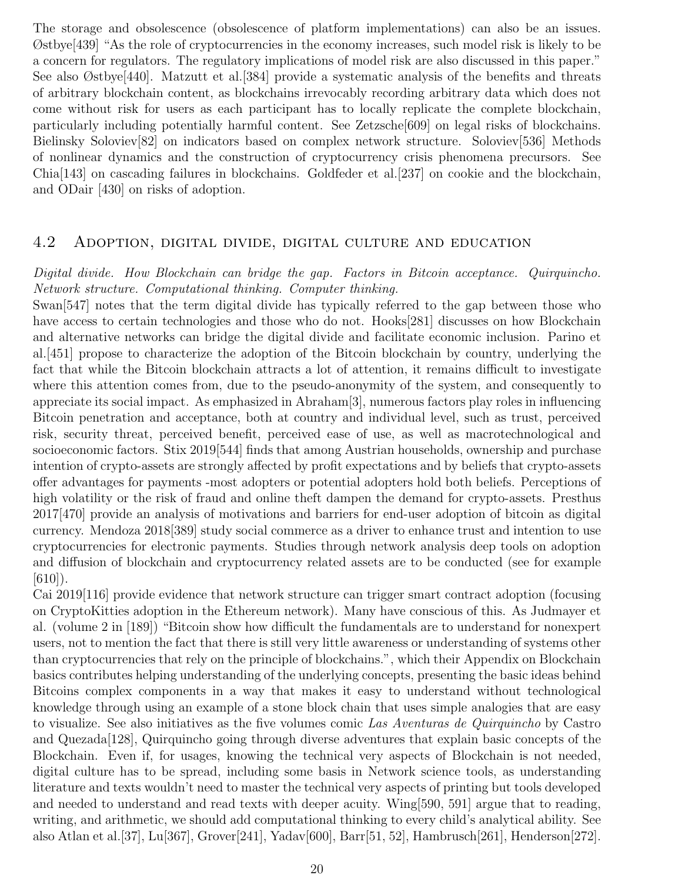The storage and obsolescence (obsolescence of platform implementations) can also be an issues. Østbye[439] "As the role of cryptocurrencies in the economy increases, such model risk is likely to be a concern for regulators. The regulatory implications of model risk are also discussed in this paper." See also Østbye[440]. Matzutt et al.[384] provide a systematic analysis of the benefits and threats of arbitrary blockchain content, as blockchains irrevocably recording arbitrary data which does not come without risk for users as each participant has to locally replicate the complete blockchain, particularly including potentially harmful content. See Zetzsche[609] on legal risks of blockchains. Bielinsky Soloviev[82] on indicators based on complex network structure. Soloviev[536] Methods of nonlinear dynamics and the construction of cryptocurrency crisis phenomena precursors. See Chia[143] on cascading failures in blockchains. Goldfeder et al.[237] on cookie and the blockchain, and ODair [430] on risks of adoption.

## 4.2 Adoption, digital divide, digital culture and education

*Digital divide. How Blockchain can bridge the gap. Factors in Bitcoin acceptance. Quirquincho. Network structure. Computational thinking. Computer thinking.*

Swan[547] notes that the term digital divide has typically referred to the gap between those who have access to certain technologies and those who do not. Hooks[281] discusses on how Blockchain and alternative networks can bridge the digital divide and facilitate economic inclusion. Parino et al.[451] propose to characterize the adoption of the Bitcoin blockchain by country, underlying the fact that while the Bitcoin blockchain attracts a lot of attention, it remains difficult to investigate where this attention comes from, due to the pseudo-anonymity of the system, and consequently to appreciate its social impact. As emphasized in Abraham[3], numerous factors play roles in influencing Bitcoin penetration and acceptance, both at country and individual level, such as trust, perceived risk, security threat, perceived benefit, perceived ease of use, as well as macrotechnological and socioeconomic factors. Stix 2019[544] finds that among Austrian households, ownership and purchase intention of crypto-assets are strongly affected by profit expectations and by beliefs that crypto-assets offer advantages for payments -most adopters or potential adopters hold both beliefs. Perceptions of high volatility or the risk of fraud and online theft dampen the demand for crypto-assets. Presthus 2017[470] provide an analysis of motivations and barriers for end-user adoption of bitcoin as digital currency. Mendoza 2018[389] study social commerce as a driver to enhance trust and intention to use cryptocurrencies for electronic payments. Studies through network analysis deep tools on adoption and diffusion of blockchain and cryptocurrency related assets are to be conducted (see for example [610]).

Cai 2019[116] provide evidence that network structure can trigger smart contract adoption (focusing on CryptoKitties adoption in the Ethereum network). Many have conscious of this. As Judmayer et al. (volume 2 in [189]) "Bitcoin show how difficult the fundamentals are to understand for nonexpert users, not to mention the fact that there is still very little awareness or understanding of systems other than cryptocurrencies that rely on the principle of blockchains.", which their Appendix on Blockchain basics contributes helping understanding of the underlying concepts, presenting the basic ideas behind Bitcoins complex components in a way that makes it easy to understand without technological knowledge through using an example of a stone block chain that uses simple analogies that are easy to visualize. See also initiatives as the five volumes comic *Las Aventuras de Quirquincho* by Castro and Quezada[128], Quirquincho going through diverse adventures that explain basic concepts of the Blockchain. Even if, for usages, knowing the technical very aspects of Blockchain is not needed, digital culture has to be spread, including some basis in Network science tools, as understanding literature and texts wouldn't need to master the technical very aspects of printing but tools developed and needed to understand and read texts with deeper acuity. Wing[590, 591] argue that to reading, writing, and arithmetic, we should add computational thinking to every child's analytical ability. See also Atlan et al.[37], Lu[367], Grover[241], Yadav[600], Barr[51, 52], Hambrusch[261], Henderson[272].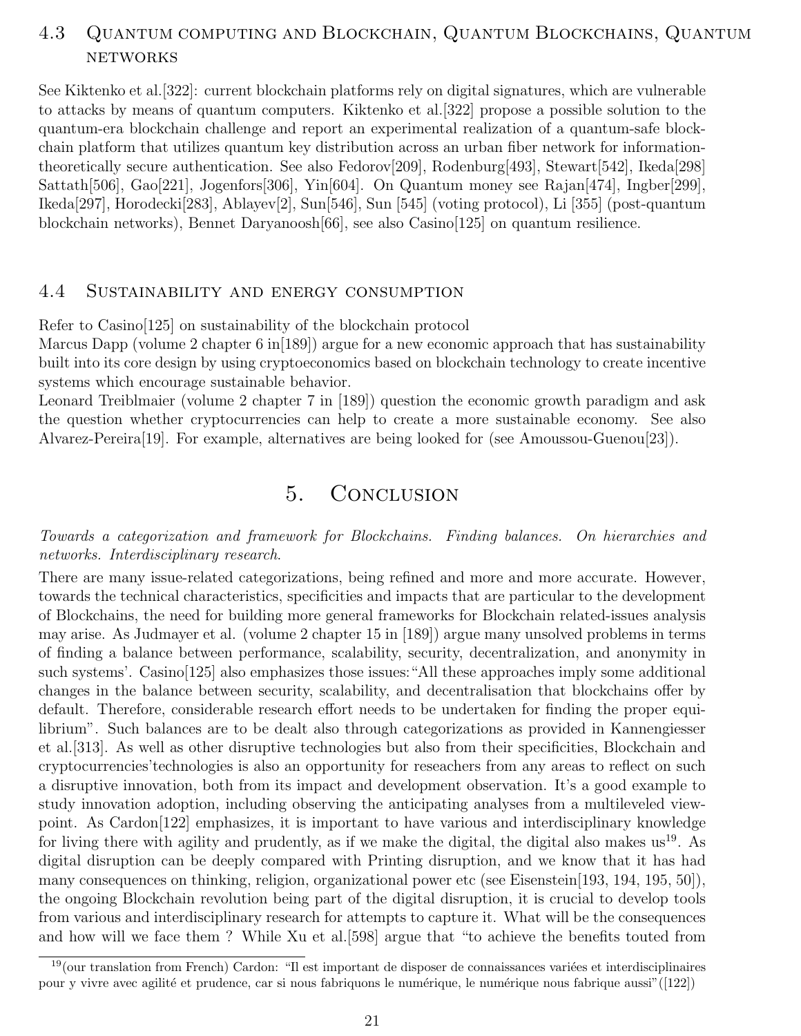### 4.3 Quantum computing and Blockchain, Quantum Blockchains, Quantum networks

See Kiktenko et al.[322]: current blockchain platforms rely on digital signatures, which are vulnerable to attacks by means of quantum computers. Kiktenko et al.[322] propose a possible solution to the quantum-era blockchain challenge and report an experimental realization of a quantum-safe blockchain platform that utilizes quantum key distribution across an urban fiber network for information-theoretically secure authentication. See also Fedorov[209], Rodenburg[493], Stewart[542], Ikeda[298] Sattath[506], Gao[221], Jogenfors[306], Yin[604]. On Quantum money see Rajan[474], Ingber[299], Ikeda[297], Horodecki[283], Ablayev[2], Sun[546], Sun [545] (voting protocol), Li [355] (post-quantum blockchain networks), Bennet Daryanoosh[66], see also Casino[125] on quantum resilience.

### 4.4 Sustainability and energy consumption

Refer to Casino[125] on sustainability of the blockchain protocol
Marcus Dapp (volume 2 chapter 6 in[189]) argue for a new economic approach that has sustainability built into its core design by using cryptoeconomics based on blockchain technology to create incentive systems which encourage sustainable behavior.
Leonard Treiblmaier (volume 2 chapter 7 in [189]) question the economic growth paradigm and ask the question whether cryptocurrencies can help to create a more sustainable economy. See also Alvarez-Pereira[19]. For example, alternatives are being looked for (see Amoussou-Guenou[23]).

## 5. Conclusion

*Towards a categorization and framework for Blockchains. Finding balances. On hierarchies and networks. Interdisciplinary research.*

There are many issue-related categorizations, being refined and more and more accurate. However, towards the technical characteristics, specificities and impacts that are particular to the development of Blockchains, the need for building more general frameworks for Blockchain related-issues analysis may arise. As Judmayer et al. (volume 2 chapter 15 in [189]) argue many unsolved problems in terms of finding a balance between performance, scalability, security, decentralization, and anonymity in such systems'. Casino[125] also emphasizes those issues:"All these approaches imply some additional changes in the balance between security, scalability, and decentralisation that blockchains offer by default. Therefore, considerable research effort needs to be undertaken for finding the proper equilibrium". Such balances are to be dealt also through categorizations as provided in Kannengiesser et al.[313]. As well as other disruptive technologies but also from their specificities, Blockchain and cryptocurrencies'technologies is also an opportunity for reseachers from any areas to reflect on such a disruptive innovation, both from its impact and development observation. It's a good example to study innovation adoption, including observing the anticipating analyses from a multileveled viewpoint. As Cardon[122] emphasizes, it is important to have various and interdisciplinary knowledge for living there with agility and prudently, as if we make the digital, the digital also makes us[19]. As digital disruption can be deeply compared with Printing disruption, and we know that it has had many consequences on thinking, religion, organizational power etc (see Eisenstein[193, 194, 195, 50]), the ongoing Blockchain revolution being part of the digital disruption, it is crucial to develop tools from various and interdisciplinary research for attempts to capture it. What will be the consequences and how will we face them ? While Xu et al.[598] argue that "to achieve the benefits touted from

[19](our translation from French) Cardon: "Il est important de disposer de connaissances variées et interdisciplinaires pour y vivre avec agilité et prudence, car si nous fabriquons le numérique, le numérique nous fabrique aussi"([122])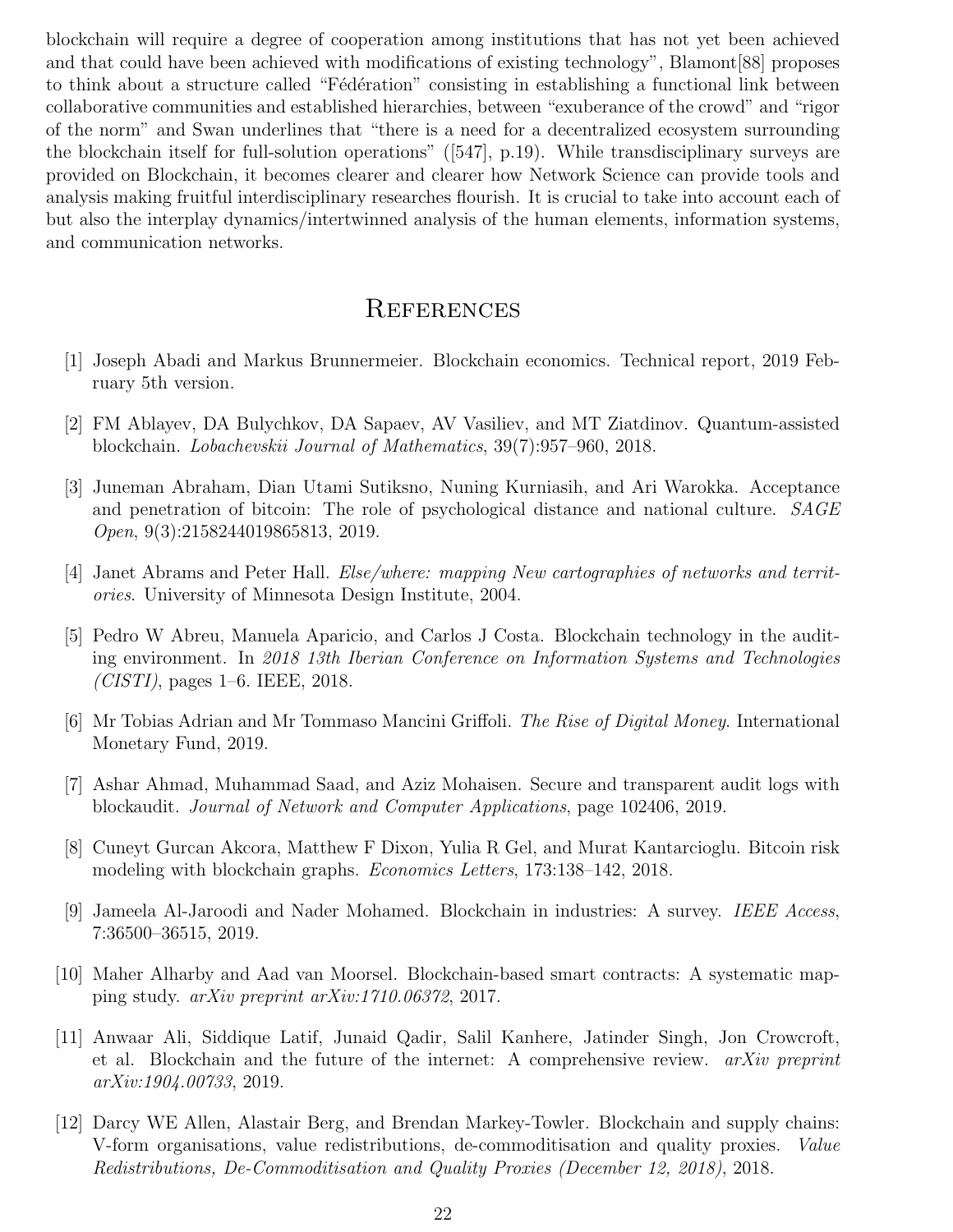blockchain will require a degree of cooperation among institutions that has not yet been achieved and that could have been achieved with modifications of existing technology", Blamont[88] proposes to think about a structure called "Fédération" consisting in establishing a functional link between collaborative communities and established hierarchies, between "exuberance of the crowd" and "rigor of the norm" and Swan underlines that "there is a need for a decentralized ecosystem surrounding the blockchain itself for full-solution operations" ([547], p.19). While transdisciplinary surveys are provided on Blockchain, it becomes clearer and clearer how Network Science can provide tools and analysis making fruitful interdisciplinary researches flourish. It is crucial to take into account each of but also the interplay dynamics/intertwinned analysis of the human elements, information systems, and communication networks.

# References

[1] Joseph Abadi and Markus Brunnermeier. Blockchain economics. Technical report, 2019 February 5th version.

[2] FM Ablayev, DA Bulychkov, DA Sapaev, AV Vasiliev, and MT Ziatdinov. Quantum-assisted blockchain. *Lobachevskii Journal of Mathematics*, 39(7):957–960, 2018.

[3] Juneman Abraham, Dian Utami Sutiksno, Nuning Kurniasih, and Ari Warokka. Acceptance and penetration of bitcoin: The role of psychological distance and national culture. *SAGE Open*, 9(3):2158244019865813, 2019.

[4] Janet Abrams and Peter Hall. *Else/where: mapping New cartographies of networks and territories*. University of Minnesota Design Institute, 2004.

[5] Pedro W Abreu, Manuela Aparicio, and Carlos J Costa. Blockchain technology in the auditing environment. In *2018 13th Iberian Conference on Information Systems and Technologies (CISTI)*, pages 1–6. IEEE, 2018.

[6] Mr Tobias Adrian and Mr Tommaso Mancini Griffoli. *The Rise of Digital Money*. International Monetary Fund, 2019.

[7] Ashar Ahmad, Muhammad Saad, and Aziz Mohaisen. Secure and transparent audit logs with blockaudit. *Journal of Network and Computer Applications*, page 102406, 2019.

[8] Cuneyt Gurcan Akcora, Matthew F Dixon, Yulia R Gel, and Murat Kantarcioglu. Bitcoin risk modeling with blockchain graphs. *Economics Letters*, 173:138–142, 2018.

[9] Jameela Al-Jaroodi and Nader Mohamed. Blockchain in industries: A survey. *IEEE Access*, 7:36500–36515, 2019.

[10] Maher Alharby and Aad van Moorsel. Blockchain-based smart contracts: A systematic mapping study. *arXiv preprint arXiv:1710.06372*, 2017.

[11] Anwaar Ali, Siddique Latif, Junaid Qadir, Salil Kanhere, Jatinder Singh, Jon Crowcroft, et al. Blockchain and the future of the internet: A comprehensive review. *arXiv preprint arXiv:1904.00733*, 2019.

[12] Darcy WE Allen, Alastair Berg, and Brendan Markey-Towler. Blockchain and supply chains: V-form organisations, value redistributions, de-commoditisation and quality proxies. *Value Redistributions, De-Commoditisation and Quality Proxies (December 12, 2018)*, 2018.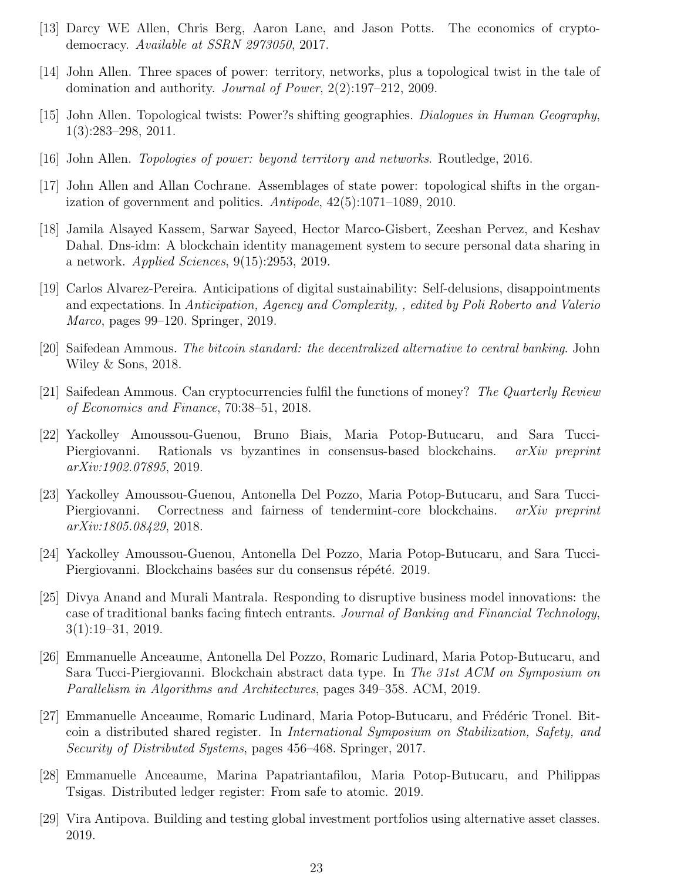[13] Darcy WE Allen, Chris Berg, Aaron Lane, and Jason Potts. The economics of crypto-democracy. *Available at SSRN 2973050*, 2017.

[14] John Allen. Three spaces of power: territory, networks, plus a topological twist in the tale of domination and authority. *Journal of Power*, 2(2):197–212, 2009.

[15] John Allen. Topological twists: Power?s shifting geographies. *Dialogues in Human Geography*, 1(3):283–298, 2011.

[16] John Allen. *Topologies of power: beyond territory and networks*. Routledge, 2016.

[17] John Allen and Allan Cochrane. Assemblages of state power: topological shifts in the organization of government and politics. *Antipode*, 42(5):1071–1089, 2010.

[18] Jamila Alsayed Kassem, Sarwar Sayeed, Hector Marco-Gisbert, Zeeshan Pervez, and Keshav Dahal. Dns-idm: A blockchain identity management system to secure personal data sharing in a network. *Applied Sciences*, 9(15):2953, 2019.

[19] Carlos Alvarez-Pereira. Anticipations of digital sustainability: Self-delusions, disappointments and expectations. In *Anticipation, Agency and Complexity, , edited by Poli Roberto and Valerio Marco*, pages 99–120. Springer, 2019.

[20] Saifedean Ammous. *The bitcoin standard: the decentralized alternative to central banking*. John Wiley & Sons, 2018.

[21] Saifedean Ammous. Can cryptocurrencies fulfil the functions of money? *The Quarterly Review of Economics and Finance*, 70:38–51, 2018.

[22] Yackolley Amoussou-Guenou, Bruno Biais, Maria Potop-Butucaru, and Sara Tucci-Piergiovanni. Rationals vs byzantines in consensus-based blockchains. *arXiv preprint arXiv:1902.07895*, 2019.

[23] Yackolley Amoussou-Guenou, Antonella Del Pozzo, Maria Potop-Butucaru, and Sara Tucci-Piergiovanni. Correctness and fairness of tendermint-core blockchains. *arXiv preprint arXiv:1805.08429*, 2018.

[24] Yackolley Amoussou-Guenou, Antonella Del Pozzo, Maria Potop-Butucaru, and Sara Tucci-Piergiovanni. Blockchains basées sur du consensus répété. 2019.

[25] Divya Anand and Murali Mantrala. Responding to disruptive business model innovations: the case of traditional banks facing fintech entrants. *Journal of Banking and Financial Technology*, 3(1):19–31, 2019.

[26] Emmanuelle Anceaume, Antonella Del Pozzo, Romaric Ludinard, Maria Potop-Butucaru, and Sara Tucci-Piergiovanni. Blockchain abstract data type. In *The 31st ACM on Symposium on Parallelism in Algorithms and Architectures*, pages 349–358. ACM, 2019.

[27] Emmanuelle Anceaume, Romaric Ludinard, Maria Potop-Butucaru, and Frédéric Tronel. Bitcoin a distributed shared register. In *International Symposium on Stabilization, Safety, and Security of Distributed Systems*, pages 456–468. Springer, 2017.

[28] Emmanuelle Anceaume, Marina Papatriantafilou, Maria Potop-Butucaru, and Philippas Tsigas. Distributed ledger register: From safe to atomic. 2019.

[29] Vira Antipova. Building and testing global investment portfolios using alternative asset classes. 2019.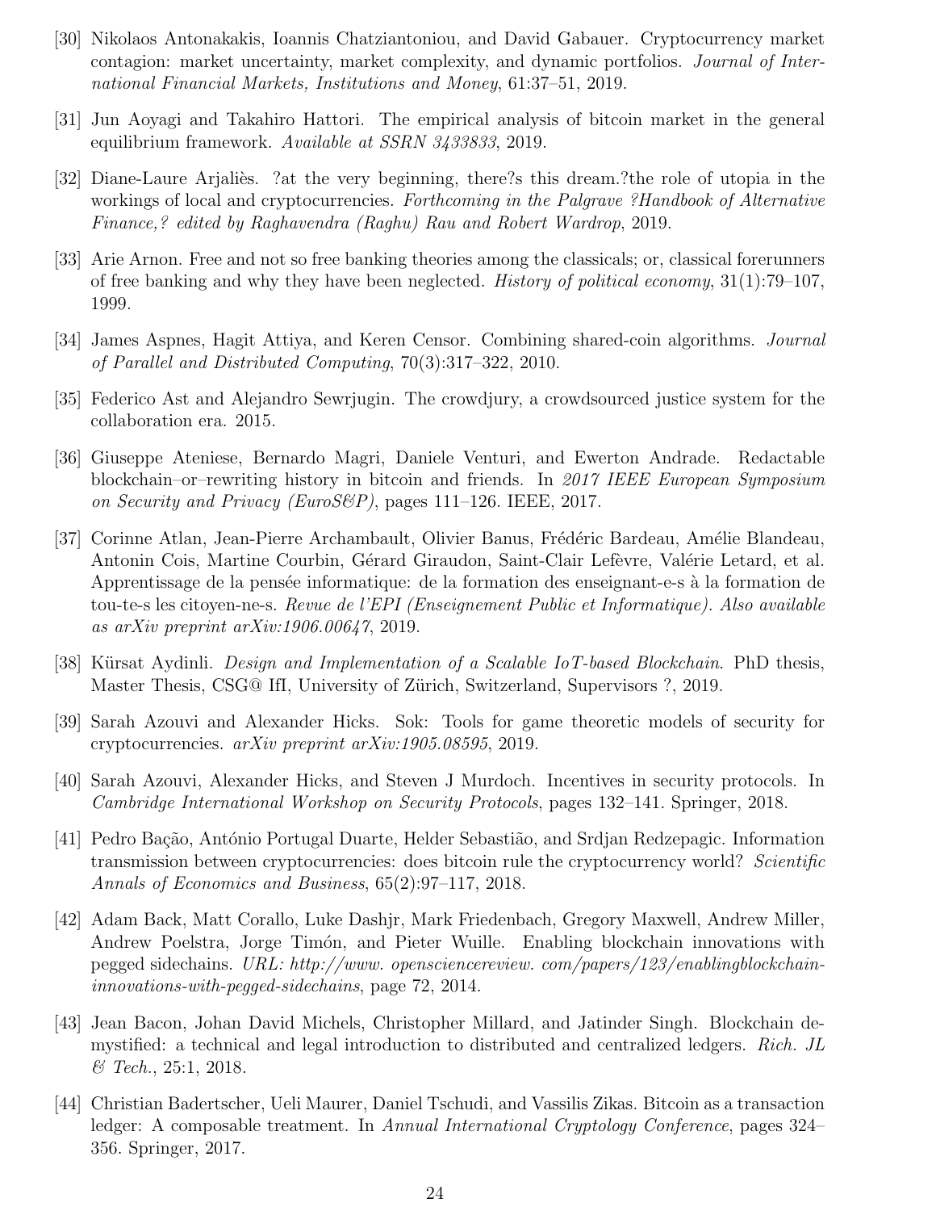[30] Nikolaos Antonakakis, Ioannis Chatziantoniou, and David Gabauer. Cryptocurrency market contagion: market uncertainty, market complexity, and dynamic portfolios. *Journal of International Financial Markets, Institutions and Money*, 61:37–51, 2019.

[31] Jun Aoyagi and Takahiro Hattori. The empirical analysis of bitcoin market in the general equilibrium framework. *Available at SSRN 3433833*, 2019.

[32] Diane-Laure Arjaliès. ?at the very beginning, there?s this dream.?the role of utopia in the workings of local and cryptocurrencies. *Forthcoming in the Palgrave ?Handbook of Alternative Finance,? edited by Raghavendra (Raghu) Rau and Robert Wardrop*, 2019.

[33] Arie Arnon. Free and not so free banking theories among the classicals; or, classical forerunners of free banking and why they have been neglected. *History of political economy*, 31(1):79–107, 1999.

[34] James Aspnes, Hagit Attiya, and Keren Censor. Combining shared-coin algorithms. *Journal of Parallel and Distributed Computing*, 70(3):317–322, 2010.

[35] Federico Ast and Alejandro Sewrjugin. The crowdjury, a crowdsourced justice system for the collaboration era. 2015.

[36] Giuseppe Ateniese, Bernardo Magri, Daniele Venturi, and Ewerton Andrade. Redactable blockchain–or–rewriting history in bitcoin and friends. In *2017 IEEE European Symposium on Security and Privacy (EuroS&P)*, pages 111–126. IEEE, 2017.

[37] Corinne Atlan, Jean-Pierre Archambault, Olivier Banus, Frédéric Bardeau, Amélie Blandeau, Antonin Cois, Martine Courbin, Gérard Giraudon, Saint-Clair Lefèvre, Valérie Letard, et al. Apprentissage de la pensée informatique: de la formation des enseignant-e-s à la formation de tou-te-s les citoyen-ne-s. *Revue de l'EPI (Enseignement Public et Informatique). Also available as arXiv preprint arXiv:1906.00647*, 2019.

[38] Kürsat Aydinli. *Design and Implementation of a Scalable IoT-based Blockchain*. PhD thesis, Master Thesis, CSG@ IfI, University of Zürich, Switzerland, Supervisors ?, 2019.

[39] Sarah Azouvi and Alexander Hicks. Sok: Tools for game theoretic models of security for cryptocurrencies. *arXiv preprint arXiv:1905.08595*, 2019.

[40] Sarah Azouvi, Alexander Hicks, and Steven J Murdoch. Incentives in security protocols. In *Cambridge International Workshop on Security Protocols*, pages 132–141. Springer, 2018.

[41] Pedro Bação, António Portugal Duarte, Helder Sebastião, and Srdjan Redzepagic. Information transmission between cryptocurrencies: does bitcoin rule the cryptocurrency world? *Scientific Annals of Economics and Business*, 65(2):97–117, 2018.

[42] Adam Back, Matt Corallo, Luke Dashjr, Mark Friedenbach, Gregory Maxwell, Andrew Miller, Andrew Poelstra, Jorge Timón, and Pieter Wuille. Enabling blockchain innovations with pegged sidechains. *URL: http://www. opensciencereview. com/papers/123/enablingblockchain-innovations-with-pegged-sidechains*, page 72, 2014.

[43] Jean Bacon, Johan David Michels, Christopher Millard, and Jatinder Singh. Blockchain demystified: a technical and legal introduction to distributed and centralized ledgers. *Rich. JL & Tech.*, 25:1, 2018.

[44] Christian Badertscher, Ueli Maurer, Daniel Tschudi, and Vassilis Zikas. Bitcoin as a transaction ledger: A composable treatment. In *Annual International Cryptology Conference*, pages 324–356. Springer, 2017.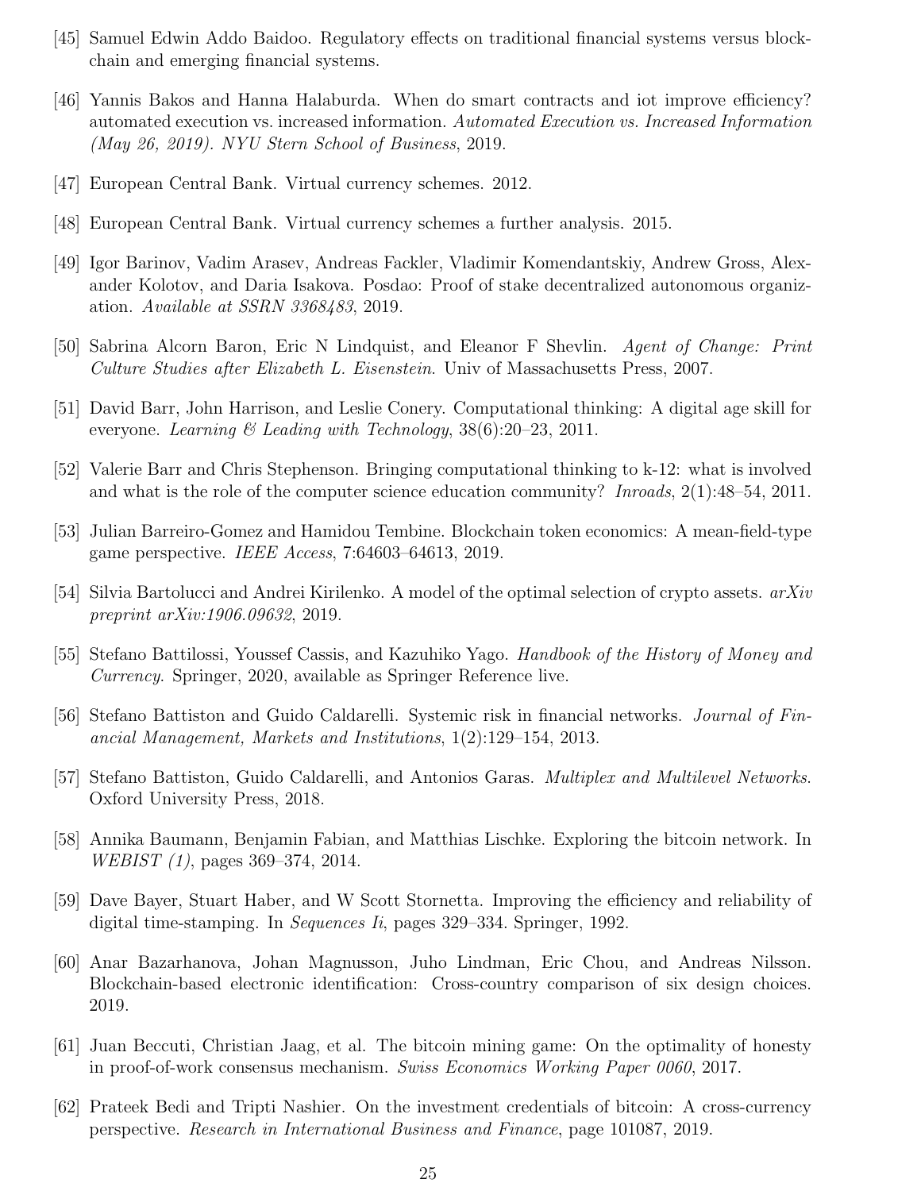[45] Samuel Edwin Addo Baidoo. Regulatory effects on traditional financial systems versus blockchain and emerging financial systems.

[46] Yannis Bakos and Hanna Halaburda. When do smart contracts and iot improve efficiency? automated execution vs. increased information. *Automated Execution vs. Increased Information (May 26, 2019). NYU Stern School of Business*, 2019.

[47] European Central Bank. Virtual currency schemes. 2012.

[48] European Central Bank. Virtual currency schemes a further analysis. 2015.

[49] Igor Barinov, Vadim Arasev, Andreas Fackler, Vladimir Komendantskiy, Andrew Gross, Alexander Kolotov, and Daria Isakova. Posdao: Proof of stake decentralized autonomous organization. *Available at SSRN 3368483*, 2019.

[50] Sabrina Alcorn Baron, Eric N Lindquist, and Eleanor F Shevlin. *Agent of Change: Print Culture Studies after Elizabeth L. Eisenstein*. Univ of Massachusetts Press, 2007.

[51] David Barr, John Harrison, and Leslie Conery. Computational thinking: A digital age skill for everyone. *Learning & Leading with Technology*, 38(6):20–23, 2011.

[52] Valerie Barr and Chris Stephenson. Bringing computational thinking to k-12: what is involved and what is the role of the computer science education community? *Inroads*, 2(1):48–54, 2011.

[53] Julian Barreiro-Gomez and Hamidou Tembine. Blockchain token economics: A mean-field-type game perspective. *IEEE Access*, 7:64603–64613, 2019.

[54] Silvia Bartolucci and Andrei Kirilenko. A model of the optimal selection of crypto assets. *arXiv preprint arXiv:1906.09632*, 2019.

[55] Stefano Battilossi, Youssef Cassis, and Kazuhiko Yago. *Handbook of the History of Money and Currency*. Springer, 2020, available as Springer Reference live.

[56] Stefano Battiston and Guido Caldarelli. Systemic risk in financial networks. *Journal of Financial Management, Markets and Institutions*, 1(2):129–154, 2013.

[57] Stefano Battiston, Guido Caldarelli, and Antonios Garas. *Multiplex and Multilevel Networks*. Oxford University Press, 2018.

[58] Annika Baumann, Benjamin Fabian, and Matthias Lischke. Exploring the bitcoin network. In *WEBIST (1)*, pages 369–374, 2014.

[59] Dave Bayer, Stuart Haber, and W Scott Stornetta. Improving the efficiency and reliability of digital time-stamping. In *Sequences Ii*, pages 329–334. Springer, 1992.

[60] Anar Bazarhanova, Johan Magnusson, Juho Lindman, Eric Chou, and Andreas Nilsson. Blockchain-based electronic identification: Cross-country comparison of six design choices. 2019.

[61] Juan Beccuti, Christian Jaag, et al. The bitcoin mining game: On the optimality of honesty in proof-of-work consensus mechanism. *Swiss Economics Working Paper 0060*, 2017.

[62] Prateek Bedi and Tripti Nashier. On the investment credentials of bitcoin: A cross-currency perspective. *Research in International Business and Finance*, page 101087, 2019.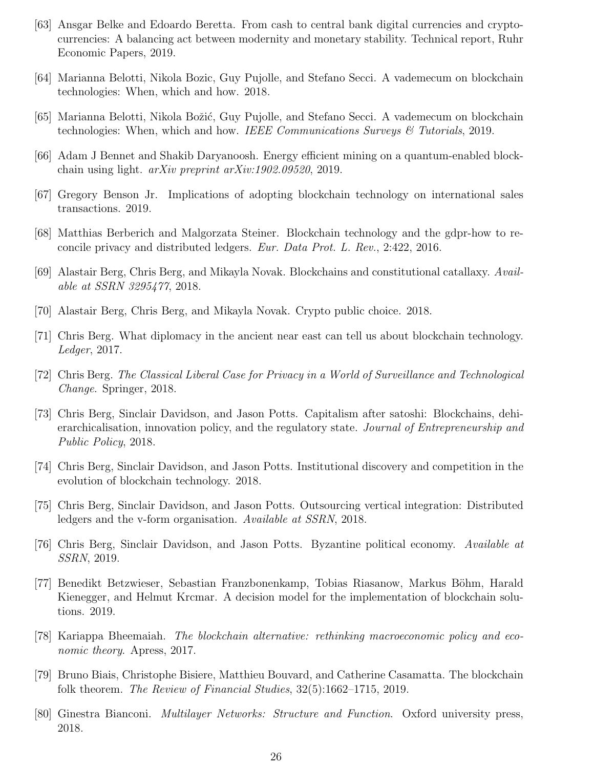[63] Ansgar Belke and Edoardo Beretta. From cash to central bank digital currencies and crypto-currencies: A balancing act between modernity and monetary stability. Technical report, Ruhr Economic Papers, 2019.

[64] Marianna Belotti, Nikola Bozic, Guy Pujolle, and Stefano Secci. A vademecum on blockchain technologies: When, which and how. 2018.

[65] Marianna Belotti, Nikola Božić, Guy Pujolle, and Stefano Secci. A vademecum on blockchain technologies: When, which and how. *IEEE Communications Surveys & Tutorials*, 2019.

[66] Adam J Bennet and Shakib Daryanoosh. Energy efficient mining on a quantum-enabled blockchain using light. *arXiv preprint arXiv:1902.09520*, 2019.

[67] Gregory Benson Jr. Implications of adopting blockchain technology on international sales transactions. 2019.

[68] Matthias Berberich and Malgorzata Steiner. Blockchain technology and the gdpr-how to reconcile privacy and distributed ledgers. *Eur. Data Prot. L. Rev.*, 2:422, 2016.

[69] Alastair Berg, Chris Berg, and Mikayla Novak. Blockchains and constitutional catallaxy. *Available at SSRN 3295477*, 2018.

[70] Alastair Berg, Chris Berg, and Mikayla Novak. Crypto public choice. 2018.

[71] Chris Berg. What diplomacy in the ancient near east can tell us about blockchain technology. *Ledger*, 2017.

[72] Chris Berg. *The Classical Liberal Case for Privacy in a World of Surveillance and Technological Change*. Springer, 2018.

[73] Chris Berg, Sinclair Davidson, and Jason Potts. Capitalism after satoshi: Blockchains, dehierarchicalisation, innovation policy, and the regulatory state. *Journal of Entrepreneurship and Public Policy*, 2018.

[74] Chris Berg, Sinclair Davidson, and Jason Potts. Institutional discovery and competition in the evolution of blockchain technology. 2018.

[75] Chris Berg, Sinclair Davidson, and Jason Potts. Outsourcing vertical integration: Distributed ledgers and the v-form organisation. *Available at SSRN*, 2018.

[76] Chris Berg, Sinclair Davidson, and Jason Potts. Byzantine political economy. *Available at SSRN*, 2019.

[77] Benedikt Betzwieser, Sebastian Franzbonenkamp, Tobias Riasanow, Markus Böhm, Harald Kienegger, and Helmut Krcmar. A decision model for the implementation of blockchain solutions. 2019.

[78] Kariappa Bheemaiah. *The blockchain alternative: rethinking macroeconomic policy and economic theory*. Apress, 2017.

[79] Bruno Biais, Christophe Bisiere, Matthieu Bouvard, and Catherine Casamatta. The blockchain folk theorem. *The Review of Financial Studies*, 32(5):1662–1715, 2019.

[80] Ginestra Bianconi. *Multilayer Networks: Structure and Function*. Oxford university press, 2018.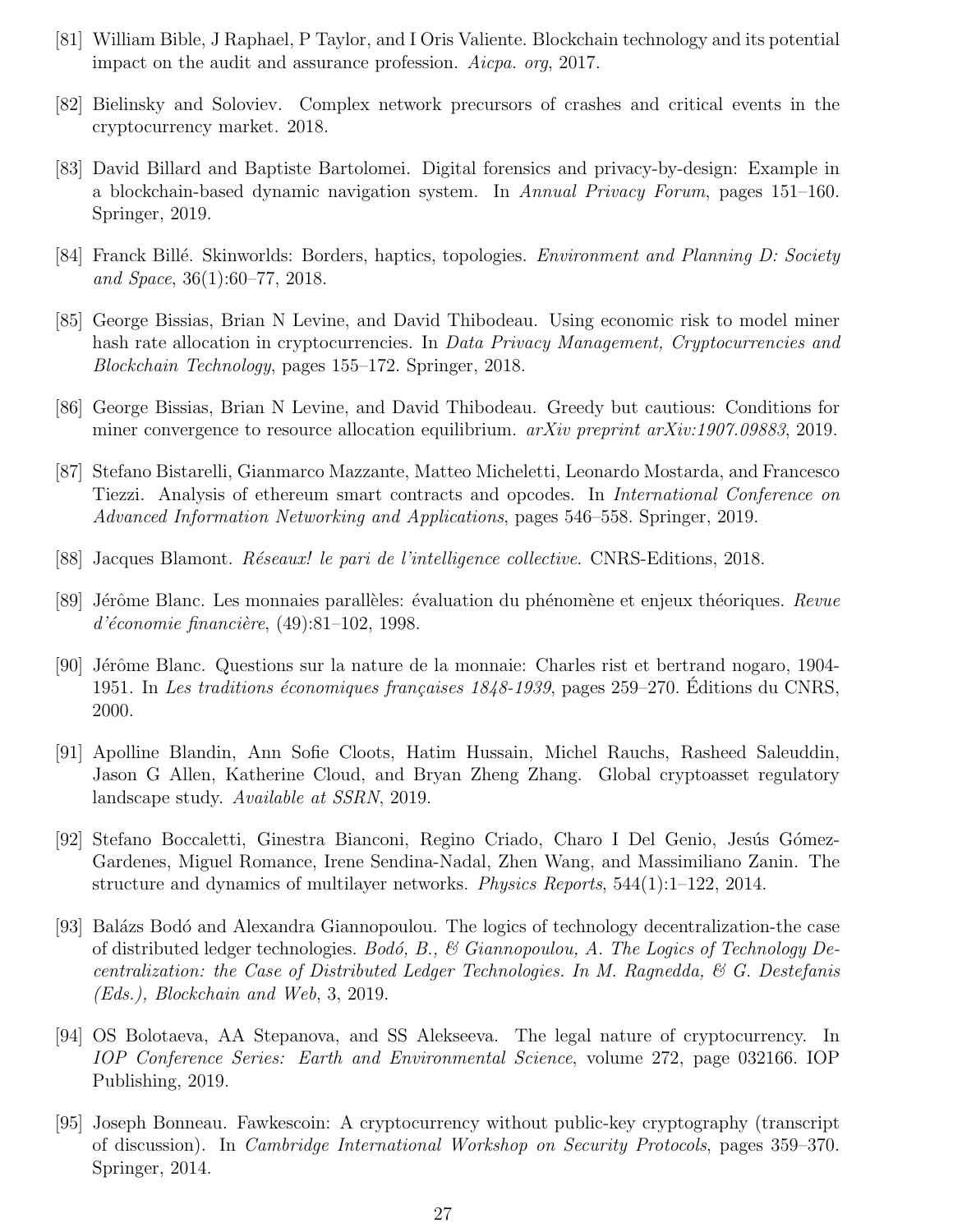[81] William Bible, J Raphael, P Taylor, and I Oris Valiente. Blockchain technology and its potential impact on the audit and assurance profession. *Aicpa. org*, 2017.

[82] Bielinsky and Soloviev. Complex network precursors of crashes and critical events in the cryptocurrency market. 2018.

[83] David Billard and Baptiste Bartolomei. Digital forensics and privacy-by-design: Example in a blockchain-based dynamic navigation system. In *Annual Privacy Forum*, pages 151–160. Springer, 2019.

[84] Franck Billé. Skinworlds: Borders, haptics, topologies. *Environment and Planning D: Society and Space*, 36(1):60–77, 2018.

[85] George Bissias, Brian N Levine, and David Thibodeau. Using economic risk to model miner hash rate allocation in cryptocurrencies. In *Data Privacy Management, Cryptocurrencies and Blockchain Technology*, pages 155–172. Springer, 2018.

[86] George Bissias, Brian N Levine, and David Thibodeau. Greedy but cautious: Conditions for miner convergence to resource allocation equilibrium. *arXiv preprint arXiv:1907.09883*, 2019.

[87] Stefano Bistarelli, Gianmarco Mazzante, Matteo Micheletti, Leonardo Mostarda, and Francesco Tiezzi. Analysis of ethereum smart contracts and opcodes. In *International Conference on Advanced Information Networking and Applications*, pages 546–558. Springer, 2019.

[88] Jacques Blamont. *Réseaux! le pari de l'intelligence collective*. CNRS-Editions, 2018.

[89] Jérôme Blanc. Les monnaies parallèles: évaluation du phénomène et enjeux théoriques. *Revue d'économie financière*, (49):81–102, 1998.

[90] Jérôme Blanc. Questions sur la nature de la monnaie: Charles rist et bertrand nogaro, 1904-1951. In *Les traditions économiques françaises 1848-1939*, pages 259–270. Éditions du CNRS, 2000.

[91] Apolline Blandin, Ann Sofie Cloots, Hatim Hussain, Michel Rauchs, Rasheed Saleuddin, Jason G Allen, Katherine Cloud, and Bryan Zheng Zhang. Global cryptoasset regulatory landscape study. *Available at SSRN*, 2019.

[92] Stefano Boccaletti, Ginestra Bianconi, Regino Criado, Charo I Del Genio, Jesús Gómez-Gardenes, Miguel Romance, Irene Sendina-Nadal, Zhen Wang, and Massimiliano Zanin. The structure and dynamics of multilayer networks. *Physics Reports*, 544(1):1–122, 2014.

[93] Balázs Bodó and Alexandra Giannopoulou. The logics of technology decentralization-the case of distributed ledger technologies. *Bodó, B., & Giannopoulou, A. The Logics of Technology Decentralization: the Case of Distributed Ledger Technologies. In M. Ragnedda, & G. Destefanis (Eds.), Blockchain and Web*, 3, 2019.

[94] OS Bolotaeva, AA Stepanova, and SS Alekseeva. The legal nature of cryptocurrency. In *IOP Conference Series: Earth and Environmental Science*, volume 272, page 032166. IOP Publishing, 2019.

[95] Joseph Bonneau. Fawkescoin: A cryptocurrency without public-key cryptography (transcript of discussion). In *Cambridge International Workshop on Security Protocols*, pages 359–370. Springer, 2014.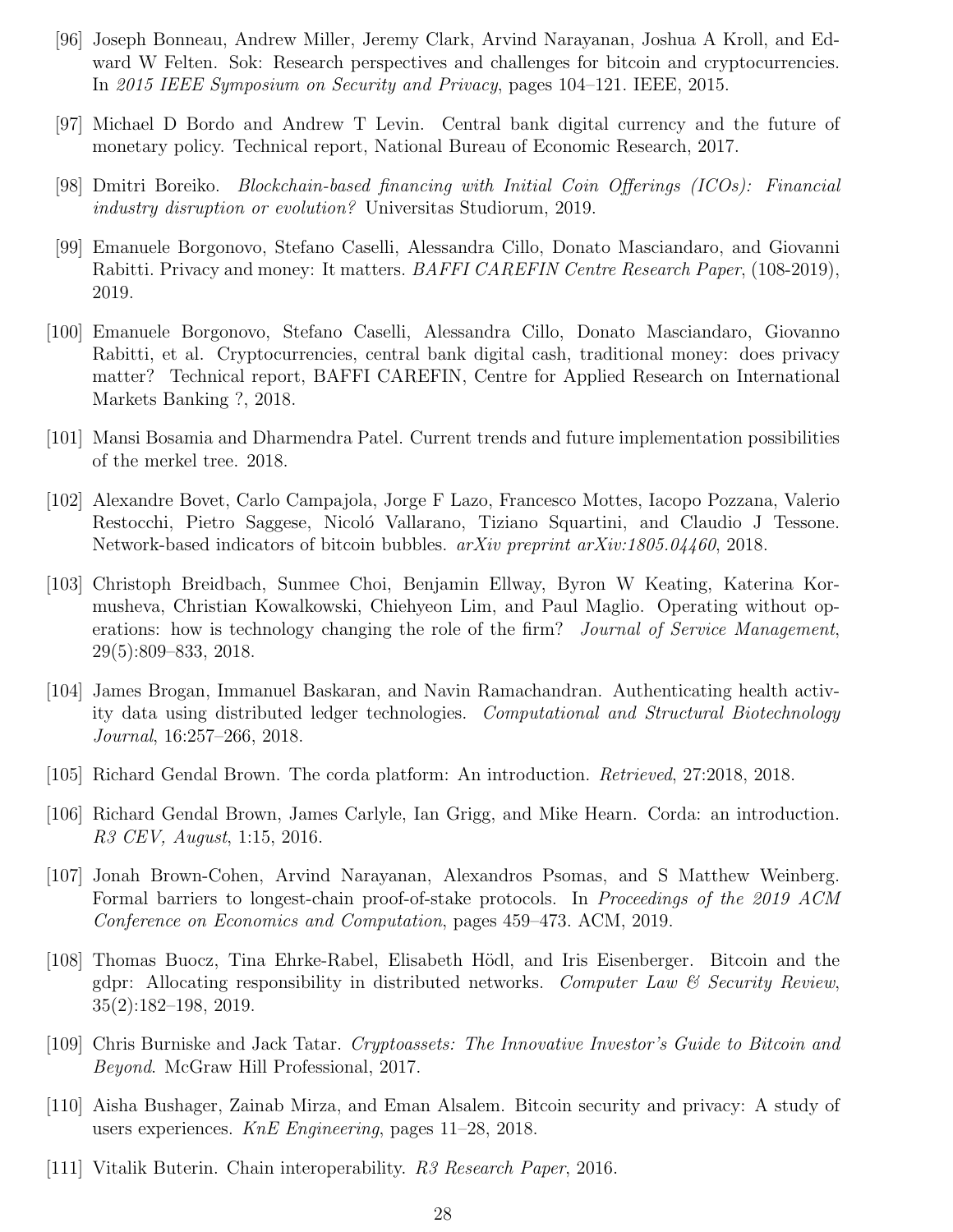[96] Joseph Bonneau, Andrew Miller, Jeremy Clark, Arvind Narayanan, Joshua A Kroll, and Edward W Felten. Sok: Research perspectives and challenges for bitcoin and cryptocurrencies. In *2015 IEEE Symposium on Security and Privacy*, pages 104–121. IEEE, 2015.

[97] Michael D Bordo and Andrew T Levin. Central bank digital currency and the future of monetary policy. Technical report, National Bureau of Economic Research, 2017.

[98] Dmitri Boreiko. *Blockchain-based financing with Initial Coin Offerings (ICOs): Financial industry disruption or evolution?* Universitas Studiorum, 2019.

[99] Emanuele Borgonovo, Stefano Caselli, Alessandra Cillo, Donato Masciandaro, and Giovanni Rabitti. Privacy and money: It matters. *BAFFI CAREFIN Centre Research Paper*, (108-2019), 2019.

[100] Emanuele Borgonovo, Stefano Caselli, Alessandra Cillo, Donato Masciandaro, Giovanno Rabitti, et al. Cryptocurrencies, central bank digital cash, traditional money: does privacy matter? Technical report, BAFFI CAREFIN, Centre for Applied Research on International Markets Banking ?, 2018.

[101] Mansi Bosamia and Dharmendra Patel. Current trends and future implementation possibilities of the merkel tree. 2018.

[102] Alexandre Bovet, Carlo Campajola, Jorge F Lazo, Francesco Mottes, Iacopo Pozzana, Valerio Restocchi, Pietro Saggese, Nicoló Vallarano, Tiziano Squartini, and Claudio J Tessone. Network-based indicators of bitcoin bubbles. *arXiv preprint arXiv:1805.04460*, 2018.

[103] Christoph Breidbach, Sunmee Choi, Benjamin Ellway, Byron W Keating, Katerina Kormusheva, Christian Kowalkowski, Chiehyeon Lim, and Paul Maglio. Operating without operations: how is technology changing the role of the firm? *Journal of Service Management*, 29(5):809–833, 2018.

[104] James Brogan, Immanuel Baskaran, and Navin Ramachandran. Authenticating health activity data using distributed ledger technologies. *Computational and Structural Biotechnology Journal*, 16:257–266, 2018.

[105] Richard Gendal Brown. The corda platform: An introduction. *Retrieved*, 27:2018, 2018.

[106] Richard Gendal Brown, James Carlyle, Ian Grigg, and Mike Hearn. Corda: an introduction. *R3 CEV, August*, 1:15, 2016.

[107] Jonah Brown-Cohen, Arvind Narayanan, Alexandros Psomas, and S Matthew Weinberg. Formal barriers to longest-chain proof-of-stake protocols. In *Proceedings of the 2019 ACM Conference on Economics and Computation*, pages 459–473. ACM, 2019.

[108] Thomas Buocz, Tina Ehrke-Rabel, Elisabeth Hödl, and Iris Eisenberger. Bitcoin and the gdpr: Allocating responsibility in distributed networks. *Computer Law & Security Review*, 35(2):182–198, 2019.

[109] Chris Burniske and Jack Tatar. *Cryptoassets: The Innovative Investor's Guide to Bitcoin and Beyond*. McGraw Hill Professional, 2017.

[110] Aisha Bushager, Zainab Mirza, and Eman Alsalem. Bitcoin security and privacy: A study of users experiences. *KnE Engineering*, pages 11–28, 2018.

[111] Vitalik Buterin. Chain interoperability. *R3 Research Paper*, 2016.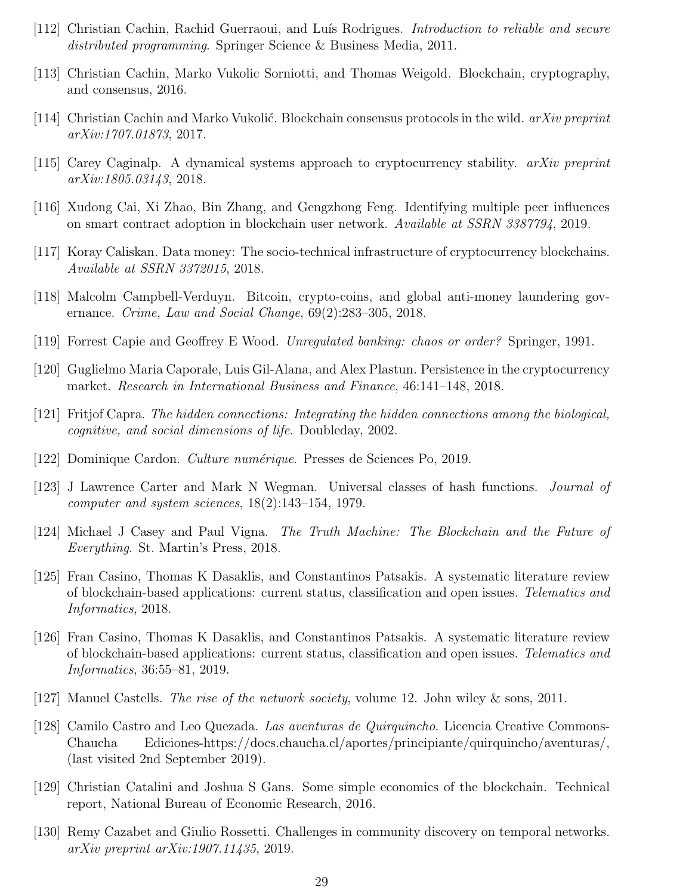[112] Christian Cachin, Rachid Guerraoui, and Luís Rodrigues. *Introduction to reliable and secure distributed programming*. Springer Science & Business Media, 2011.

[113] Christian Cachin, Marko Vukolic Sorniotti, and Thomas Weigold. Blockchain, cryptography, and consensus, 2016.

[114] Christian Cachin and Marko Vukolić. Blockchain consensus protocols in the wild. *arXiv preprint arXiv:1707.01873*, 2017.

[115] Carey Caginalp. A dynamical systems approach to cryptocurrency stability. *arXiv preprint arXiv:1805.03143*, 2018.

[116] Xudong Cai, Xi Zhao, Bin Zhang, and Gengzhong Feng. Identifying multiple peer influences on smart contract adoption in blockchain user network. *Available at SSRN 3387794*, 2019.

[117] Koray Caliskan. Data money: The socio-technical infrastructure of cryptocurrency blockchains. *Available at SSRN 3372015*, 2018.

[118] Malcolm Campbell-Verduyn. Bitcoin, crypto-coins, and global anti-money laundering governance. *Crime, Law and Social Change*, 69(2):283–305, 2018.

[119] Forrest Capie and Geoffrey E Wood. *Unregulated banking: chaos or order?* Springer, 1991.

[120] Guglielmo Maria Caporale, Luis Gil-Alana, and Alex Plastun. Persistence in the cryptocurrency market. *Research in International Business and Finance*, 46:141–148, 2018.

[121] Fritjof Capra. *The hidden connections: Integrating the hidden connections among the biological, cognitive, and social dimensions of life*. Doubleday, 2002.

[122] Dominique Cardon. *Culture numérique*. Presses de Sciences Po, 2019.

[123] J Lawrence Carter and Mark N Wegman. Universal classes of hash functions. *Journal of computer and system sciences*, 18(2):143–154, 1979.

[124] Michael J Casey and Paul Vigna. *The Truth Machine: The Blockchain and the Future of Everything*. St. Martin's Press, 2018.

[125] Fran Casino, Thomas K Dasaklis, and Constantinos Patsakis. A systematic literature review of blockchain-based applications: current status, classification and open issues. *Telematics and Informatics*, 2018.

[126] Fran Casino, Thomas K Dasaklis, and Constantinos Patsakis. A systematic literature review of blockchain-based applications: current status, classification and open issues. *Telematics and Informatics*, 36:55–81, 2019.

[127] Manuel Castells. *The rise of the network society*, volume 12. John wiley & sons, 2011.

[128] Camilo Castro and Leo Quezada. *Las aventuras de Quirquincho*. Licencia Creative Commons-Chaucha Ediciones-https://docs.chaucha.cl/aportes/principiante/quirquincho/aventuras/, (last visited 2nd September 2019).

[129] Christian Catalini and Joshua S Gans. Some simple economics of the blockchain. Technical report, National Bureau of Economic Research, 2016.

[130] Remy Cazabet and Giulio Rossetti. Challenges in community discovery on temporal networks. *arXiv preprint arXiv:1907.11435*, 2019.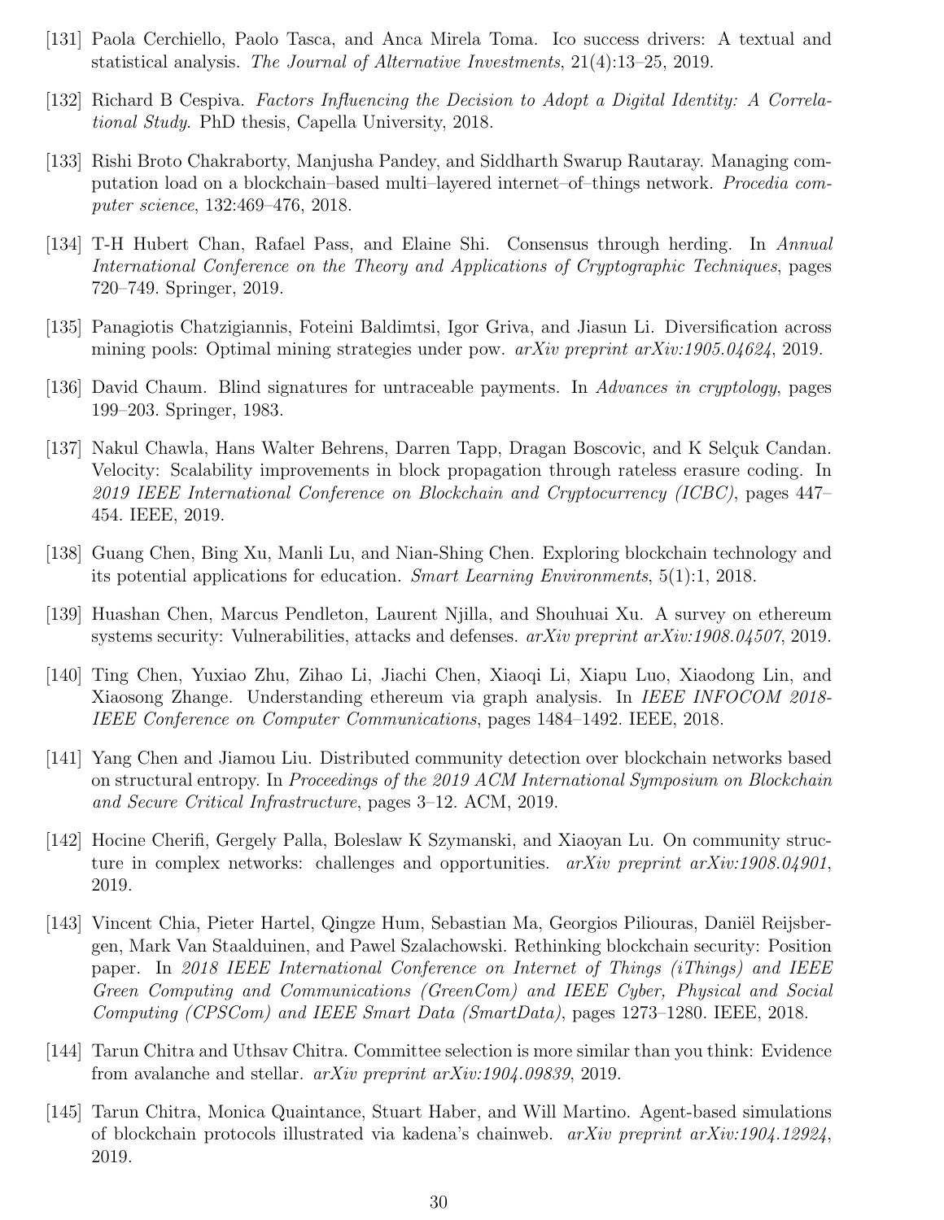[131] Paola Cerchiello, Paolo Tasca, and Anca Mirela Toma. Ico success drivers: A textual and statistical analysis. *The Journal of Alternative Investments*, 21(4):13–25, 2019.

[132] Richard B Cespiva. *Factors Influencing the Decision to Adopt a Digital Identity: A Correlational Study*. PhD thesis, Capella University, 2018.

[133] Rishi Broto Chakraborty, Manjusha Pandey, and Siddharth Swarup Rautaray. Managing computation load on a blockchain–based multi–layered internet–of–things network. *Procedia computer science*, 132:469–476, 2018.

[134] T-H Hubert Chan, Rafael Pass, and Elaine Shi. Consensus through herding. In *Annual International Conference on the Theory and Applications of Cryptographic Techniques*, pages 720–749. Springer, 2019.

[135] Panagiotis Chatzigiannis, Foteini Baldimtsi, Igor Griva, and Jiasun Li. Diversification across mining pools: Optimal mining strategies under pow. *arXiv preprint arXiv:1905.04624*, 2019.

[136] David Chaum. Blind signatures for untraceable payments. In *Advances in cryptology*, pages 199–203. Springer, 1983.

[137] Nakul Chawla, Hans Walter Behrens, Darren Tapp, Dragan Boscovic, and K Selçuk Candan. Velocity: Scalability improvements in block propagation through rateless erasure coding. In *2019 IEEE International Conference on Blockchain and Cryptocurrency (ICBC)*, pages 447–454. IEEE, 2019.

[138] Guang Chen, Bing Xu, Manli Lu, and Nian-Shing Chen. Exploring blockchain technology and its potential applications for education. *Smart Learning Environments*, 5(1):1, 2018.

[139] Huashan Chen, Marcus Pendleton, Laurent Njilla, and Shouhuai Xu. A survey on ethereum systems security: Vulnerabilities, attacks and defenses. *arXiv preprint arXiv:1908.04507*, 2019.

[140] Ting Chen, Yuxiao Zhu, Zihao Li, Jiachi Chen, Xiaoqi Li, Xiapu Luo, Xiaodong Lin, and Xiaosong Zhange. Understanding ethereum via graph analysis. In *IEEE INFOCOM 2018-IEEE Conference on Computer Communications*, pages 1484–1492. IEEE, 2018.

[141] Yang Chen and Jiamou Liu. Distributed community detection over blockchain networks based on structural entropy. In *Proceedings of the 2019 ACM International Symposium on Blockchain and Secure Critical Infrastructure*, pages 3–12. ACM, 2019.

[142] Hocine Cherifi, Gergely Palla, Boleslaw K Szymanski, and Xiaoyan Lu. On community structure in complex networks: challenges and opportunities. *arXiv preprint arXiv:1908.04901*, 2019.

[143] Vincent Chia, Pieter Hartel, Qingze Hum, Sebastian Ma, Georgios Piliouras, Daniël Reijsbergen, Mark Van Staalduinen, and Pawel Szalachowski. Rethinking blockchain security: Position paper. In *2018 IEEE International Conference on Internet of Things (iThings) and IEEE Green Computing and Communications (GreenCom) and IEEE Cyber, Physical and Social Computing (CPSCom) and IEEE Smart Data (SmartData)*, pages 1273–1280. IEEE, 2018.

[144] Tarun Chitra and Uthsav Chitra. Committee selection is more similar than you think: Evidence from avalanche and stellar. *arXiv preprint arXiv:1904.09839*, 2019.

[145] Tarun Chitra, Monica Quaintance, Stuart Haber, and Will Martino. Agent-based simulations of blockchain protocols illustrated via kadena's chainweb. *arXiv preprint arXiv:1904.12924*, 2019.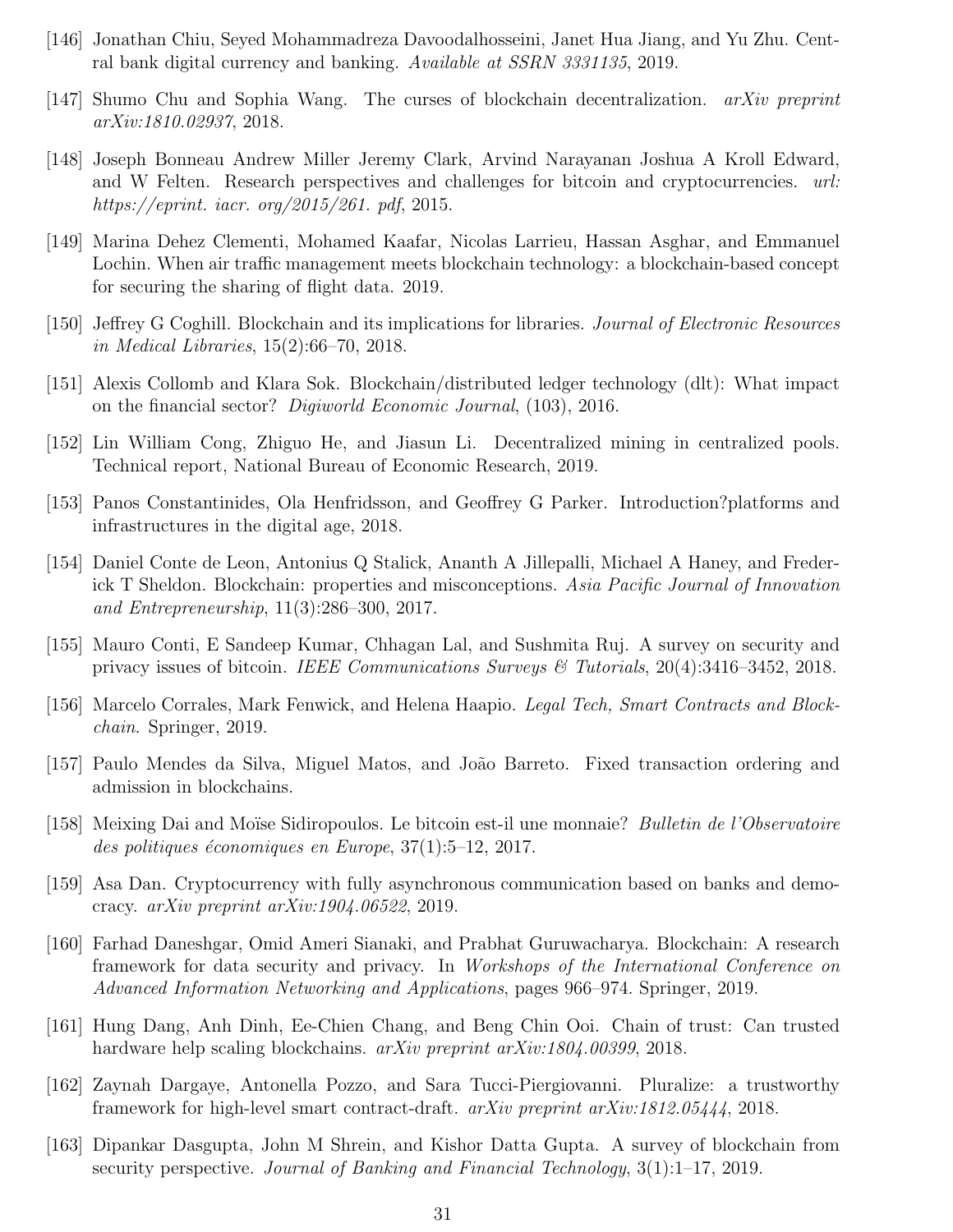[146] Jonathan Chiu, Seyed Mohammadreza Davoodalhosseini, Janet Hua Jiang, and Yu Zhu. Central bank digital currency and banking. *Available at SSRN 3331135*, 2019.

[147] Shumo Chu and Sophia Wang. The curses of blockchain decentralization. *arXiv preprint arXiv:1810.02937*, 2018.

[148] Joseph Bonneau Andrew Miller Jeremy Clark, Arvind Narayanan Joshua A Kroll Edward, and W Felten. Research perspectives and challenges for bitcoin and cryptocurrencies. *url: https://eprint. iacr. org/2015/261. pdf*, 2015.

[149] Marina Dehez Clementi, Mohamed Kaafar, Nicolas Larrieu, Hassan Asghar, and Emmanuel Lochin. When air traffic management meets blockchain technology: a blockchain-based concept for securing the sharing of flight data. 2019.

[150] Jeffrey G Coghill. Blockchain and its implications for libraries. *Journal of Electronic Resources in Medical Libraries*, 15(2):66–70, 2018.

[151] Alexis Collomb and Klara Sok. Blockchain/distributed ledger technology (dlt): What impact on the financial sector? *Digiworld Economic Journal*, (103), 2016.

[152] Lin William Cong, Zhiguo He, and Jiasun Li. Decentralized mining in centralized pools. Technical report, National Bureau of Economic Research, 2019.

[153] Panos Constantinides, Ola Henfridsson, and Geoffrey G Parker. Introduction?platforms and infrastructures in the digital age, 2018.

[154] Daniel Conte de Leon, Antonius Q Stalick, Ananth A Jillepalli, Michael A Haney, and Frederick T Sheldon. Blockchain: properties and misconceptions. *Asia Pacific Journal of Innovation and Entrepreneurship*, 11(3):286–300, 2017.

[155] Mauro Conti, E Sandeep Kumar, Chhagan Lal, and Sushmita Ruj. A survey on security and privacy issues of bitcoin. *IEEE Communications Surveys & Tutorials*, 20(4):3416–3452, 2018.

[156] Marcelo Corrales, Mark Fenwick, and Helena Haapio. *Legal Tech, Smart Contracts and Blockchain*. Springer, 2019.

[157] Paulo Mendes da Silva, Miguel Matos, and João Barreto. Fixed transaction ordering and admission in blockchains.

[158] Meixing Dai and Moïse Sidiropoulos. Le bitcoin est-il une monnaie? *Bulletin de l'Observatoire des politiques économiques en Europe*, 37(1):5–12, 2017.

[159] Asa Dan. Cryptocurrency with fully asynchronous communication based on banks and democracy. *arXiv preprint arXiv:1904.06522*, 2019.

[160] Farhad Daneshgar, Omid Ameri Sianaki, and Prabhat Guruwacharya. Blockchain: A research framework for data security and privacy. In *Workshops of the International Conference on Advanced Information Networking and Applications*, pages 966–974. Springer, 2019.

[161] Hung Dang, Anh Dinh, Ee-Chien Chang, and Beng Chin Ooi. Chain of trust: Can trusted hardware help scaling blockchains. *arXiv preprint arXiv:1804.00399*, 2018.

[162] Zaynah Dargaye, Antonella Pozzo, and Sara Tucci-Piergiovanni. Pluralize: a trustworthy framework for high-level smart contract-draft. *arXiv preprint arXiv:1812.05444*, 2018.

[163] Dipankar Dasgupta, John M Shrein, and Kishor Datta Gupta. A survey of blockchain from security perspective. *Journal of Banking and Financial Technology*, 3(1):1–17, 2019.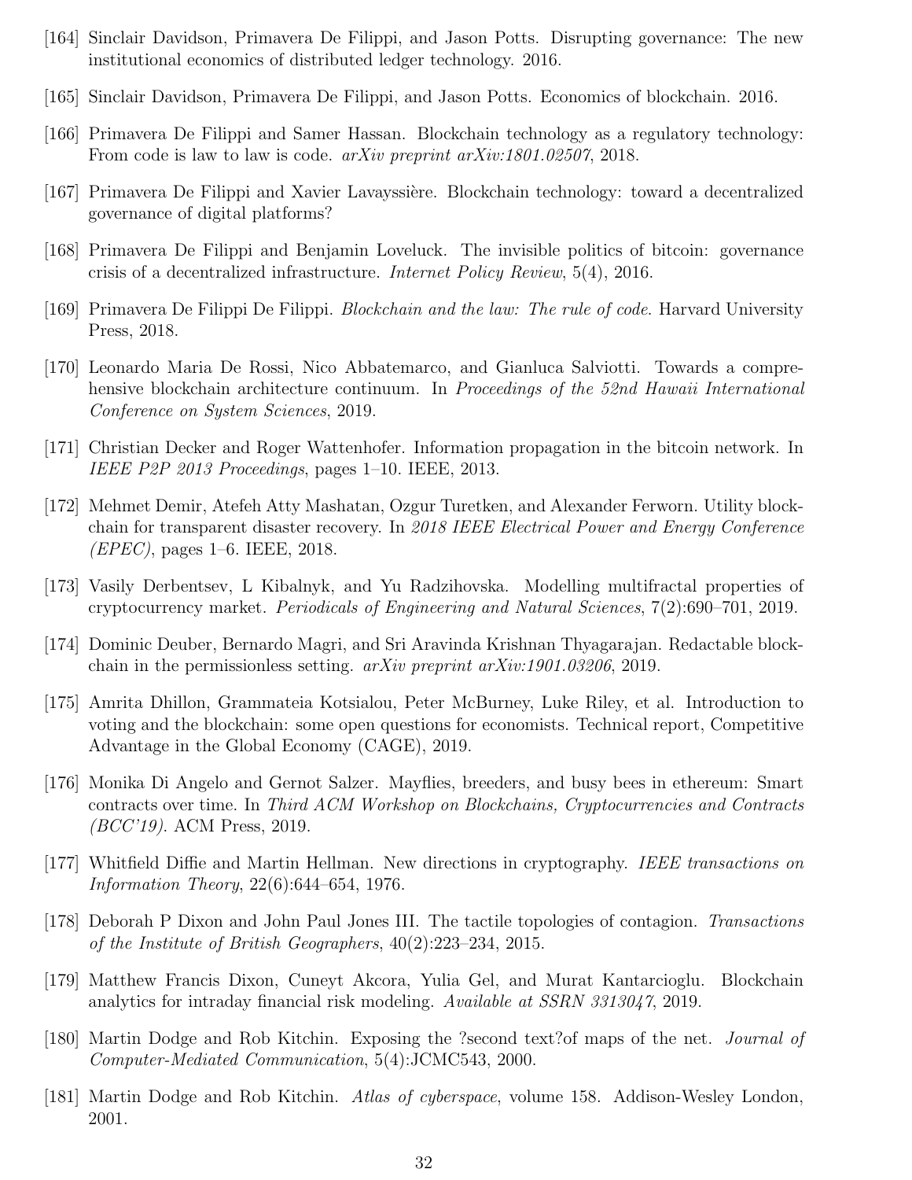[164] Sinclair Davidson, Primavera De Filippi, and Jason Potts. Disrupting governance: The new institutional economics of distributed ledger technology. 2016.

[165] Sinclair Davidson, Primavera De Filippi, and Jason Potts. Economics of blockchain. 2016.

[166] Primavera De Filippi and Samer Hassan. Blockchain technology as a regulatory technology: From code is law to law is code. *arXiv preprint arXiv:1801.02507*, 2018.

[167] Primavera De Filippi and Xavier Lavayssière. Blockchain technology: toward a decentralized governance of digital platforms?

[168] Primavera De Filippi and Benjamin Loveluck. The invisible politics of bitcoin: governance crisis of a decentralized infrastructure. *Internet Policy Review*, 5(4), 2016.

[169] Primavera De Filippi De Filippi. *Blockchain and the law: The rule of code*. Harvard University Press, 2018.

[170] Leonardo Maria De Rossi, Nico Abbatemarco, and Gianluca Salviotti. Towards a comprehensive blockchain architecture continuum. In *Proceedings of the 52nd Hawaii International Conference on System Sciences*, 2019.

[171] Christian Decker and Roger Wattenhofer. Information propagation in the bitcoin network. In *IEEE P2P 2013 Proceedings*, pages 1–10. IEEE, 2013.

[172] Mehmet Demir, Atefeh Atty Mashatan, Ozgur Turetken, and Alexander Ferworn. Utility blockchain for transparent disaster recovery. In *2018 IEEE Electrical Power and Energy Conference (EPEC)*, pages 1–6. IEEE, 2018.

[173] Vasily Derbentsev, L Kibalnyk, and Yu Radzihovska. Modelling multifractal properties of cryptocurrency market. *Periodicals of Engineering and Natural Sciences*, 7(2):690–701, 2019.

[174] Dominic Deuber, Bernardo Magri, and Sri Aravinda Krishnan Thyagarajan. Redactable blockchain in the permissionless setting. *arXiv preprint arXiv:1901.03206*, 2019.

[175] Amrita Dhillon, Grammateia Kotsialou, Peter McBurney, Luke Riley, et al. Introduction to voting and the blockchain: some open questions for economists. Technical report, Competitive Advantage in the Global Economy (CAGE), 2019.

[176] Monika Di Angelo and Gernot Salzer. Mayflies, breeders, and busy bees in ethereum: Smart contracts over time. In *Third ACM Workshop on Blockchains, Cryptocurrencies and Contracts (BCC'19)*. ACM Press, 2019.

[177] Whitfield Diffie and Martin Hellman. New directions in cryptography. *IEEE transactions on Information Theory*, 22(6):644–654, 1976.

[178] Deborah P Dixon and John Paul Jones III. The tactile topologies of contagion. *Transactions of the Institute of British Geographers*, 40(2):223–234, 2015.

[179] Matthew Francis Dixon, Cuneyt Akcora, Yulia Gel, and Murat Kantarcioglu. Blockchain analytics for intraday financial risk modeling. *Available at SSRN 3313047*, 2019.

[180] Martin Dodge and Rob Kitchin. Exposing the ?second text?of maps of the net. *Journal of Computer-Mediated Communication*, 5(4):JCMC543, 2000.

[181] Martin Dodge and Rob Kitchin. *Atlas of cyberspace*, volume 158. Addison-Wesley London, 2001.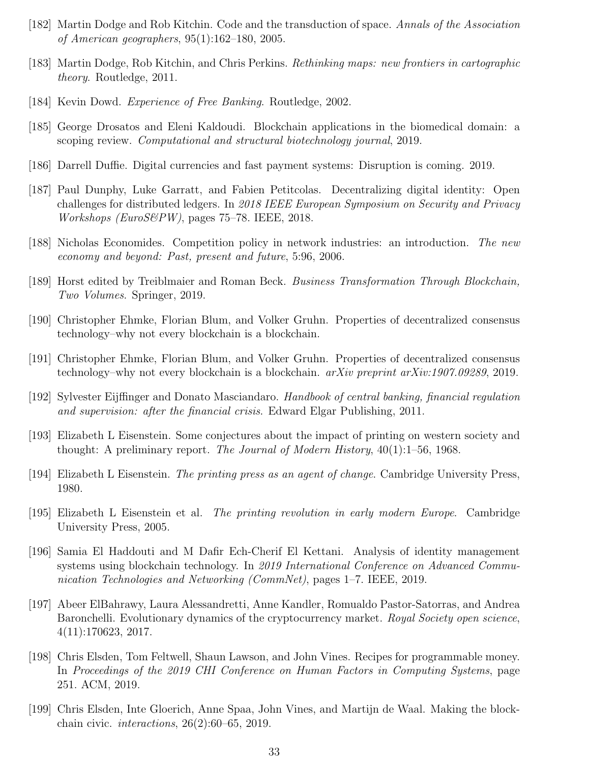[182] Martin Dodge and Rob Kitchin. Code and the transduction of space. *Annals of the Association of American geographers*, 95(1):162–180, 2005.

[183] Martin Dodge, Rob Kitchin, and Chris Perkins. *Rethinking maps: new frontiers in cartographic theory*. Routledge, 2011.

[184] Kevin Dowd. *Experience of Free Banking*. Routledge, 2002.

[185] George Drosatos and Eleni Kaldoudi. Blockchain applications in the biomedical domain: a scoping review. *Computational and structural biotechnology journal*, 2019.

[186] Darrell Duffie. Digital currencies and fast payment systems: Disruption is coming. 2019.

[187] Paul Dunphy, Luke Garratt, and Fabien Petitcolas. Decentralizing digital identity: Open challenges for distributed ledgers. In *2018 IEEE European Symposium on Security and Privacy Workshops (EuroS&PW)*, pages 75–78. IEEE, 2018.

[188] Nicholas Economides. Competition policy in network industries: an introduction. *The new economy and beyond: Past, present and future*, 5:96, 2006.

[189] Horst edited by Treiblmaier and Roman Beck. *Business Transformation Through Blockchain, Two Volumes*. Springer, 2019.

[190] Christopher Ehmke, Florian Blum, and Volker Gruhn. Properties of decentralized consensus technology–why not every blockchain is a blockchain.

[191] Christopher Ehmke, Florian Blum, and Volker Gruhn. Properties of decentralized consensus technology–why not every blockchain is a blockchain. *arXiv preprint arXiv:1907.09289*, 2019.

[192] Sylvester Eijffinger and Donato Masciandaro. *Handbook of central banking, financial regulation and supervision: after the financial crisis*. Edward Elgar Publishing, 2011.

[193] Elizabeth L Eisenstein. Some conjectures about the impact of printing on western society and thought: A preliminary report. *The Journal of Modern History*, 40(1):1–56, 1968.

[194] Elizabeth L Eisenstein. *The printing press as an agent of change*. Cambridge University Press, 1980.

[195] Elizabeth L Eisenstein et al. *The printing revolution in early modern Europe*. Cambridge University Press, 2005.

[196] Samia El Haddouti and M Dafir Ech-Cherif El Kettani. Analysis of identity management systems using blockchain technology. In *2019 International Conference on Advanced Communication Technologies and Networking (CommNet)*, pages 1–7. IEEE, 2019.

[197] Abeer ElBahrawy, Laura Alessandretti, Anne Kandler, Romualdo Pastor-Satorras, and Andrea Baronchelli. Evolutionary dynamics of the cryptocurrency market. *Royal Society open science*, 4(11):170623, 2017.

[198] Chris Elsden, Tom Feltwell, Shaun Lawson, and John Vines. Recipes for programmable money. In *Proceedings of the 2019 CHI Conference on Human Factors in Computing Systems*, page 251. ACM, 2019.

[199] Chris Elsden, Inte Gloerich, Anne Spaa, John Vines, and Martijn de Waal. Making the blockchain civic. *interactions*, 26(2):60–65, 2019.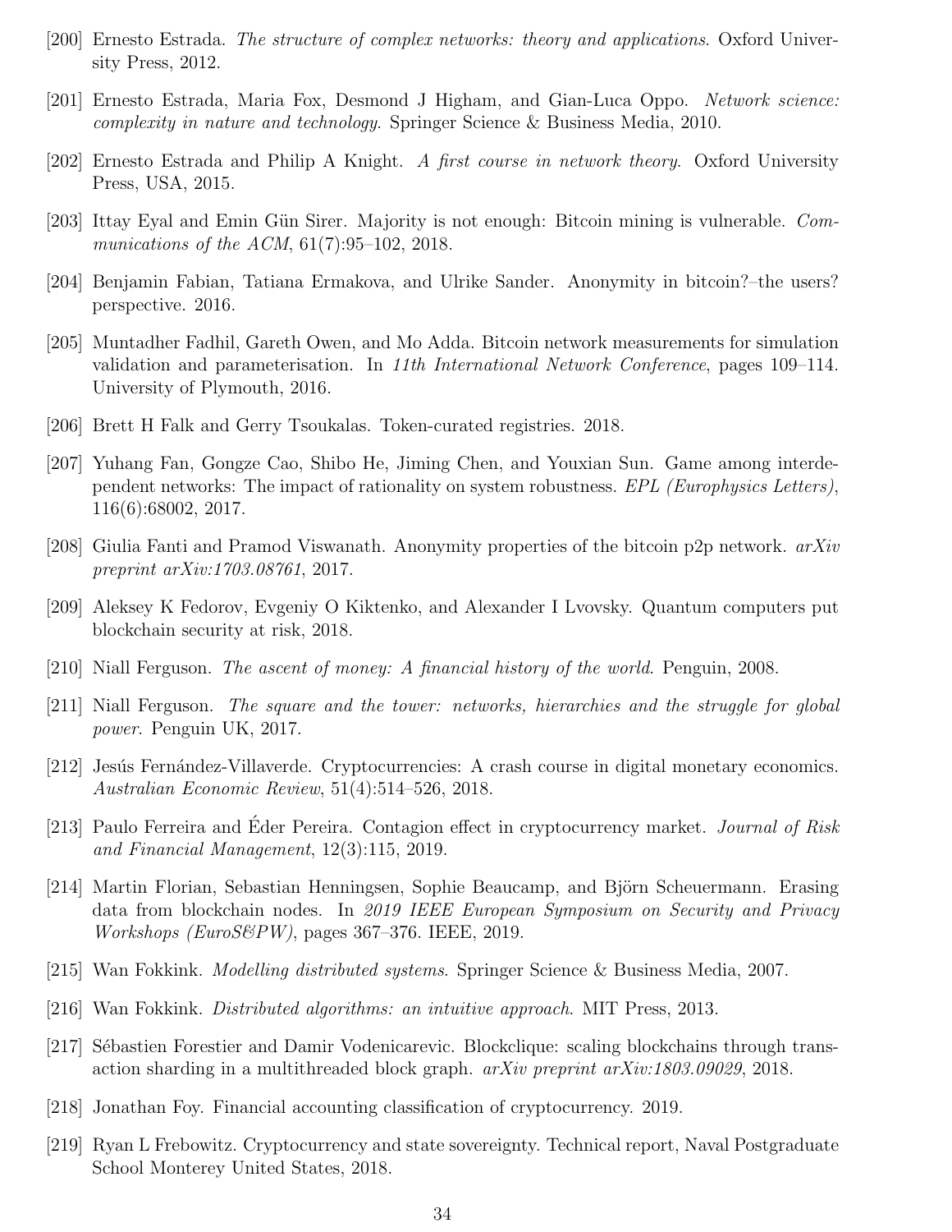[200] Ernesto Estrada. *The structure of complex networks: theory and applications.* Oxford University Press, 2012.

[201] Ernesto Estrada, Maria Fox, Desmond J Higham, and Gian-Luca Oppo. *Network science: complexity in nature and technology.* Springer Science & Business Media, 2010.

[202] Ernesto Estrada and Philip A Knight. *A first course in network theory.* Oxford University Press, USA, 2015.

[203] Ittay Eyal and Emin Gün Sirer. Majority is not enough: Bitcoin mining is vulnerable. *Communications of the ACM*, 61(7):95–102, 2018.

[204] Benjamin Fabian, Tatiana Ermakova, and Ulrike Sander. Anonymity in bitcoin?–the users? perspective. 2016.

[205] Muntadher Fadhil, Gareth Owen, and Mo Adda. Bitcoin network measurements for simulation validation and parameterisation. In *11th International Network Conference*, pages 109–114. University of Plymouth, 2016.

[206] Brett H Falk and Gerry Tsoukalas. Token-curated registries. 2018.

[207] Yuhang Fan, Gongze Cao, Shibo He, Jiming Chen, and Youxian Sun. Game among interdependent networks: The impact of rationality on system robustness. *EPL (Europhysics Letters)*, 116(6):68002, 2017.

[208] Giulia Fanti and Pramod Viswanath. Anonymity properties of the bitcoin p2p network. *arXiv preprint arXiv:1703.08761*, 2017.

[209] Aleksey K Fedorov, Evgeniy O Kiktenko, and Alexander I Lvovsky. Quantum computers put blockchain security at risk, 2018.

[210] Niall Ferguson. *The ascent of money: A financial history of the world*. Penguin, 2008.

[211] Niall Ferguson. *The square and the tower: networks, hierarchies and the struggle for global power.* Penguin UK, 2017.

[212] Jesús Fernández-Villaverde. Cryptocurrencies: A crash course in digital monetary economics. *Australian Economic Review*, 51(4):514–526, 2018.

[213] Paulo Ferreira and Éder Pereira. Contagion effect in cryptocurrency market. *Journal of Risk and Financial Management*, 12(3):115, 2019.

[214] Martin Florian, Sebastian Henningsen, Sophie Beaucamp, and Björn Scheuermann. Erasing data from blockchain nodes. In *2019 IEEE European Symposium on Security and Privacy Workshops (EuroS&PW)*, pages 367–376. IEEE, 2019.

[215] Wan Fokkink. *Modelling distributed systems.* Springer Science & Business Media, 2007.

[216] Wan Fokkink. *Distributed algorithms: an intuitive approach.* MIT Press, 2013.

[217] Sébastien Forestier and Damir Vodenicarevic. Blockclique: scaling blockchains through transaction sharding in a multithreaded block graph. *arXiv preprint arXiv:1803.09029*, 2018.

[218] Jonathan Foy. Financial accounting classification of cryptocurrency. 2019.

[219] Ryan L Frebowitz. Cryptocurrency and state sovereignty. Technical report, Naval Postgraduate School Monterey United States, 2018.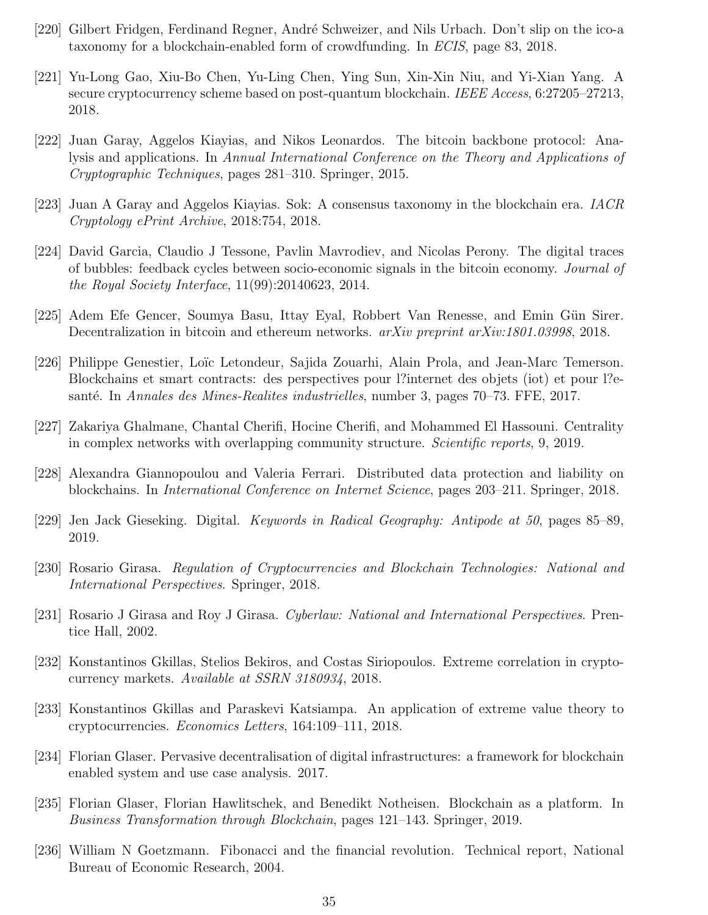[220] Gilbert Fridgen, Ferdinand Regner, André Schweizer, and Nils Urbach. Don't slip on the ico-a taxonomy for a blockchain-enabled form of crowdfunding. In *ECIS*, page 83, 2018.

[221] Yu-Long Gao, Xiu-Bo Chen, Yu-Ling Chen, Ying Sun, Xin-Xin Niu, and Yi-Xian Yang. A secure cryptocurrency scheme based on post-quantum blockchain. *IEEE Access*, 6:27205–27213, 2018.

[222] Juan Garay, Aggelos Kiayias, and Nikos Leonardos. The bitcoin backbone protocol: Analysis and applications. In *Annual International Conference on the Theory and Applications of Cryptographic Techniques*, pages 281–310. Springer, 2015.

[223] Juan A Garay and Aggelos Kiayias. Sok: A consensus taxonomy in the blockchain era. *IACR Cryptology ePrint Archive*, 2018:754, 2018.

[224] David Garcia, Claudio J Tessone, Pavlin Mavrodiev, and Nicolas Perony. The digital traces of bubbles: feedback cycles between socio-economic signals in the bitcoin economy. *Journal of the Royal Society Interface*, 11(99):20140623, 2014.

[225] Adem Efe Gencer, Soumya Basu, Ittay Eyal, Robbert Van Renesse, and Emin Gün Sirer. Decentralization in bitcoin and ethereum networks. *arXiv preprint arXiv:1801.03998*, 2018.

[226] Philippe Genestier, Loïc Letondeur, Sajida Zouarhi, Alain Prola, and Jean-Marc Temerson. Blockchains et smart contracts: des perspectives pour l?internet des objets (iot) et pour l?e-santé. In *Annales des Mines-Realites industrielles*, number 3, pages 70–73. FFE, 2017.

[227] Zakariya Ghalmane, Chantal Cherifi, Hocine Cherifi, and Mohammed El Hassouni. Centrality in complex networks with overlapping community structure. *Scientific reports*, 9, 2019.

[228] Alexandra Giannopoulou and Valeria Ferrari. Distributed data protection and liability on blockchains. In *International Conference on Internet Science*, pages 203–211. Springer, 2018.

[229] Jen Jack Gieseking. Digital. *Keywords in Radical Geography: Antipode at 50*, pages 85–89, 2019.

[230] Rosario Girasa. *Regulation of Cryptocurrencies and Blockchain Technologies: National and International Perspectives*. Springer, 2018.

[231] Rosario J Girasa and Roy J Girasa. *Cyberlaw: National and International Perspectives*. Prentice Hall, 2002.

[232] Konstantinos Gkillas, Stelios Bekiros, and Costas Siriopoulos. Extreme correlation in cryptocurrency markets. *Available at SSRN 3180934*, 2018.

[233] Konstantinos Gkillas and Paraskevi Katsiampa. An application of extreme value theory to cryptocurrencies. *Economics Letters*, 164:109–111, 2018.

[234] Florian Glaser. Pervasive decentralisation of digital infrastructures: a framework for blockchain enabled system and use case analysis. 2017.

[235] Florian Glaser, Florian Hawlitschek, and Benedikt Notheisen. Blockchain as a platform. In *Business Transformation through Blockchain*, pages 121–143. Springer, 2019.

[236] William N Goetzmann. Fibonacci and the financial revolution. Technical report, National Bureau of Economic Research, 2004.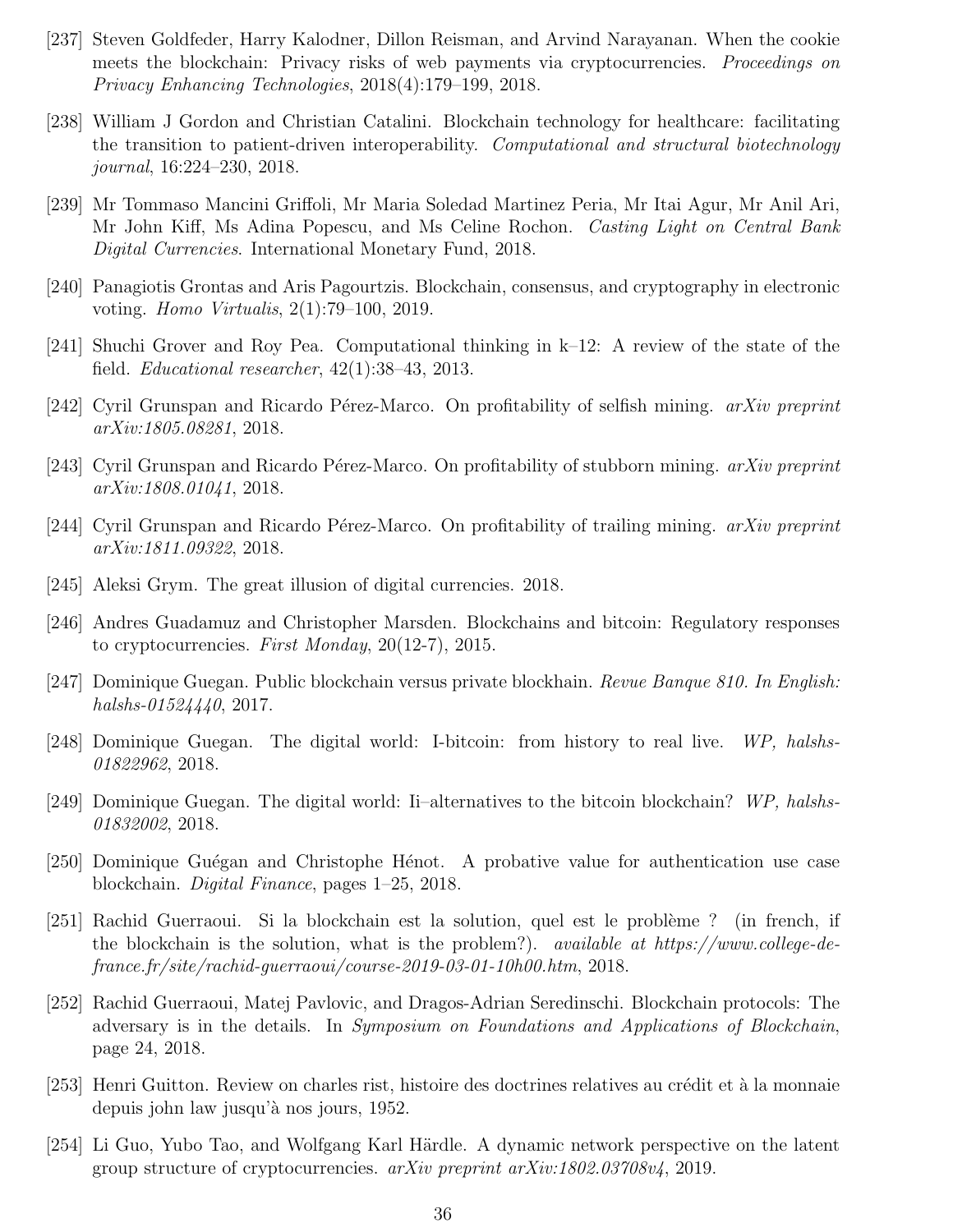[237] Steven Goldfeder, Harry Kalodner, Dillon Reisman, and Arvind Narayanan. When the cookie meets the blockchain: Privacy risks of web payments via cryptocurrencies. *Proceedings on Privacy Enhancing Technologies*, 2018(4):179–199, 2018.

[238] William J Gordon and Christian Catalini. Blockchain technology for healthcare: facilitating the transition to patient-driven interoperability. *Computational and structural biotechnology journal*, 16:224–230, 2018.

[239] Mr Tommaso Mancini Griffoli, Mr Maria Soledad Martinez Peria, Mr Itai Agur, Mr Anil Ari, Mr John Kiff, Ms Adina Popescu, and Ms Celine Rochon. *Casting Light on Central Bank Digital Currencies*. International Monetary Fund, 2018.

[240] Panagiotis Grontas and Aris Pagourtzis. Blockchain, consensus, and cryptography in electronic voting. *Homo Virtualis*, 2(1):79–100, 2019.

[241] Shuchi Grover and Roy Pea. Computational thinking in k–12: A review of the state of the field. *Educational researcher*, 42(1):38–43, 2013.

[242] Cyril Grunspan and Ricardo Pérez-Marco. On profitability of selfish mining. *arXiv preprint arXiv:1805.08281*, 2018.

[243] Cyril Grunspan and Ricardo Pérez-Marco. On profitability of stubborn mining. *arXiv preprint arXiv:1808.01041*, 2018.

[244] Cyril Grunspan and Ricardo Pérez-Marco. On profitability of trailing mining. *arXiv preprint arXiv:1811.09322*, 2018.

[245] Aleksi Grym. The great illusion of digital currencies. 2018.

[246] Andres Guadamuz and Christopher Marsden. Blockchains and bitcoin: Regulatory responses to cryptocurrencies. *First Monday*, 20(12-7), 2015.

[247] Dominique Guegan. Public blockchain versus private blockhain. *Revue Banque 810. In English: halshs-01524440*, 2017.

[248] Dominique Guegan. The digital world: I-bitcoin: from history to real live. *WP, halshs-01822962*, 2018.

[249] Dominique Guegan. The digital world: Ii–alternatives to the bitcoin blockchain? *WP, halshs-01832002*, 2018.

[250] Dominique Guégan and Christophe Hénot. A probative value for authentication use case blockchain. *Digital Finance*, pages 1–25, 2018.

[251] Rachid Guerraoui. Si la blockchain est la solution, quel est le problème ? (in french, if the blockchain is the solution, what is the problem?). *available at https://www.college-de-france.fr/site/rachid-guerraoui/course-2019-03-01-10h00.htm*, 2018.

[252] Rachid Guerraoui, Matej Pavlovic, and Dragos-Adrian Seredinschi. Blockchain protocols: The adversary is in the details. In *Symposium on Foundations and Applications of Blockchain*, page 24, 2018.

[253] Henri Guitton. Review on charles rist, histoire des doctrines relatives au crédit et à la monnaie depuis john law jusqu'à nos jours, 1952.

[254] Li Guo, Yubo Tao, and Wolfgang Karl Härdle. A dynamic network perspective on the latent group structure of cryptocurrencies. *arXiv preprint arXiv:1802.03708v4*, 2019.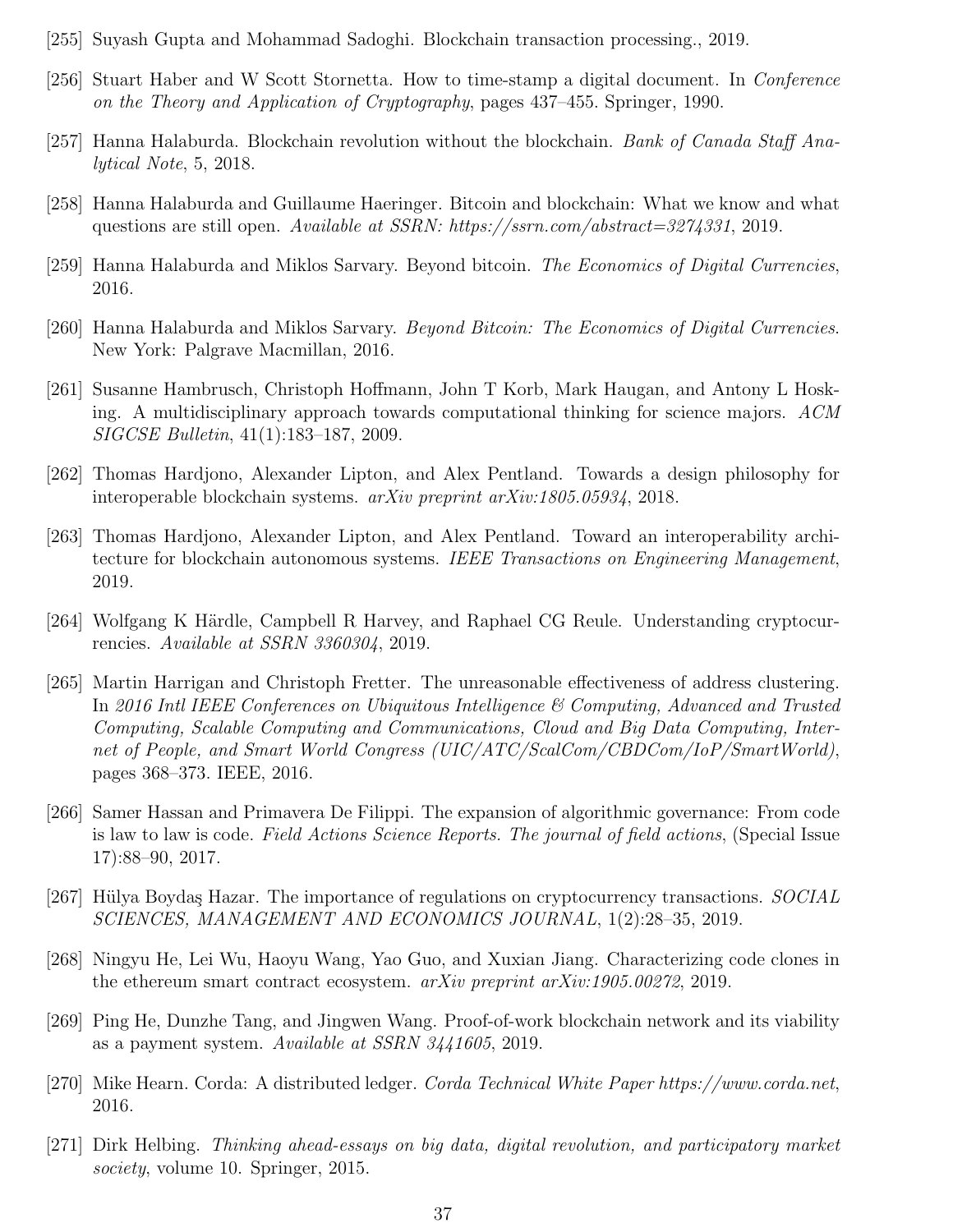[255] Suyash Gupta and Mohammad Sadoghi. Blockchain transaction processing., 2019.

[256] Stuart Haber and W Scott Stornetta. How to time-stamp a digital document. In *Conference on the Theory and Application of Cryptography*, pages 437–455. Springer, 1990.

[257] Hanna Halaburda. Blockchain revolution without the blockchain. *Bank of Canada Staff Analytical Note*, 5, 2018.

[258] Hanna Halaburda and Guillaume Haeringer. Bitcoin and blockchain: What we know and what questions are still open. *Available at SSRN: https://ssrn.com/abstract=3274331*, 2019.

[259] Hanna Halaburda and Miklos Sarvary. Beyond bitcoin. *The Economics of Digital Currencies*, 2016.

[260] Hanna Halaburda and Miklos Sarvary. *Beyond Bitcoin: The Economics of Digital Currencies*. New York: Palgrave Macmillan, 2016.

[261] Susanne Hambrusch, Christoph Hoffmann, John T Korb, Mark Haugan, and Antony L Hosking. A multidisciplinary approach towards computational thinking for science majors. *ACM SIGCSE Bulletin*, 41(1):183–187, 2009.

[262] Thomas Hardjono, Alexander Lipton, and Alex Pentland. Towards a design philosophy for interoperable blockchain systems. *arXiv preprint arXiv:1805.05934*, 2018.

[263] Thomas Hardjono, Alexander Lipton, and Alex Pentland. Toward an interoperability architecture for blockchain autonomous systems. *IEEE Transactions on Engineering Management*, 2019.

[264] Wolfgang K Härdle, Campbell R Harvey, and Raphael CG Reule. Understanding cryptocurrencies. *Available at SSRN 3360304*, 2019.

[265] Martin Harrigan and Christoph Fretter. The unreasonable effectiveness of address clustering. In *2016 Intl IEEE Conferences on Ubiquitous Intelligence & Computing, Advanced and Trusted Computing, Scalable Computing and Communications, Cloud and Big Data Computing, Internet of People, and Smart World Congress (UIC/ATC/ScalCom/CBDCom/IoP/SmartWorld)*, pages 368–373. IEEE, 2016.

[266] Samer Hassan and Primavera De Filippi. The expansion of algorithmic governance: From code is law to law is code. *Field Actions Science Reports. The journal of field actions*, (Special Issue 17):88–90, 2017.

[267] Hülya Boydaş Hazar. The importance of regulations on cryptocurrency transactions. *SOCIAL SCIENCES, MANAGEMENT AND ECONOMICS JOURNAL*, 1(2):28–35, 2019.

[268] Ningyu He, Lei Wu, Haoyu Wang, Yao Guo, and Xuxian Jiang. Characterizing code clones in the ethereum smart contract ecosystem. *arXiv preprint arXiv:1905.00272*, 2019.

[269] Ping He, Dunzhe Tang, and Jingwen Wang. Proof-of-work blockchain network and its viability as a payment system. *Available at SSRN 3441605*, 2019.

[270] Mike Hearn. Corda: A distributed ledger. *Corda Technical White Paper https://www.corda.net*, 2016.

[271] Dirk Helbing. *Thinking ahead-essays on big data, digital revolution, and participatory market society*, volume 10. Springer, 2015.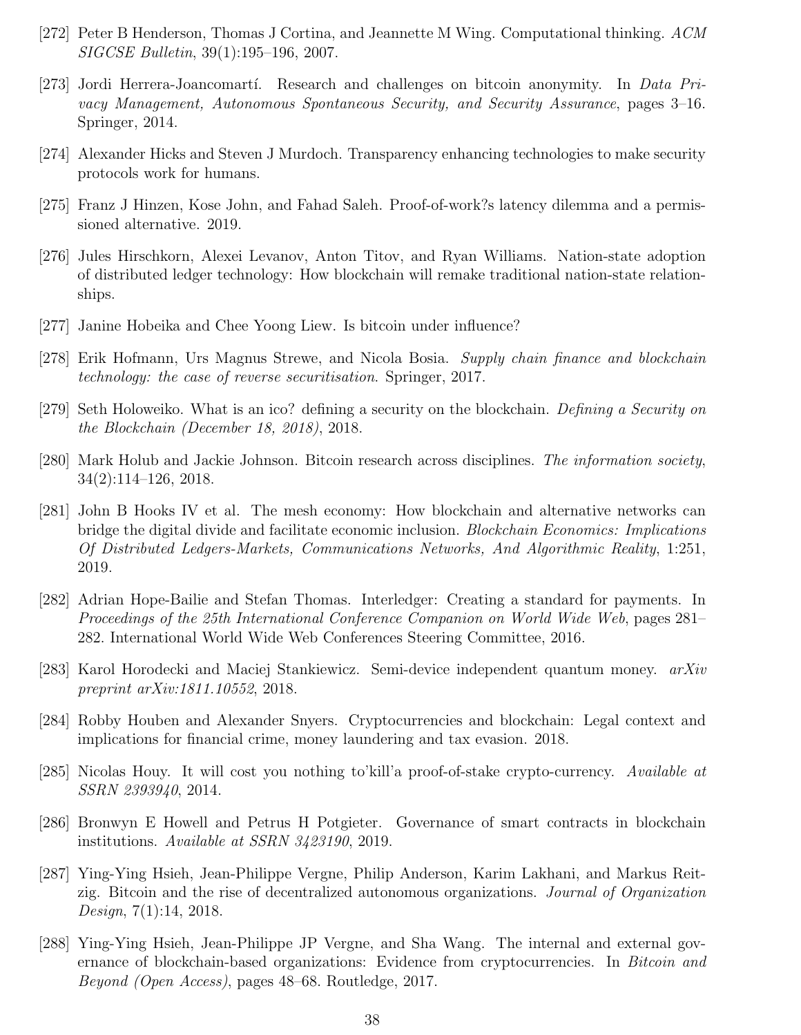[272] Peter B Henderson, Thomas J Cortina, and Jeannette M Wing. Computational thinking. *ACM SIGCSE Bulletin*, 39(1):195–196, 2007.

[273] Jordi Herrera-Joancomartí. Research and challenges on bitcoin anonymity. In *Data Privacy Management, Autonomous Spontaneous Security, and Security Assurance*, pages 3–16. Springer, 2014.

[274] Alexander Hicks and Steven J Murdoch. Transparency enhancing technologies to make security protocols work for humans.

[275] Franz J Hinzen, Kose John, and Fahad Saleh. Proof-of-work?s latency dilemma and a permissioned alternative. 2019.

[276] Jules Hirschkorn, Alexei Levanov, Anton Titov, and Ryan Williams. Nation-state adoption of distributed ledger technology: How blockchain will remake traditional nation-state relationships.

[277] Janine Hobeika and Chee Yoong Liew. Is bitcoin under influence?

[278] Erik Hofmann, Urs Magnus Strewe, and Nicola Bosia. *Supply chain finance and blockchain technology: the case of reverse securitisation*. Springer, 2017.

[279] Seth Holoweiko. What is an ico? defining a security on the blockchain. *Defining a Security on the Blockchain (December 18, 2018)*, 2018.

[280] Mark Holub and Jackie Johnson. Bitcoin research across disciplines. *The information society*, 34(2):114–126, 2018.

[281] John B Hooks IV et al. The mesh economy: How blockchain and alternative networks can bridge the digital divide and facilitate economic inclusion. *Blockchain Economics: Implications Of Distributed Ledgers-Markets, Communications Networks, And Algorithmic Reality*, 1:251, 2019.

[282] Adrian Hope-Bailie and Stefan Thomas. Interledger: Creating a standard for payments. In *Proceedings of the 25th International Conference Companion on World Wide Web*, pages 281–282. International World Wide Web Conferences Steering Committee, 2016.

[283] Karol Horodecki and Maciej Stankiewicz. Semi-device independent quantum money. *arXiv preprint arXiv:1811.10552*, 2018.

[284] Robby Houben and Alexander Snyers. Cryptocurrencies and blockchain: Legal context and implications for financial crime, money laundering and tax evasion. 2018.

[285] Nicolas Houy. It will cost you nothing to'kill'a proof-of-stake crypto-currency. *Available at SSRN 2393940*, 2014.

[286] Bronwyn E Howell and Petrus H Potgieter. Governance of smart contracts in blockchain institutions. *Available at SSRN 3423190*, 2019.

[287] Ying-Ying Hsieh, Jean-Philippe Vergne, Philip Anderson, Karim Lakhani, and Markus Reitzig. Bitcoin and the rise of decentralized autonomous organizations. *Journal of Organization Design*, 7(1):14, 2018.

[288] Ying-Ying Hsieh, Jean-Philippe JP Vergne, and Sha Wang. The internal and external governance of blockchain-based organizations: Evidence from cryptocurrencies. In *Bitcoin and Beyond (Open Access)*, pages 48–68. Routledge, 2017.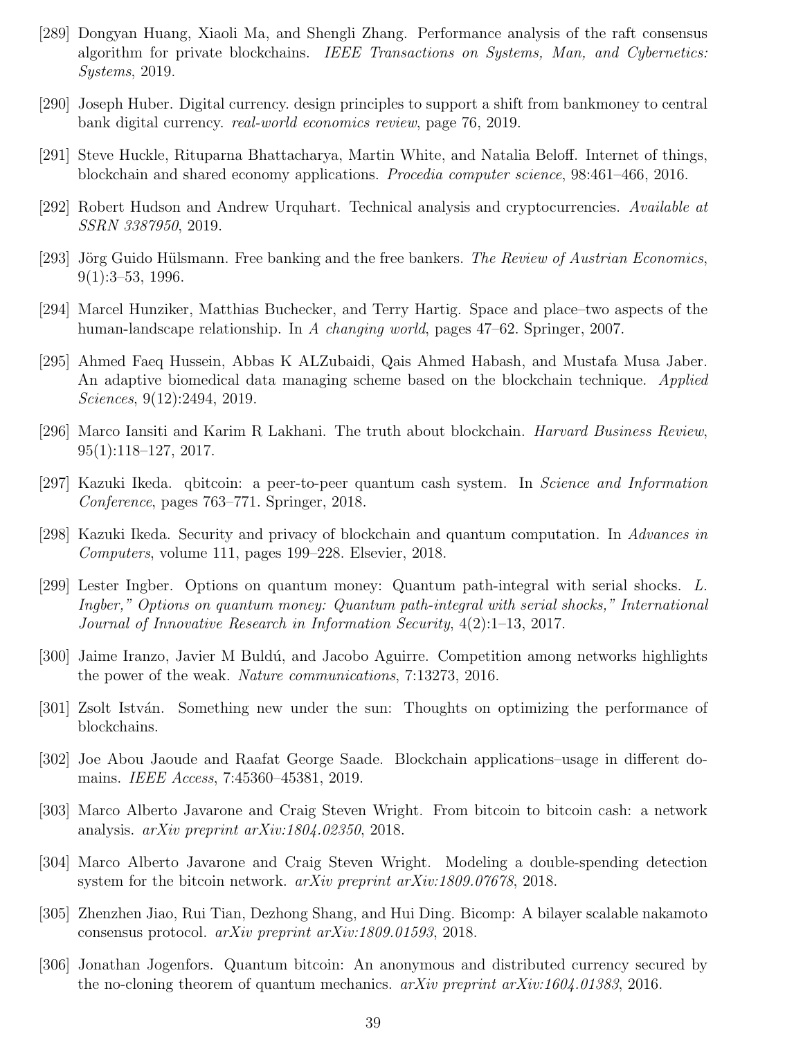[289] Dongyan Huang, Xiaoli Ma, and Shengli Zhang. Performance analysis of the raft consensus algorithm for private blockchains. *IEEE Transactions on Systems, Man, and Cybernetics: Systems*, 2019.

[290] Joseph Huber. Digital currency. design principles to support a shift from bankmoney to central bank digital currency. *real-world economics review*, page 76, 2019.

[291] Steve Huckle, Rituparna Bhattacharya, Martin White, and Natalia Beloff. Internet of things, blockchain and shared economy applications. *Procedia computer science*, 98:461–466, 2016.

[292] Robert Hudson and Andrew Urquhart. Technical analysis and cryptocurrencies. *Available at SSRN 3387950*, 2019.

[293] Jörg Guido Hülsmann. Free banking and the free bankers. *The Review of Austrian Economics*, 9(1):3–53, 1996.

[294] Marcel Hunziker, Matthias Buchecker, and Terry Hartig. Space and place–two aspects of the human-landscape relationship. In *A changing world*, pages 47–62. Springer, 2007.

[295] Ahmed Faeq Hussein, Abbas K ALZubaidi, Qais Ahmed Habash, and Mustafa Musa Jaber. An adaptive biomedical data managing scheme based on the blockchain technique. *Applied Sciences*, 9(12):2494, 2019.

[296] Marco Iansiti and Karim R Lakhani. The truth about blockchain. *Harvard Business Review*, 95(1):118–127, 2017.

[297] Kazuki Ikeda. qbitcoin: a peer-to-peer quantum cash system. In *Science and Information Conference*, pages 763–771. Springer, 2018.

[298] Kazuki Ikeda. Security and privacy of blockchain and quantum computation. In *Advances in Computers*, volume 111, pages 199–228. Elsevier, 2018.

[299] Lester Ingber. Options on quantum money: Quantum path-integral with serial shocks. *L. Ingber," Options on quantum money: Quantum path-integral with serial shocks," International Journal of Innovative Research in Information Security*, 4(2):1–13, 2017.

[300] Jaime Iranzo, Javier M Buldú, and Jacobo Aguirre. Competition among networks highlights the power of the weak. *Nature communications*, 7:13273, 2016.

[301] Zsolt István. Something new under the sun: Thoughts on optimizing the performance of blockchains.

[302] Joe Abou Jaoude and Raafat George Saade. Blockchain applications–usage in different domains. *IEEE Access*, 7:45360–45381, 2019.

[303] Marco Alberto Javarone and Craig Steven Wright. From bitcoin to bitcoin cash: a network analysis. *arXiv preprint arXiv:1804.02350*, 2018.

[304] Marco Alberto Javarone and Craig Steven Wright. Modeling a double-spending detection system for the bitcoin network. *arXiv preprint arXiv:1809.07678*, 2018.

[305] Zhenzhen Jiao, Rui Tian, Dezhong Shang, and Hui Ding. Bicomp: A bilayer scalable nakamoto consensus protocol. *arXiv preprint arXiv:1809.01593*, 2018.

[306] Jonathan Jogenfors. Quantum bitcoin: An anonymous and distributed currency secured by the no-cloning theorem of quantum mechanics. *arXiv preprint arXiv:1604.01383*, 2016.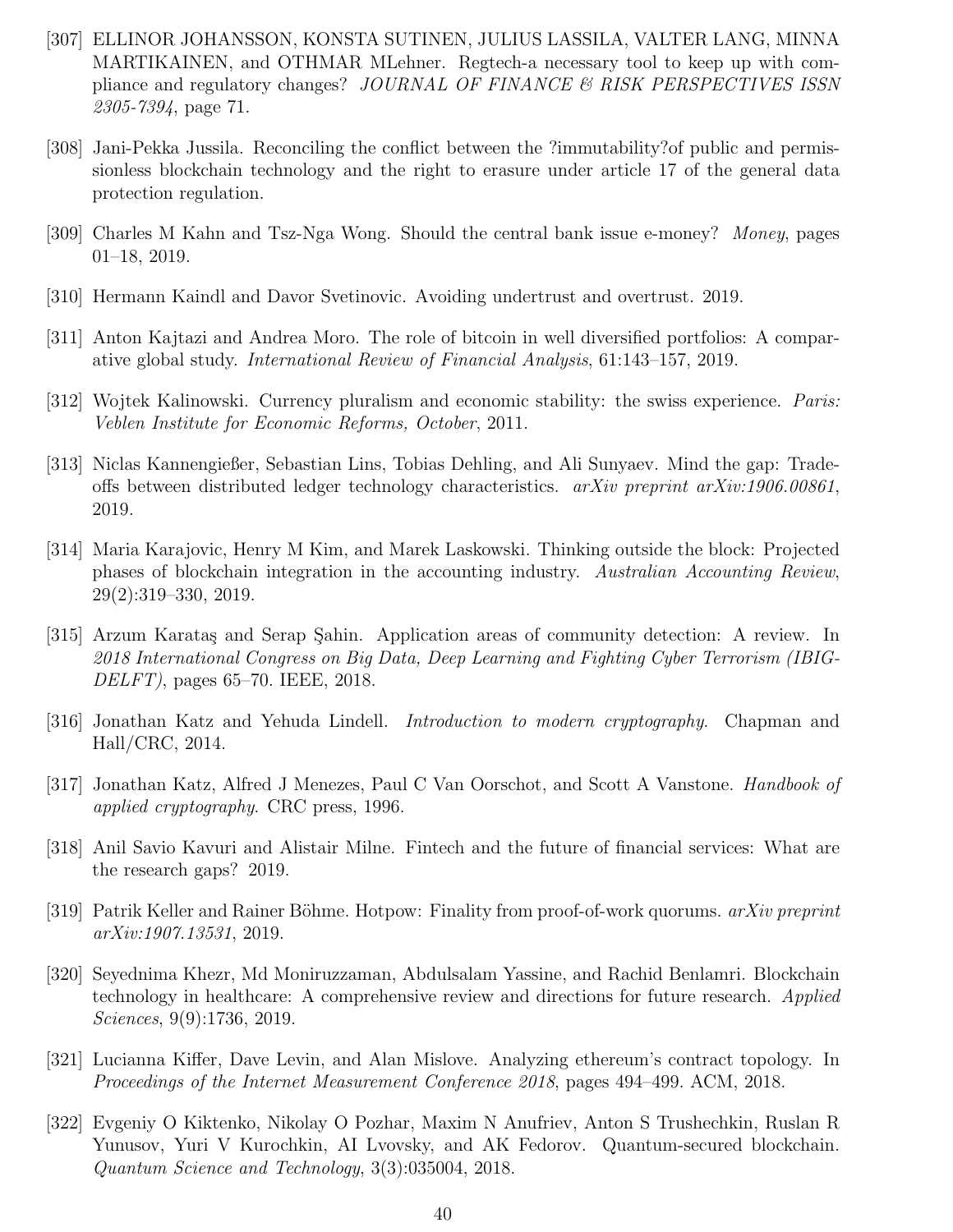[307] ELLINOR JOHANSSON, KONSTA SUTINEN, JULIUS LASSILA, VALTER LANG, MINNA MARTIKAINEN, and OTHMAR MLehner. Regtech-a necessary tool to keep up with compliance and regulatory changes? *JOURNAL OF FINANCE & RISK PERSPECTIVES ISSN 2305-7394*, page 71.

[308] Jani-Pekka Jussila. Reconciling the conflict between the ?immutability?of public and permissionless blockchain technology and the right to erasure under article 17 of the general data protection regulation.

[309] Charles M Kahn and Tsz-Nga Wong. Should the central bank issue e-money? *Money*, pages 01–18, 2019.

[310] Hermann Kaindl and Davor Svetinovic. Avoiding undertrust and overtrust. 2019.

[311] Anton Kajtazi and Andrea Moro. The role of bitcoin in well diversified portfolios: A comparative global study. *International Review of Financial Analysis*, 61:143–157, 2019.

[312] Wojtek Kalinowski. Currency pluralism and economic stability: the swiss experience. *Paris: Veblen Institute for Economic Reforms, October*, 2011.

[313] Niclas Kannengießer, Sebastian Lins, Tobias Dehling, and Ali Sunyaev. Mind the gap: Trade-offs between distributed ledger technology characteristics. *arXiv preprint arXiv:1906.00861*, 2019.

[314] Maria Karajovic, Henry M Kim, and Marek Laskowski. Thinking outside the block: Projected phases of blockchain integration in the accounting industry. *Australian Accounting Review*, 29(2):319–330, 2019.

[315] Arzum Karataş and Serap Şahin. Application areas of community detection: A review. In *2018 International Congress on Big Data, Deep Learning and Fighting Cyber Terrorism (IBIGDELFT)*, pages 65–70. IEEE, 2018.

[316] Jonathan Katz and Yehuda Lindell. *Introduction to modern cryptography*. Chapman and Hall/CRC, 2014.

[317] Jonathan Katz, Alfred J Menezes, Paul C Van Oorschot, and Scott A Vanstone. *Handbook of applied cryptography*. CRC press, 1996.

[318] Anil Savio Kavuri and Alistair Milne. Fintech and the future of financial services: What are the research gaps? 2019.

[319] Patrik Keller and Rainer Böhme. Hotpow: Finality from proof-of-work quorums. *arXiv preprint arXiv:1907.13531*, 2019.

[320] Seyednima Khezr, Md Moniruzzaman, Abdulsalam Yassine, and Rachid Benlamri. Blockchain technology in healthcare: A comprehensive review and directions for future research. *Applied Sciences*, 9(9):1736, 2019.

[321] Lucianna Kiffer, Dave Levin, and Alan Mislove. Analyzing ethereum's contract topology. In *Proceedings of the Internet Measurement Conference 2018*, pages 494–499. ACM, 2018.

[322] Evgeniy O Kiktenko, Nikolay O Pozhar, Maxim N Anufriev, Anton S Trushechkin, Ruslan R Yunusov, Yuri V Kurochkin, AI Lvovsky, and AK Fedorov. Quantum-secured blockchain. *Quantum Science and Technology*, 3(3):035004, 2018.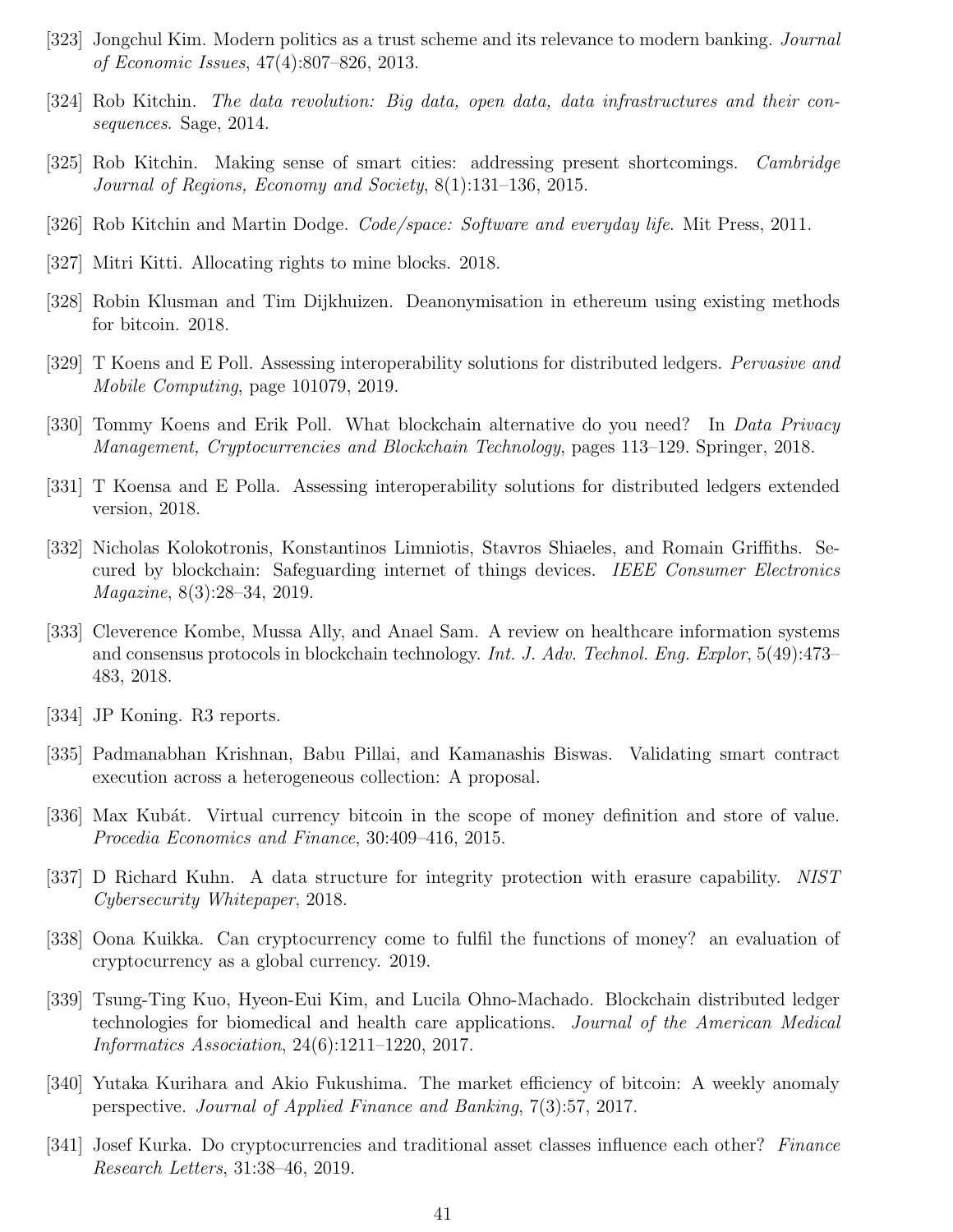[323] Jongchul Kim. Modern politics as a trust scheme and its relevance to modern banking. *Journal of Economic Issues*, 47(4):807–826, 2013.

[324] Rob Kitchin. *The data revolution: Big data, open data, data infrastructures and their consequences*. Sage, 2014.

[325] Rob Kitchin. Making sense of smart cities: addressing present shortcomings. *Cambridge Journal of Regions, Economy and Society*, 8(1):131–136, 2015.

[326] Rob Kitchin and Martin Dodge. *Code/space: Software and everyday life*. Mit Press, 2011.

[327] Mitri Kitti. Allocating rights to mine blocks. 2018.

[328] Robin Klusman and Tim Dijkhuizen. Deanonymisation in ethereum using existing methods for bitcoin. 2018.

[329] T Koens and E Poll. Assessing interoperability solutions for distributed ledgers. *Pervasive and Mobile Computing*, page 101079, 2019.

[330] Tommy Koens and Erik Poll. What blockchain alternative do you need? In *Data Privacy Management, Cryptocurrencies and Blockchain Technology*, pages 113–129. Springer, 2018.

[331] T Koensa and E Polla. Assessing interoperability solutions for distributed ledgers extended version, 2018.

[332] Nicholas Kolokotronis, Konstantinos Limniotis, Stavros Shiaeles, and Romain Griffiths. Secured by blockchain: Safeguarding internet of things devices. *IEEE Consumer Electronics Magazine*, 8(3):28–34, 2019.

[333] Cleverence Kombe, Mussa Ally, and Anael Sam. A review on healthcare information systems and consensus protocols in blockchain technology. *Int. J. Adv. Technol. Eng. Explor*, 5(49):473–483, 2018.

[334] JP Koning. R3 reports.

[335] Padmanabhan Krishnan, Babu Pillai, and Kamanashis Biswas. Validating smart contract execution across a heterogeneous collection: A proposal.

[336] Max Kubát. Virtual currency bitcoin in the scope of money definition and store of value. *Procedia Economics and Finance*, 30:409–416, 2015.

[337] D Richard Kuhn. A data structure for integrity protection with erasure capability. *NIST Cybersecurity Whitepaper*, 2018.

[338] Oona Kuikka. Can cryptocurrency come to fulfil the functions of money? an evaluation of cryptocurrency as a global currency. 2019.

[339] Tsung-Ting Kuo, Hyeon-Eui Kim, and Lucila Ohno-Machado. Blockchain distributed ledger technologies for biomedical and health care applications. *Journal of the American Medical Informatics Association*, 24(6):1211–1220, 2017.

[340] Yutaka Kurihara and Akio Fukushima. The market efficiency of bitcoin: A weekly anomaly perspective. *Journal of Applied Finance and Banking*, 7(3):57, 2017.

[341] Josef Kurka. Do cryptocurrencies and traditional asset classes influence each other? *Finance Research Letters*, 31:38–46, 2019.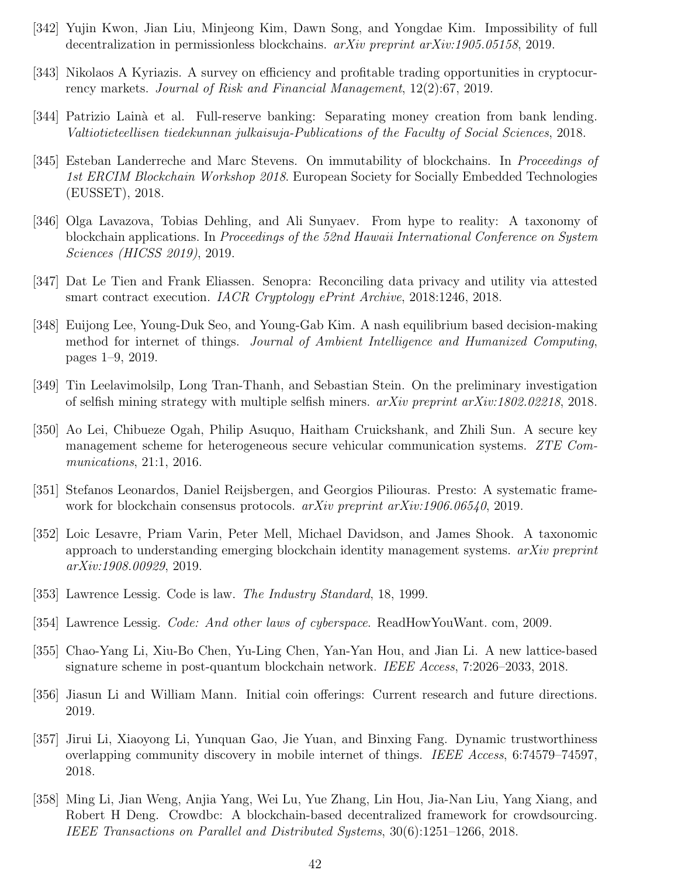[342] Yujin Kwon, Jian Liu, Minjeong Kim, Dawn Song, and Yongdae Kim. Impossibility of full decentralization in permissionless blockchains. *arXiv preprint arXiv:1905.05158*, 2019.

[343] Nikolaos A Kyriazis. A survey on efficiency and profitable trading opportunities in cryptocurrency markets. *Journal of Risk and Financial Management*, 12(2):67, 2019.

[344] Patrizio Lainà et al. Full-reserve banking: Separating money creation from bank lending. *Valtiotieteellisen tiedekunnan julkaisuja-Publications of the Faculty of Social Sciences*, 2018.

[345] Esteban Landerreche and Marc Stevens. On immutability of blockchains. In *Proceedings of 1st ERCIM Blockchain Workshop 2018*. European Society for Socially Embedded Technologies (EUSSET), 2018.

[346] Olga Lavazova, Tobias Dehling, and Ali Sunyaev. From hype to reality: A taxonomy of blockchain applications. In *Proceedings of the 52nd Hawaii International Conference on System Sciences (HICSS 2019)*, 2019.

[347] Dat Le Tien and Frank Eliassen. Senopra: Reconciling data privacy and utility via attested smart contract execution. *IACR Cryptology ePrint Archive*, 2018:1246, 2018.

[348] Euijong Lee, Young-Duk Seo, and Young-Gab Kim. A nash equilibrium based decision-making method for internet of things. *Journal of Ambient Intelligence and Humanized Computing*, pages 1–9, 2019.

[349] Tin Leelavimolsilp, Long Tran-Thanh, and Sebastian Stein. On the preliminary investigation of selfish mining strategy with multiple selfish miners. *arXiv preprint arXiv:1802.02218*, 2018.

[350] Ao Lei, Chibueze Ogah, Philip Asuquo, Haitham Cruickshank, and Zhili Sun. A secure key management scheme for heterogeneous secure vehicular communication systems. *ZTE Communications*, 21:1, 2016.

[351] Stefanos Leonardos, Daniel Reijsbergen, and Georgios Piliouras. Presto: A systematic framework for blockchain consensus protocols. *arXiv preprint arXiv:1906.06540*, 2019.

[352] Loic Lesavre, Priam Varin, Peter Mell, Michael Davidson, and James Shook. A taxonomic approach to understanding emerging blockchain identity management systems. *arXiv preprint arXiv:1908.00929*, 2019.

[353] Lawrence Lessig. Code is law. *The Industry Standard*, 18, 1999.

[354] Lawrence Lessig. *Code: And other laws of cyberspace*. ReadHowYouWant. com, 2009.

[355] Chao-Yang Li, Xiu-Bo Chen, Yu-Ling Chen, Yan-Yan Hou, and Jian Li. A new lattice-based signature scheme in post-quantum blockchain network. *IEEE Access*, 7:2026–2033, 2018.

[356] Jiasun Li and William Mann. Initial coin offerings: Current research and future directions. 2019.

[357] Jirui Li, Xiaoyong Li, Yunquan Gao, Jie Yuan, and Binxing Fang. Dynamic trustworthiness overlapping community discovery in mobile internet of things. *IEEE Access*, 6:74579–74597, 2018.

[358] Ming Li, Jian Weng, Anjia Yang, Wei Lu, Yue Zhang, Lin Hou, Jia-Nan Liu, Yang Xiang, and Robert H Deng. Crowdbc: A blockchain-based decentralized framework for crowdsourcing. *IEEE Transactions on Parallel and Distributed Systems*, 30(6):1251–1266, 2018.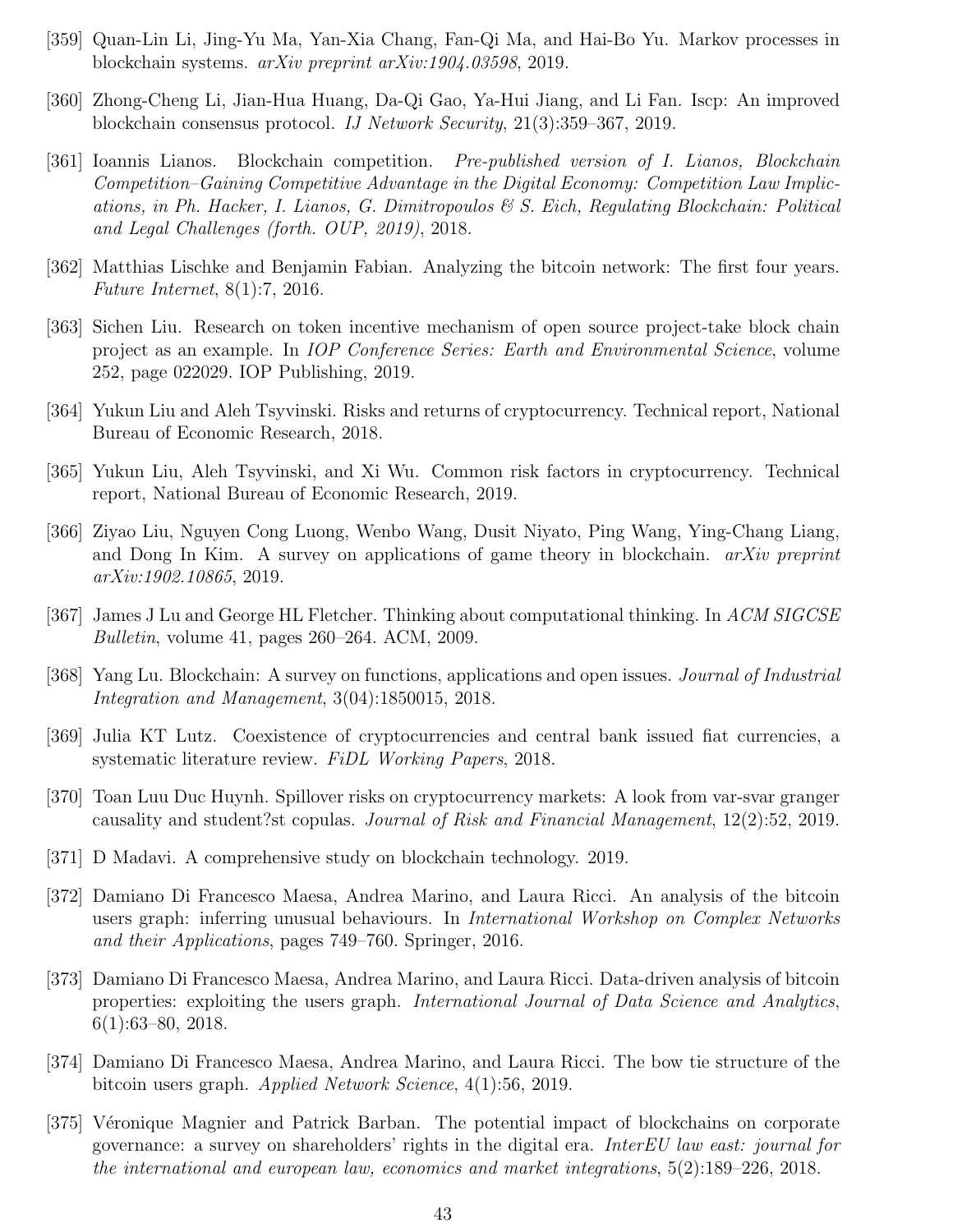[359] Quan-Lin Li, Jing-Yu Ma, Yan-Xia Chang, Fan-Qi Ma, and Hai-Bo Yu. Markov processes in blockchain systems. *arXiv preprint arXiv:1904.03598*, 2019.

[360] Zhong-Cheng Li, Jian-Hua Huang, Da-Qi Gao, Ya-Hui Jiang, and Li Fan. Iscp: An improved blockchain consensus protocol. *IJ Network Security*, 21(3):359–367, 2019.

[361] Ioannis Lianos. Blockchain competition. *Pre-published version of I. Lianos, Blockchain Competition–Gaining Competitive Advantage in the Digital Economy: Competition Law Implications, in Ph. Hacker, I. Lianos, G. Dimitropoulos & S. Eich, Regulating Blockchain: Political and Legal Challenges (forth. OUP, 2019)*, 2018.

[362] Matthias Lischke and Benjamin Fabian. Analyzing the bitcoin network: The first four years. *Future Internet*, 8(1):7, 2016.

[363] Sichen Liu. Research on token incentive mechanism of open source project-take block chain project as an example. In *IOP Conference Series: Earth and Environmental Science*, volume 252, page 022029. IOP Publishing, 2019.

[364] Yukun Liu and Aleh Tsyvinski. Risks and returns of cryptocurrency. Technical report, National Bureau of Economic Research, 2018.

[365] Yukun Liu, Aleh Tsyvinski, and Xi Wu. Common risk factors in cryptocurrency. Technical report, National Bureau of Economic Research, 2019.

[366] Ziyao Liu, Nguyen Cong Luong, Wenbo Wang, Dusit Niyato, Ping Wang, Ying-Chang Liang, and Dong In Kim. A survey on applications of game theory in blockchain. *arXiv preprint arXiv:1902.10865*, 2019.

[367] James J Lu and George HL Fletcher. Thinking about computational thinking. In *ACM SIGCSE Bulletin*, volume 41, pages 260–264. ACM, 2009.

[368] Yang Lu. Blockchain: A survey on functions, applications and open issues. *Journal of Industrial Integration and Management*, 3(04):1850015, 2018.

[369] Julia KT Lutz. Coexistence of cryptocurrencies and central bank issued fiat currencies, a systematic literature review. *FiDL Working Papers*, 2018.

[370] Toan Luu Duc Huynh. Spillover risks on cryptocurrency markets: A look from var-svar granger causality and student?st copulas. *Journal of Risk and Financial Management*, 12(2):52, 2019.

[371] D Madavi. A comprehensive study on blockchain technology. 2019.

[372] Damiano Di Francesco Maesa, Andrea Marino, and Laura Ricci. An analysis of the bitcoin users graph: inferring unusual behaviours. In *International Workshop on Complex Networks and their Applications*, pages 749–760. Springer, 2016.

[373] Damiano Di Francesco Maesa, Andrea Marino, and Laura Ricci. Data-driven analysis of bitcoin properties: exploiting the users graph. *International Journal of Data Science and Analytics*, 6(1):63–80, 2018.

[374] Damiano Di Francesco Maesa, Andrea Marino, and Laura Ricci. The bow tie structure of the bitcoin users graph. *Applied Network Science*, 4(1):56, 2019.

[375] Véronique Magnier and Patrick Barban. The potential impact of blockchains on corporate governance: a survey on shareholders' rights in the digital era. *InterEU law east: journal for the international and european law, economics and market integrations*, 5(2):189–226, 2018.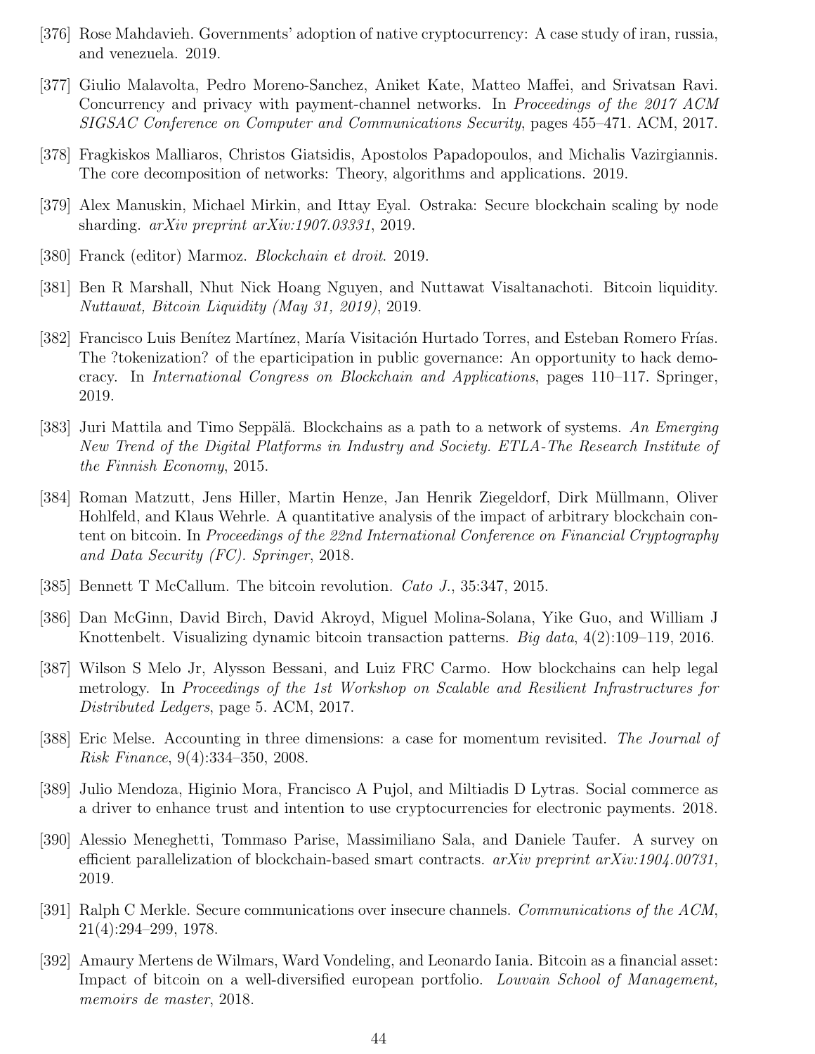[376] Rose Mahdavieh. Governments' adoption of native cryptocurrency: A case study of iran, russia, and venezuela. 2019.

[377] Giulio Malavolta, Pedro Moreno-Sanchez, Aniket Kate, Matteo Maffei, and Srivatsan Ravi. Concurrency and privacy with payment-channel networks. In *Proceedings of the 2017 ACM SIGSAC Conference on Computer and Communications Security*, pages 455–471. ACM, 2017.

[378] Fragkiskos Malliaros, Christos Giatsidis, Apostolos Papadopoulos, and Michalis Vazirgiannis. The core decomposition of networks: Theory, algorithms and applications. 2019.

[379] Alex Manuskin, Michael Mirkin, and Ittay Eyal. Ostraka: Secure blockchain scaling by node sharding. *arXiv preprint arXiv:1907.03331*, 2019.

[380] Franck (editor) Marmoz. *Blockchain et droit*. 2019.

[381] Ben R Marshall, Nhut Nick Hoang Nguyen, and Nuttawat Visaltanachoti. Bitcoin liquidity. *Nuttawat, Bitcoin Liquidity (May 31, 2019)*, 2019.

[382] Francisco Luis Benítez Martínez, María Visitación Hurtado Torres, and Esteban Romero Frías. The ?tokenization? of the eparticipation in public governance: An opportunity to hack democracy. In *International Congress on Blockchain and Applications*, pages 110–117. Springer, 2019.

[383] Juri Mattila and Timo Seppälä. Blockchains as a path to a network of systems. *An Emerging New Trend of the Digital Platforms in Industry and Society. ETLA-The Research Institute of the Finnish Economy*, 2015.

[384] Roman Matzutt, Jens Hiller, Martin Henze, Jan Henrik Ziegeldorf, Dirk Müllmann, Oliver Hohlfeld, and Klaus Wehrle. A quantitative analysis of the impact of arbitrary blockchain content on bitcoin. In *Proceedings of the 22nd International Conference on Financial Cryptography and Data Security (FC). Springer*, 2018.

[385] Bennett T McCallum. The bitcoin revolution. *Cato J.*, 35:347, 2015.

[386] Dan McGinn, David Birch, David Akroyd, Miguel Molina-Solana, Yike Guo, and William J Knottenbelt. Visualizing dynamic bitcoin transaction patterns. *Big data*, 4(2):109–119, 2016.

[387] Wilson S Melo Jr, Alysson Bessani, and Luiz FRC Carmo. How blockchains can help legal metrology. In *Proceedings of the 1st Workshop on Scalable and Resilient Infrastructures for Distributed Ledgers*, page 5. ACM, 2017.

[388] Eric Melse. Accounting in three dimensions: a case for momentum revisited. *The Journal of Risk Finance*, 9(4):334–350, 2008.

[389] Julio Mendoza, Higinio Mora, Francisco A Pujol, and Miltiadis D Lytras. Social commerce as a driver to enhance trust and intention to use cryptocurrencies for electronic payments. 2018.

[390] Alessio Meneghetti, Tommaso Parise, Massimiliano Sala, and Daniele Taufer. A survey on efficient parallelization of blockchain-based smart contracts. *arXiv preprint arXiv:1904.00731*, 2019.

[391] Ralph C Merkle. Secure communications over insecure channels. *Communications of the ACM*, 21(4):294–299, 1978.

[392] Amaury Mertens de Wilmars, Ward Vondeling, and Leonardo Iania. Bitcoin as a financial asset: Impact of bitcoin on a well-diversified european portfolio. *Louvain School of Management, memoirs de master*, 2018.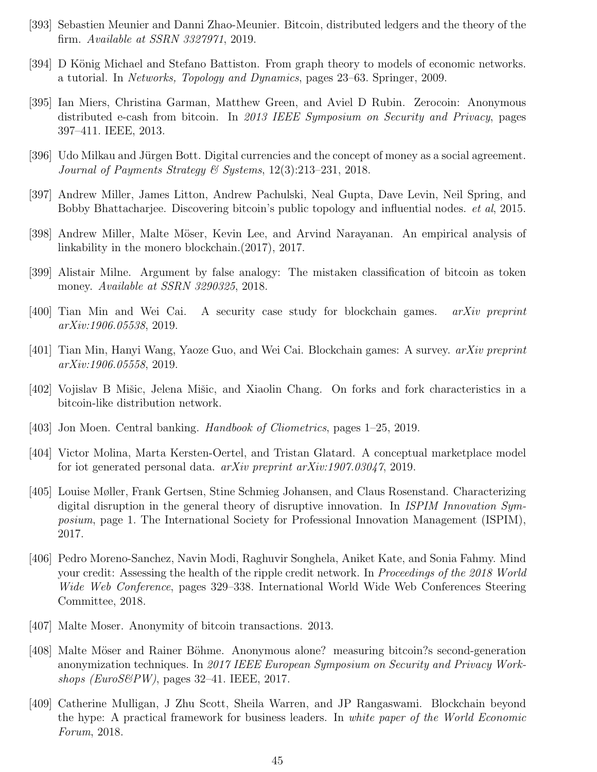[393] Sebastien Meunier and Danni Zhao-Meunier. Bitcoin, distributed ledgers and the theory of the firm. *Available at SSRN 3327971*, 2019.

[394] D König Michael and Stefano Battiston. From graph theory to models of economic networks. a tutorial. In *Networks, Topology and Dynamics*, pages 23–63. Springer, 2009.

[395] Ian Miers, Christina Garman, Matthew Green, and Aviel D Rubin. Zerocoin: Anonymous distributed e-cash from bitcoin. In *2013 IEEE Symposium on Security and Privacy*, pages 397–411. IEEE, 2013.

[396] Udo Milkau and Jürgen Bott. Digital currencies and the concept of money as a social agreement. *Journal of Payments Strategy & Systems*, 12(3):213–231, 2018.

[397] Andrew Miller, James Litton, Andrew Pachulski, Neal Gupta, Dave Levin, Neil Spring, and Bobby Bhattacharjee. Discovering bitcoin's public topology and influential nodes. *et al*, 2015.

[398] Andrew Miller, Malte Möser, Kevin Lee, and Arvind Narayanan. An empirical analysis of linkability in the monero blockchain.(2017), 2017.

[399] Alistair Milne. Argument by false analogy: The mistaken classification of bitcoin as token money. *Available at SSRN 3290325*, 2018.

[400] Tian Min and Wei Cai. A security case study for blockchain games. *arXiv preprint arXiv:1906.05538*, 2019.

[401] Tian Min, Hanyi Wang, Yaoze Guo, and Wei Cai. Blockchain games: A survey. *arXiv preprint arXiv:1906.05558*, 2019.

[402] Vojislav B Mišic, Jelena Mišic, and Xiaolin Chang. On forks and fork characteristics in a bitcoin-like distribution network.

[403] Jon Moen. Central banking. *Handbook of Cliometrics*, pages 1–25, 2019.

[404] Victor Molina, Marta Kersten-Oertel, and Tristan Glatard. A conceptual marketplace model for iot generated personal data. *arXiv preprint arXiv:1907.03047*, 2019.

[405] Louise Møller, Frank Gertsen, Stine Schmieg Johansen, and Claus Rosenstand. Characterizing digital disruption in the general theory of disruptive innovation. In *ISPIM Innovation Symposium*, page 1. The International Society for Professional Innovation Management (ISPIM), 2017.

[406] Pedro Moreno-Sanchez, Navin Modi, Raghuvir Songhela, Aniket Kate, and Sonia Fahmy. Mind your credit: Assessing the health of the ripple credit network. In *Proceedings of the 2018 World Wide Web Conference*, pages 329–338. International World Wide Web Conferences Steering Committee, 2018.

[407] Malte Moser. Anonymity of bitcoin transactions. 2013.

[408] Malte Möser and Rainer Böhme. Anonymous alone? measuring bitcoin?s second-generation anonymization techniques. In *2017 IEEE European Symposium on Security and Privacy Workshops (EuroS&PW)*, pages 32–41. IEEE, 2017.

[409] Catherine Mulligan, J Zhu Scott, Sheila Warren, and JP Rangaswami. Blockchain beyond the hype: A practical framework for business leaders. In *white paper of the World Economic Forum*, 2018.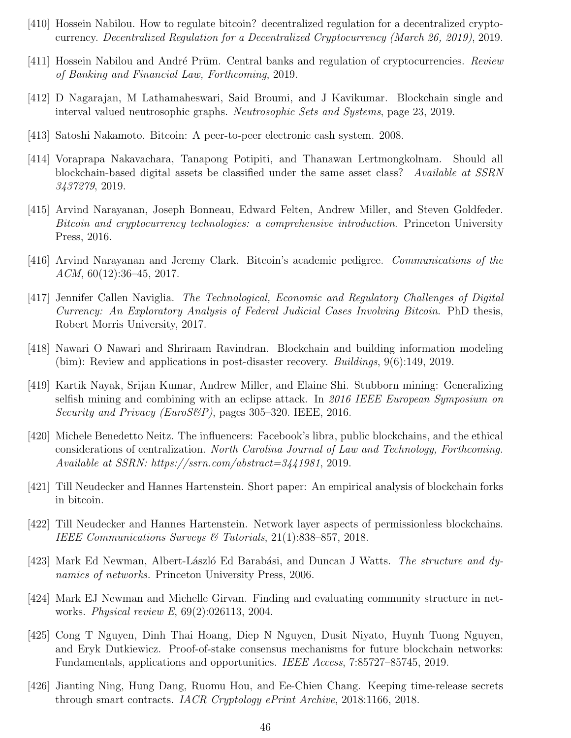[410] Hossein Nabilou. How to regulate bitcoin? decentralized regulation for a decentralized cryptocurrency. *Decentralized Regulation for a Decentralized Cryptocurrency (March 26, 2019)*, 2019.

[411] Hossein Nabilou and André Prüm. Central banks and regulation of cryptocurrencies. *Review of Banking and Financial Law, Forthcoming*, 2019.

[412] D Nagarajan, M Lathamaheswari, Said Broumi, and J Kavikumar. Blockchain single and interval valued neutrosophic graphs. *Neutrosophic Sets and Systems*, page 23, 2019.

[413] Satoshi Nakamoto. Bitcoin: A peer-to-peer electronic cash system. 2008.

[414] Voraprapa Nakavachara, Tanapong Potipiti, and Thanawan Lertmongkolnam. Should all blockchain-based digital assets be classified under the same asset class? *Available at SSRN 3437279*, 2019.

[415] Arvind Narayanan, Joseph Bonneau, Edward Felten, Andrew Miller, and Steven Goldfeder. *Bitcoin and cryptocurrency technologies: a comprehensive introduction*. Princeton University Press, 2016.

[416] Arvind Narayanan and Jeremy Clark. Bitcoin's academic pedigree. *Communications of the ACM*, 60(12):36–45, 2017.

[417] Jennifer Callen Naviglia. *The Technological, Economic and Regulatory Challenges of Digital Currency: An Exploratory Analysis of Federal Judicial Cases Involving Bitcoin*. PhD thesis, Robert Morris University, 2017.

[418] Nawari O Nawari and Shriraam Ravindran. Blockchain and building information modeling (bim): Review and applications in post-disaster recovery. *Buildings*, 9(6):149, 2019.

[419] Kartik Nayak, Srijan Kumar, Andrew Miller, and Elaine Shi. Stubborn mining: Generalizing selfish mining and combining with an eclipse attack. In *2016 IEEE European Symposium on Security and Privacy (EuroS&P)*, pages 305–320. IEEE, 2016.

[420] Michele Benedetto Neitz. The influencers: Facebook's libra, public blockchains, and the ethical considerations of centralization. *North Carolina Journal of Law and Technology, Forthcoming. Available at SSRN: https://ssrn.com/abstract=3441981*, 2019.

[421] Till Neudecker and Hannes Hartenstein. Short paper: An empirical analysis of blockchain forks in bitcoin.

[422] Till Neudecker and Hannes Hartenstein. Network layer aspects of permissionless blockchains. *IEEE Communications Surveys & Tutorials*, 21(1):838–857, 2018.

[423] Mark Ed Newman, Albert-László Ed Barabási, and Duncan J Watts. *The structure and dynamics of networks.* Princeton University Press, 2006.

[424] Mark EJ Newman and Michelle Girvan. Finding and evaluating community structure in networks. *Physical review E*, 69(2):026113, 2004.

[425] Cong T Nguyen, Dinh Thai Hoang, Diep N Nguyen, Dusit Niyato, Huynh Tuong Nguyen, and Eryk Dutkiewicz. Proof-of-stake consensus mechanisms for future blockchain networks: Fundamentals, applications and opportunities. *IEEE Access*, 7:85727–85745, 2019.

[426] Jianting Ning, Hung Dang, Ruomu Hou, and Ee-Chien Chang. Keeping time-release secrets through smart contracts. *IACR Cryptology ePrint Archive*, 2018:1166, 2018.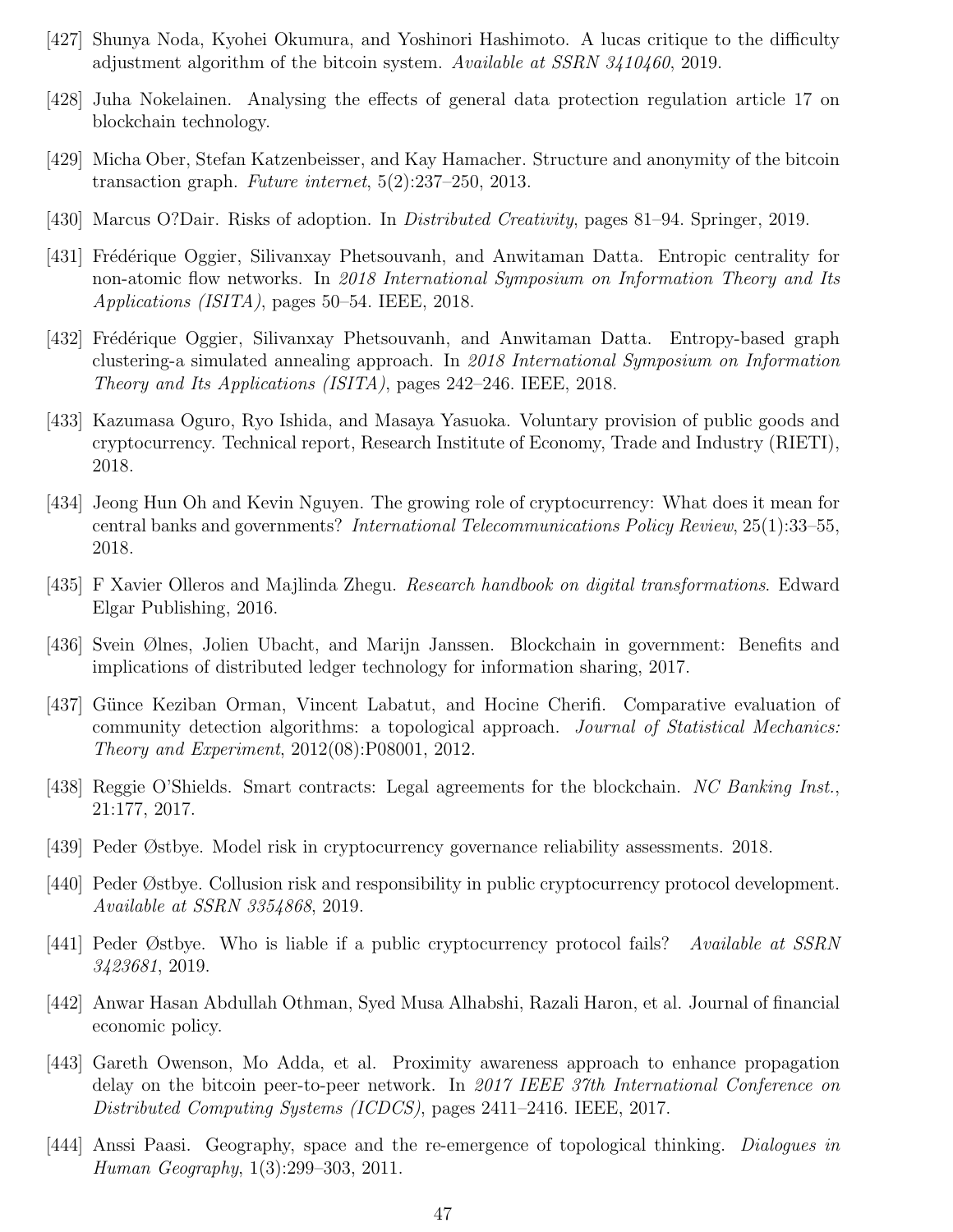[427] Shunya Noda, Kyohei Okumura, and Yoshinori Hashimoto. A lucas critique to the difficulty adjustment algorithm of the bitcoin system. *Available at SSRN 3410460*, 2019.

[428] Juha Nokelainen. Analysing the effects of general data protection regulation article 17 on blockchain technology.

[429] Micha Ober, Stefan Katzenbeisser, and Kay Hamacher. Structure and anonymity of the bitcoin transaction graph. *Future internet*, 5(2):237–250, 2013.

[430] Marcus O?Dair. Risks of adoption. In *Distributed Creativity*, pages 81–94. Springer, 2019.

[431] Frédérique Oggier, Silivanxay Phetsouvanh, and Anwitaman Datta. Entropic centrality for non-atomic flow networks. In *2018 International Symposium on Information Theory and Its Applications (ISITA)*, pages 50–54. IEEE, 2018.

[432] Frédérique Oggier, Silivanxay Phetsouvanh, and Anwitaman Datta. Entropy-based graph clustering-a simulated annealing approach. In *2018 International Symposium on Information Theory and Its Applications (ISITA)*, pages 242–246. IEEE, 2018.

[433] Kazumasa Oguro, Ryo Ishida, and Masaya Yasuoka. Voluntary provision of public goods and cryptocurrency. Technical report, Research Institute of Economy, Trade and Industry (RIETI), 2018.

[434] Jeong Hun Oh and Kevin Nguyen. The growing role of cryptocurrency: What does it mean for central banks and governments? *International Telecommunications Policy Review*, 25(1):33–55, 2018.

[435] F Xavier Olleros and Majlinda Zhegu. *Research handbook on digital transformations*. Edward Elgar Publishing, 2016.

[436] Svein Ølnes, Jolien Ubacht, and Marijn Janssen. Blockchain in government: Benefits and implications of distributed ledger technology for information sharing, 2017.

[437] Günce Keziban Orman, Vincent Labatut, and Hocine Cherifi. Comparative evaluation of community detection algorithms: a topological approach. *Journal of Statistical Mechanics: Theory and Experiment*, 2012(08):P08001, 2012.

[438] Reggie O'Shields. Smart contracts: Legal agreements for the blockchain. *NC Banking Inst.*, 21:177, 2017.

[439] Peder Østbye. Model risk in cryptocurrency governance reliability assessments. 2018.

[440] Peder Østbye. Collusion risk and responsibility in public cryptocurrency protocol development. *Available at SSRN 3354868*, 2019.

[441] Peder Østbye. Who is liable if a public cryptocurrency protocol fails? *Available at SSRN 3423681*, 2019.

[442] Anwar Hasan Abdullah Othman, Syed Musa Alhabshi, Razali Haron, et al. Journal of financial economic policy.

[443] Gareth Owenson, Mo Adda, et al. Proximity awareness approach to enhance propagation delay on the bitcoin peer-to-peer network. In *2017 IEEE 37th International Conference on Distributed Computing Systems (ICDCS)*, pages 2411–2416. IEEE, 2017.

[444] Anssi Paasi. Geography, space and the re-emergence of topological thinking. *Dialogues in Human Geography*, 1(3):299–303, 2011.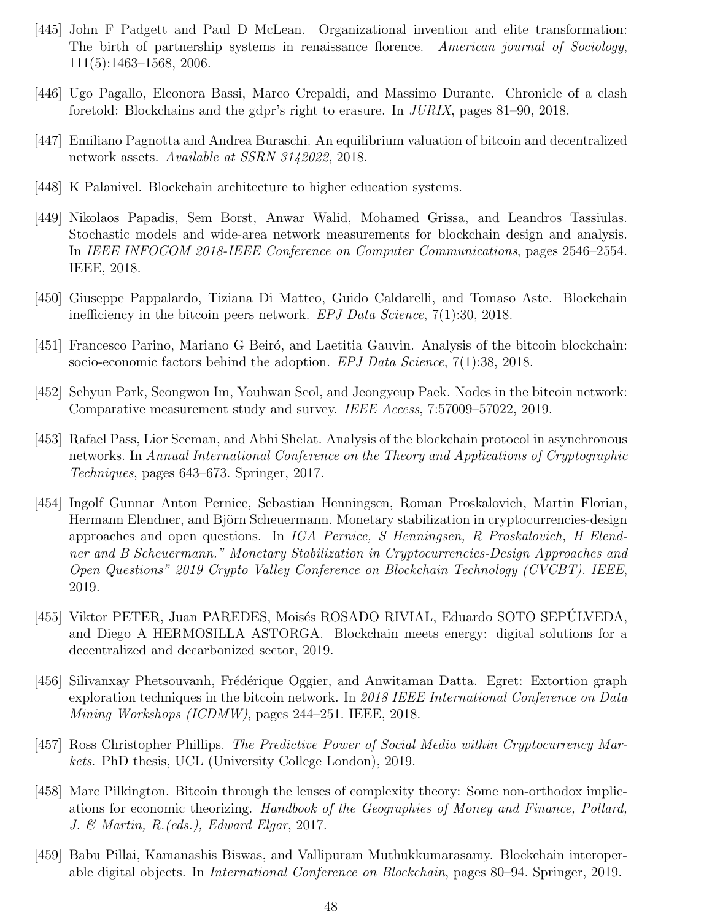[445] John F Padgett and Paul D McLean. Organizational invention and elite transformation: The birth of partnership systems in renaissance florence. *American journal of Sociology*, 111(5):1463–1568, 2006.

[446] Ugo Pagallo, Eleonora Bassi, Marco Crepaldi, and Massimo Durante. Chronicle of a clash foretold: Blockchains and the gdpr's right to erasure. In *JURIX*, pages 81–90, 2018.

[447] Emiliano Pagnotta and Andrea Buraschi. An equilibrium valuation of bitcoin and decentralized network assets. *Available at SSRN 3142022*, 2018.

[448] K Palanivel. Blockchain architecture to higher education systems.

[449] Nikolaos Papadis, Sem Borst, Anwar Walid, Mohamed Grissa, and Leandros Tassiulas. Stochastic models and wide-area network measurements for blockchain design and analysis. In *IEEE INFOCOM 2018-IEEE Conference on Computer Communications*, pages 2546–2554. IEEE, 2018.

[450] Giuseppe Pappalardo, Tiziana Di Matteo, Guido Caldarelli, and Tomaso Aste. Blockchain inefficiency in the bitcoin peers network. *EPJ Data Science*, 7(1):30, 2018.

[451] Francesco Parino, Mariano G Beiró, and Laetitia Gauvin. Analysis of the bitcoin blockchain: socio-economic factors behind the adoption. *EPJ Data Science*, 7(1):38, 2018.

[452] Sehyun Park, Seongwon Im, Youhwan Seol, and Jeongyeup Paek. Nodes in the bitcoin network: Comparative measurement study and survey. *IEEE Access*, 7:57009–57022, 2019.

[453] Rafael Pass, Lior Seeman, and Abhi Shelat. Analysis of the blockchain protocol in asynchronous networks. In *Annual International Conference on the Theory and Applications of Cryptographic Techniques*, pages 643–673. Springer, 2017.

[454] Ingolf Gunnar Anton Pernice, Sebastian Henningsen, Roman Proskalovich, Martin Florian, Hermann Elendner, and Björn Scheuermann. Monetary stabilization in cryptocurrencies-design approaches and open questions. In *IGA Pernice, S Henningsen, R Proskalovich, H Elendner and B Scheuermann." Monetary Stabilization in Cryptocurrencies-Design Approaches and Open Questions" 2019 Crypto Valley Conference on Blockchain Technology (CVCBT). IEEE*, 2019.

[455] Viktor PETER, Juan PAREDES, Moisés ROSADO RIVIAL, Eduardo SOTO SEPÚLVEDA, and Diego A HERMOSILLA ASTORGA. Blockchain meets energy: digital solutions for a decentralized and decarbonized sector, 2019.

[456] Silivanxay Phetsouvanh, Frédérique Oggier, and Anwitaman Datta. Egret: Extortion graph exploration techniques in the bitcoin network. In *2018 IEEE International Conference on Data Mining Workshops (ICDMW)*, pages 244–251. IEEE, 2018.

[457] Ross Christopher Phillips. *The Predictive Power of Social Media within Cryptocurrency Markets*. PhD thesis, UCL (University College London), 2019.

[458] Marc Pilkington. Bitcoin through the lenses of complexity theory: Some non-orthodox implications for economic theorizing. *Handbook of the Geographies of Money and Finance, Pollard, J. & Martin, R.(eds.), Edward Elgar*, 2017.

[459] Babu Pillai, Kamanashis Biswas, and Vallipuram Muthukkumarasamy. Blockchain interoperable digital objects. In *International Conference on Blockchain*, pages 80–94. Springer, 2019.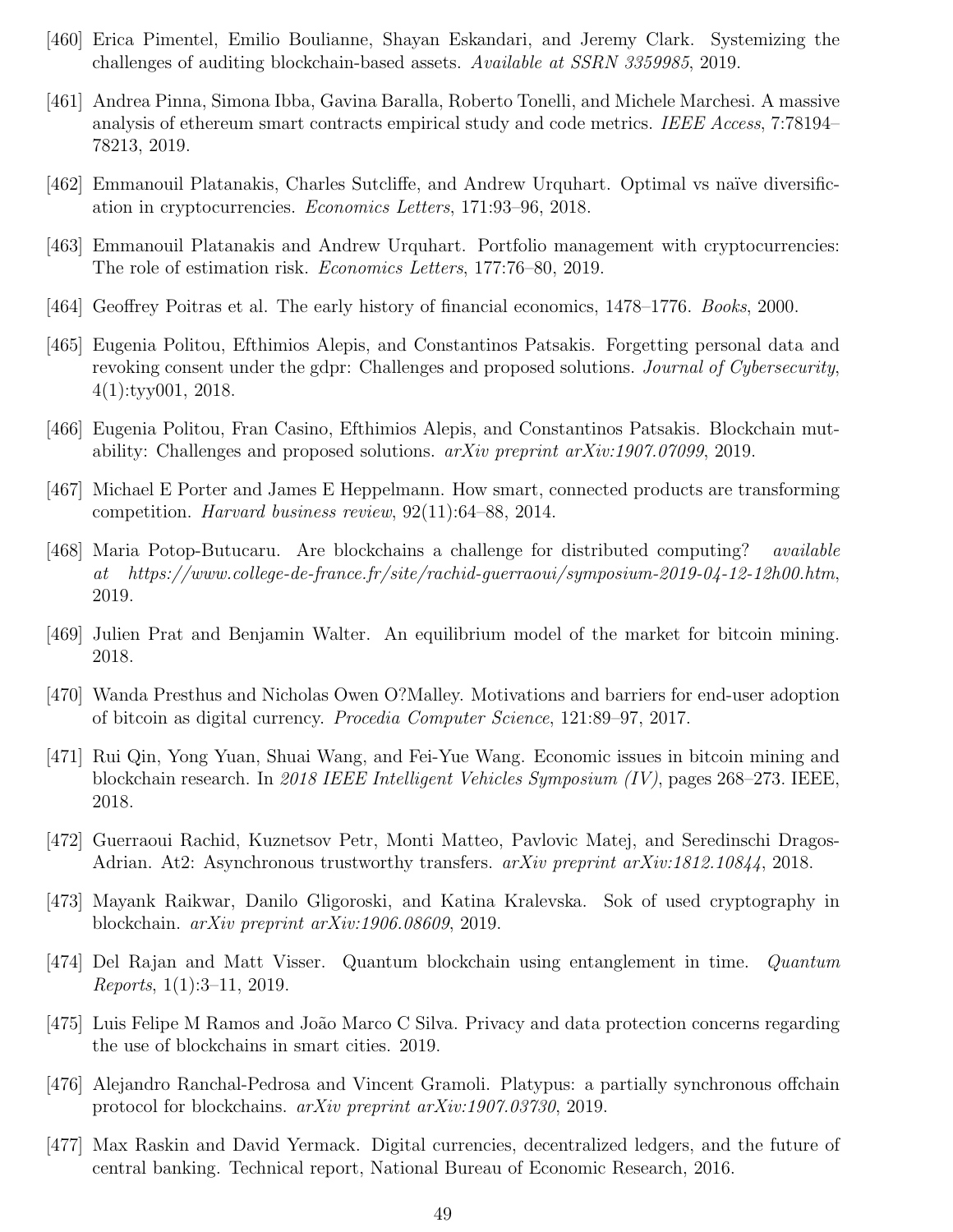[460] Erica Pimentel, Emilio Boulianne, Shayan Eskandari, and Jeremy Clark. Systemizing the challenges of auditing blockchain-based assets. *Available at SSRN 3359985*, 2019.

[461] Andrea Pinna, Simona Ibba, Gavina Baralla, Roberto Tonelli, and Michele Marchesi. A massive analysis of ethereum smart contracts empirical study and code metrics. *IEEE Access*, 7:78194–78213, 2019.

[462] Emmanouil Platanakis, Charles Sutcliffe, and Andrew Urquhart. Optimal vs naïve diversification in cryptocurrencies. *Economics Letters*, 171:93–96, 2018.

[463] Emmanouil Platanakis and Andrew Urquhart. Portfolio management with cryptocurrencies: The role of estimation risk. *Economics Letters*, 177:76–80, 2019.

[464] Geoffrey Poitras et al. The early history of financial economics, 1478–1776. *Books*, 2000.

[465] Eugenia Politou, Efthimios Alepis, and Constantinos Patsakis. Forgetting personal data and revoking consent under the gdpr: Challenges and proposed solutions. *Journal of Cybersecurity*, 4(1):tyy001, 2018.

[466] Eugenia Politou, Fran Casino, Efthimios Alepis, and Constantinos Patsakis. Blockchain mutability: Challenges and proposed solutions. *arXiv preprint arXiv:1907.07099*, 2019.

[467] Michael E Porter and James E Heppelmann. How smart, connected products are transforming competition. *Harvard business review*, 92(11):64–88, 2014.

[468] Maria Potop-Butucaru. Are blockchains a challenge for distributed computing? *available at https://www.college-de-france.fr/site/rachid-guerraoui/symposium-2019-04-12-12h00.htm*, 2019.

[469] Julien Prat and Benjamin Walter. An equilibrium model of the market for bitcoin mining. 2018.

[470] Wanda Presthus and Nicholas Owen O?Malley. Motivations and barriers for end-user adoption of bitcoin as digital currency. *Procedia Computer Science*, 121:89–97, 2017.

[471] Rui Qin, Yong Yuan, Shuai Wang, and Fei-Yue Wang. Economic issues in bitcoin mining and blockchain research. In *2018 IEEE Intelligent Vehicles Symposium (IV)*, pages 268–273. IEEE, 2018.

[472] Guerraoui Rachid, Kuznetsov Petr, Monti Matteo, Pavlovic Matej, and Seredinschi Dragos-Adrian. At2: Asynchronous trustworthy transfers. *arXiv preprint arXiv:1812.10844*, 2018.

[473] Mayank Raikwar, Danilo Gligoroski, and Katina Kralevska. Sok of used cryptography in blockchain. *arXiv preprint arXiv:1906.08609*, 2019.

[474] Del Rajan and Matt Visser. Quantum blockchain using entanglement in time. *Quantum Reports*, 1(1):3–11, 2019.

[475] Luis Felipe M Ramos and João Marco C Silva. Privacy and data protection concerns regarding the use of blockchains in smart cities. 2019.

[476] Alejandro Ranchal-Pedrosa and Vincent Gramoli. Platypus: a partially synchronous offchain protocol for blockchains. *arXiv preprint arXiv:1907.03730*, 2019.

[477] Max Raskin and David Yermack. Digital currencies, decentralized ledgers, and the future of central banking. Technical report, National Bureau of Economic Research, 2016.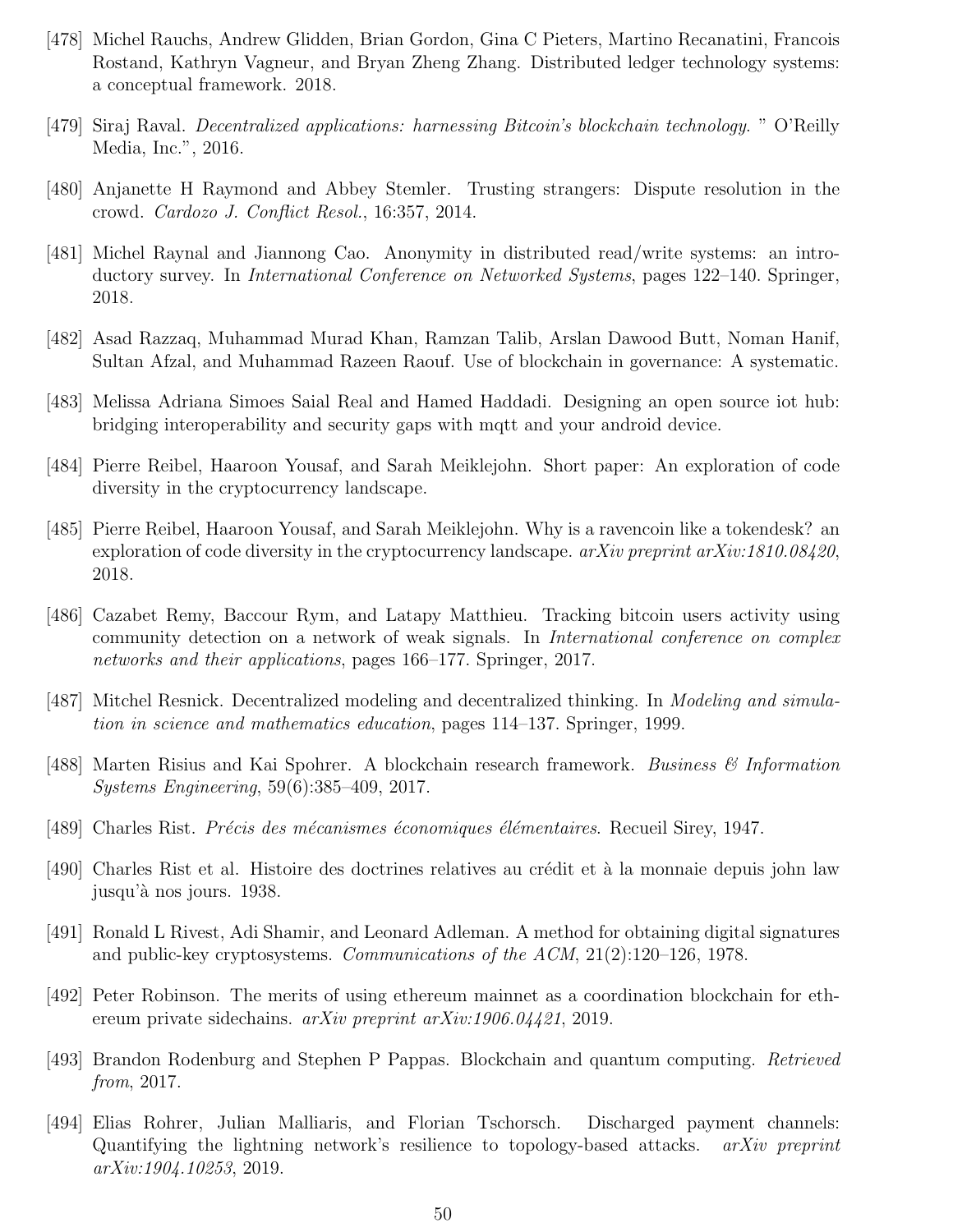[478] Michel Rauchs, Andrew Glidden, Brian Gordon, Gina C Pieters, Martino Recanatini, Francois Rostand, Kathryn Vagneur, and Bryan Zheng Zhang. Distributed ledger technology systems: a conceptual framework. 2018.

[479] Siraj Raval. *Decentralized applications: harnessing Bitcoin's blockchain technology.* " O'Reilly Media, Inc.", 2016.

[480] Anjanette H Raymond and Abbey Stemler. Trusting strangers: Dispute resolution in the crowd. *Cardozo J. Conflict Resol.*, 16:357, 2014.

[481] Michel Raynal and Jiannong Cao. Anonymity in distributed read/write systems: an introductory survey. In *International Conference on Networked Systems*, pages 122–140. Springer, 2018.

[482] Asad Razzaq, Muhammad Murad Khan, Ramzan Talib, Arslan Dawood Butt, Noman Hanif, Sultan Afzal, and Muhammad Razeen Raouf. Use of blockchain in governance: A systematic.

[483] Melissa Adriana Simoes Saial Real and Hamed Haddadi. Designing an open source iot hub: bridging interoperability and security gaps with mqtt and your android device.

[484] Pierre Reibel, Haaroon Yousaf, and Sarah Meiklejohn. Short paper: An exploration of code diversity in the cryptocurrency landscape.

[485] Pierre Reibel, Haaroon Yousaf, and Sarah Meiklejohn. Why is a ravencoin like a tokendesk? an exploration of code diversity in the cryptocurrency landscape. *arXiv preprint arXiv:1810.08420*, 2018.

[486] Cazabet Remy, Baccour Rym, and Latapy Matthieu. Tracking bitcoin users activity using community detection on a network of weak signals. In *International conference on complex networks and their applications*, pages 166–177. Springer, 2017.

[487] Mitchel Resnick. Decentralized modeling and decentralized thinking. In *Modeling and simulation in science and mathematics education*, pages 114–137. Springer, 1999.

[488] Marten Risius and Kai Spohrer. A blockchain research framework. *Business & Information Systems Engineering*, 59(6):385–409, 2017.

[489] Charles Rist. *Précis des mécanismes économiques élémentaires*. Recueil Sirey, 1947.

[490] Charles Rist et al. Histoire des doctrines relatives au crédit et à la monnaie depuis john law jusqu'à nos jours. 1938.

[491] Ronald L Rivest, Adi Shamir, and Leonard Adleman. A method for obtaining digital signatures and public-key cryptosystems. *Communications of the ACM*, 21(2):120–126, 1978.

[492] Peter Robinson. The merits of using ethereum mainnet as a coordination blockchain for ethereum private sidechains. *arXiv preprint arXiv:1906.04421*, 2019.

[493] Brandon Rodenburg and Stephen P Pappas. Blockchain and quantum computing. *Retrieved from*, 2017.

[494] Elias Rohrer, Julian Malliaris, and Florian Tschorsch. Discharged payment channels: Quantifying the lightning network's resilience to topology-based attacks. *arXiv preprint arXiv:1904.10253*, 2019.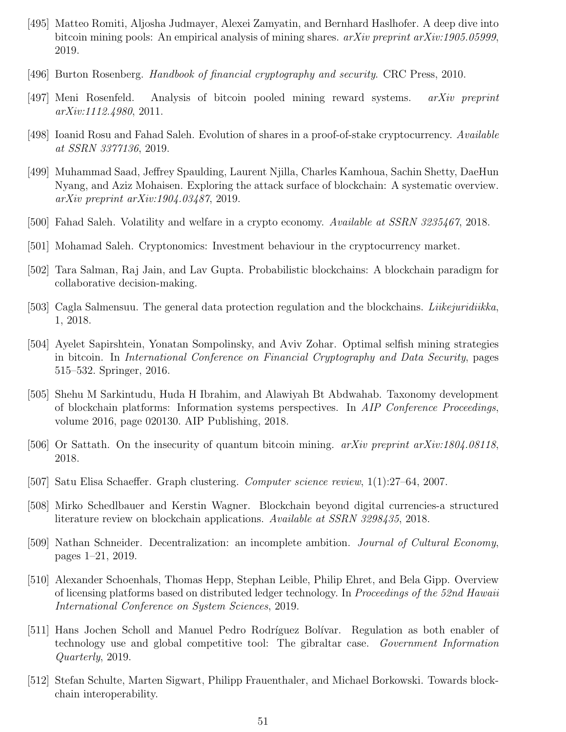[495] Matteo Romiti, Aljosha Judmayer, Alexei Zamyatin, and Bernhard Haslhofer. A deep dive into bitcoin mining pools: An empirical analysis of mining shares. *arXiv preprint arXiv:1905.05999*, 2019.

[496] Burton Rosenberg. *Handbook of financial cryptography and security*. CRC Press, 2010.

[497] Meni Rosenfeld. Analysis of bitcoin pooled mining reward systems. *arXiv preprint arXiv:1112.4980*, 2011.

[498] Ioanid Rosu and Fahad Saleh. Evolution of shares in a proof-of-stake cryptocurrency. *Available at SSRN 3377136*, 2019.

[499] Muhammad Saad, Jeffrey Spaulding, Laurent Njilla, Charles Kamhoua, Sachin Shetty, DaeHun Nyang, and Aziz Mohaisen. Exploring the attack surface of blockchain: A systematic overview. *arXiv preprint arXiv:1904.03487*, 2019.

[500] Fahad Saleh. Volatility and welfare in a crypto economy. *Available at SSRN 3235467*, 2018.

[501] Mohamad Saleh. Cryptonomics: Investment behaviour in the cryptocurrency market.

[502] Tara Salman, Raj Jain, and Lav Gupta. Probabilistic blockchains: A blockchain paradigm for collaborative decision-making.

[503] Cagla Salmensuu. The general data protection regulation and the blockchains. *Liikejuridiikka*, 1, 2018.

[504] Ayelet Sapirshtein, Yonatan Sompolinsky, and Aviv Zohar. Optimal selfish mining strategies in bitcoin. In *International Conference on Financial Cryptography and Data Security*, pages 515–532. Springer, 2016.

[505] Shehu M Sarkintudu, Huda H Ibrahim, and Alawiyah Bt Abdwahab. Taxonomy development of blockchain platforms: Information systems perspectives. In *AIP Conference Proceedings*, volume 2016, page 020130. AIP Publishing, 2018.

[506] Or Sattath. On the insecurity of quantum bitcoin mining. *arXiv preprint arXiv:1804.08118*, 2018.

[507] Satu Elisa Schaeffer. Graph clustering. *Computer science review*, 1(1):27–64, 2007.

[508] Mirko Schedlbauer and Kerstin Wagner. Blockchain beyond digital currencies-a structured literature review on blockchain applications. *Available at SSRN 3298435*, 2018.

[509] Nathan Schneider. Decentralization: an incomplete ambition. *Journal of Cultural Economy*, pages 1–21, 2019.

[510] Alexander Schoenhals, Thomas Hepp, Stephan Leible, Philip Ehret, and Bela Gipp. Overview of licensing platforms based on distributed ledger technology. In *Proceedings of the 52nd Hawaii International Conference on System Sciences*, 2019.

[511] Hans Jochen Scholl and Manuel Pedro Rodríguez Bolívar. Regulation as both enabler of technology use and global competitive tool: The gibraltar case. *Government Information Quarterly*, 2019.

[512] Stefan Schulte, Marten Sigwart, Philipp Frauenthaler, and Michael Borkowski. Towards blockchain interoperability.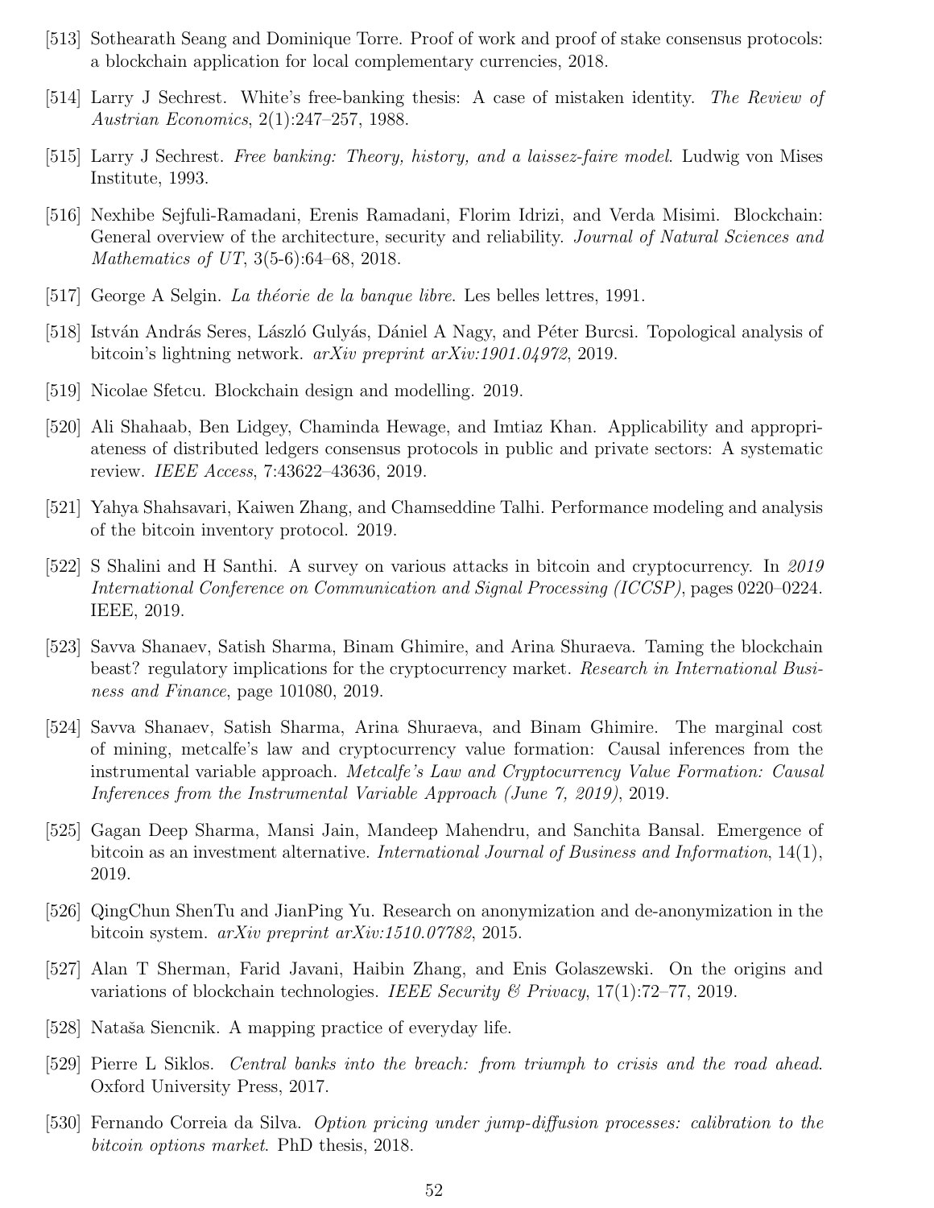[513] Sothearath Seang and Dominique Torre. Proof of work and proof of stake consensus protocols: a blockchain application for local complementary currencies, 2018.

[514] Larry J Sechrest. White's free-banking thesis: A case of mistaken identity. *The Review of Austrian Economics*, 2(1):247–257, 1988.

[515] Larry J Sechrest. *Free banking: Theory, history, and a laissez-faire model*. Ludwig von Mises Institute, 1993.

[516] Nexhibe Sejfuli-Ramadani, Erenis Ramadani, Florim Idrizi, and Verda Misimi. Blockchain: General overview of the architecture, security and reliability. *Journal of Natural Sciences and Mathematics of UT*, 3(5-6):64–68, 2018.

[517] George A Selgin. *La théorie de la banque libre*. Les belles lettres, 1991.

[518] István András Seres, László Gulyás, Dániel A Nagy, and Péter Burcsi. Topological analysis of bitcoin's lightning network. *arXiv preprint arXiv:1901.04972*, 2019.

[519] Nicolae Sfetcu. Blockchain design and modelling. 2019.

[520] Ali Shahaab, Ben Lidgey, Chaminda Hewage, and Imtiaz Khan. Applicability and appropriateness of distributed ledgers consensus protocols in public and private sectors: A systematic review. *IEEE Access*, 7:43622–43636, 2019.

[521] Yahya Shahsavari, Kaiwen Zhang, and Chamseddine Talhi. Performance modeling and analysis of the bitcoin inventory protocol. 2019.

[522] S Shalini and H Santhi. A survey on various attacks in bitcoin and cryptocurrency. In *2019 International Conference on Communication and Signal Processing (ICCSP)*, pages 0220–0224. IEEE, 2019.

[523] Savva Shanaev, Satish Sharma, Binam Ghimire, and Arina Shuraeva. Taming the blockchain beast? regulatory implications for the cryptocurrency market. *Research in International Business and Finance*, page 101080, 2019.

[524] Savva Shanaev, Satish Sharma, Arina Shuraeva, and Binam Ghimire. The marginal cost of mining, metcalfe's law and cryptocurrency value formation: Causal inferences from the instrumental variable approach. *Metcalfe's Law and Cryptocurrency Value Formation: Causal Inferences from the Instrumental Variable Approach (June 7, 2019)*, 2019.

[525] Gagan Deep Sharma, Mansi Jain, Mandeep Mahendru, and Sanchita Bansal. Emergence of bitcoin as an investment alternative. *International Journal of Business and Information*, 14(1), 2019.

[526] QingChun ShenTu and JianPing Yu. Research on anonymization and de-anonymization in the bitcoin system. *arXiv preprint arXiv:1510.07782*, 2015.

[527] Alan T Sherman, Farid Javani, Haibin Zhang, and Enis Golaszewski. On the origins and variations of blockchain technologies. *IEEE Security & Privacy*, 17(1):72–77, 2019.

[528] Nataša Siencnik. A mapping practice of everyday life.

[529] Pierre L Siklos. *Central banks into the breach: from triumph to crisis and the road ahead*. Oxford University Press, 2017.

[530] Fernando Correia da Silva. *Option pricing under jump-diffusion processes: calibration to the bitcoin options market*. PhD thesis, 2018.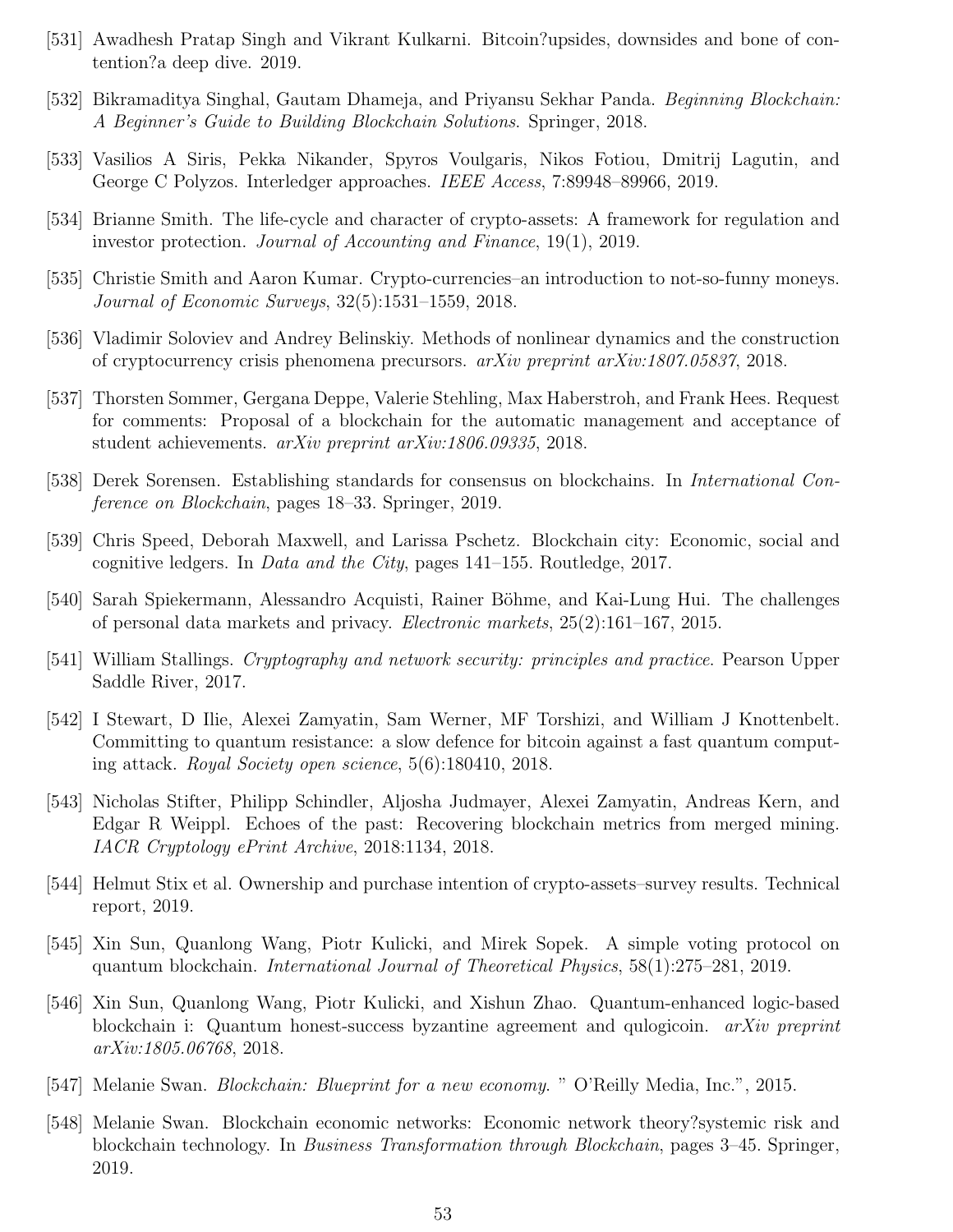[531] Awadhesh Pratap Singh and Vikrant Kulkarni. Bitcoin?upsides, downsides and bone of contention?a deep dive. 2019.

[532] Bikramaditya Singhal, Gautam Dhameja, and Priyansu Sekhar Panda. *Beginning Blockchain: A Beginner's Guide to Building Blockchain Solutions*. Springer, 2018.

[533] Vasilios A Siris, Pekka Nikander, Spyros Voulgaris, Nikos Fotiou, Dmitrij Lagutin, and George C Polyzos. Interledger approaches. *IEEE Access*, 7:89948–89966, 2019.

[534] Brianne Smith. The life-cycle and character of crypto-assets: A framework for regulation and investor protection. *Journal of Accounting and Finance*, 19(1), 2019.

[535] Christie Smith and Aaron Kumar. Crypto-currencies–an introduction to not-so-funny moneys. *Journal of Economic Surveys*, 32(5):1531–1559, 2018.

[536] Vladimir Soloviev and Andrey Belinskiy. Methods of nonlinear dynamics and the construction of cryptocurrency crisis phenomena precursors. *arXiv preprint arXiv:1807.05837*, 2018.

[537] Thorsten Sommer, Gergana Deppe, Valerie Stehling, Max Haberstroh, and Frank Hees. Request for comments: Proposal of a blockchain for the automatic management and acceptance of student achievements. *arXiv preprint arXiv:1806.09335*, 2018.

[538] Derek Sorensen. Establishing standards for consensus on blockchains. In *International Conference on Blockchain*, pages 18–33. Springer, 2019.

[539] Chris Speed, Deborah Maxwell, and Larissa Pschetz. Blockchain city: Economic, social and cognitive ledgers. In *Data and the City*, pages 141–155. Routledge, 2017.

[540] Sarah Spiekermann, Alessandro Acquisti, Rainer Böhme, and Kai-Lung Hui. The challenges of personal data markets and privacy. *Electronic markets*, 25(2):161–167, 2015.

[541] William Stallings. *Cryptography and network security: principles and practice*. Pearson Upper Saddle River, 2017.

[542] I Stewart, D Ilie, Alexei Zamyatin, Sam Werner, MF Torshizi, and William J Knottenbelt. Committing to quantum resistance: a slow defence for bitcoin against a fast quantum computing attack. *Royal Society open science*, 5(6):180410, 2018.

[543] Nicholas Stifter, Philipp Schindler, Aljosha Judmayer, Alexei Zamyatin, Andreas Kern, and Edgar R Weippl. Echoes of the past: Recovering blockchain metrics from merged mining. *IACR Cryptology ePrint Archive*, 2018:1134, 2018.

[544] Helmut Stix et al. Ownership and purchase intention of crypto-assets–survey results. Technical report, 2019.

[545] Xin Sun, Quanlong Wang, Piotr Kulicki, and Mirek Sopek. A simple voting protocol on quantum blockchain. *International Journal of Theoretical Physics*, 58(1):275–281, 2019.

[546] Xin Sun, Quanlong Wang, Piotr Kulicki, and Xishun Zhao. Quantum-enhanced logic-based blockchain i: Quantum honest-success byzantine agreement and qulogicoin. *arXiv preprint arXiv:1805.06768*, 2018.

[547] Melanie Swan. *Blockchain: Blueprint for a new economy*. " O'Reilly Media, Inc.", 2015.

[548] Melanie Swan. Blockchain economic networks: Economic network theory?systemic risk and blockchain technology. In *Business Transformation through Blockchain*, pages 3–45. Springer, 2019.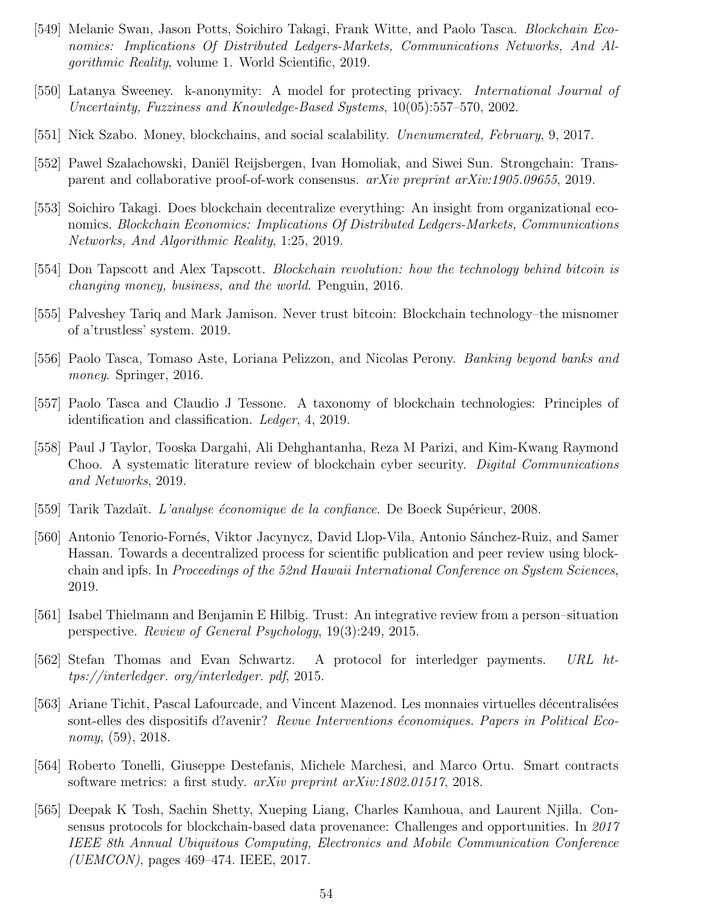[549] Melanie Swan, Jason Potts, Soichiro Takagi, Frank Witte, and Paolo Tasca. *Blockchain Economics: Implications Of Distributed Ledgers-Markets, Communications Networks, And Algorithmic Reality*, volume 1. World Scientific, 2019.

[550] Latanya Sweeney. k-anonymity: A model for protecting privacy. *International Journal of Uncertainty, Fuzziness and Knowledge-Based Systems*, 10(05):557–570, 2002.

[551] Nick Szabo. Money, blockchains, and social scalability. *Unenumerated, February*, 9, 2017.

[552] Pawel Szalachowski, Daniël Reijsbergen, Ivan Homoliak, and Siwei Sun. Strongchain: Transparent and collaborative proof-of-work consensus. *arXiv preprint arXiv:1905.09655*, 2019.

[553] Soichiro Takagi. Does blockchain decentralize everything: An insight from organizational economics. *Blockchain Economics: Implications Of Distributed Ledgers-Markets, Communications Networks, And Algorithmic Reality*, 1:25, 2019.

[554] Don Tapscott and Alex Tapscott. *Blockchain revolution: how the technology behind bitcoin is changing money, business, and the world*. Penguin, 2016.

[555] Palveshey Tariq and Mark Jamison. Never trust bitcoin: Blockchain technology–the misnomer of a'trustless' system. 2019.

[556] Paolo Tasca, Tomaso Aste, Loriana Pelizzon, and Nicolas Perony. *Banking beyond banks and money*. Springer, 2016.

[557] Paolo Tasca and Claudio J Tessone. A taxonomy of blockchain technologies: Principles of identification and classification. *Ledger*, 4, 2019.

[558] Paul J Taylor, Tooska Dargahi, Ali Dehghantanha, Reza M Parizi, and Kim-Kwang Raymond Choo. A systematic literature review of blockchain cyber security. *Digital Communications and Networks*, 2019.

[559] Tarik Tazdaït. *L'analyse économique de la confiance*. De Boeck Supérieur, 2008.

[560] Antonio Tenorio-Fornés, Viktor Jacynycz, David Llop-Vila, Antonio Sánchez-Ruiz, and Samer Hassan. Towards a decentralized process for scientific publication and peer review using blockchain and ipfs. In *Proceedings of the 52nd Hawaii International Conference on System Sciences*, 2019.

[561] Isabel Thielmann and Benjamin E Hilbig. Trust: An integrative review from a person–situation perspective. *Review of General Psychology*, 19(3):249, 2015.

[562] Stefan Thomas and Evan Schwartz. A protocol for interledger payments. *URL https://interledger. org/interledger. pdf*, 2015.

[563] Ariane Tichit, Pascal Lafourcade, and Vincent Mazenod. Les monnaies virtuelles décentralisées sont-elles des dispositifs d?avenir? *Revue Interventions économiques. Papers in Political Economy*, (59), 2018.

[564] Roberto Tonelli, Giuseppe Destefanis, Michele Marchesi, and Marco Ortu. Smart contracts software metrics: a first study. *arXiv preprint arXiv:1802.01517*, 2018.

[565] Deepak K Tosh, Sachin Shetty, Xueping Liang, Charles Kamhoua, and Laurent Njilla. Consensus protocols for blockchain-based data provenance: Challenges and opportunities. In *2017 IEEE 8th Annual Ubiquitous Computing, Electronics and Mobile Communication Conference (UEMCON)*, pages 469–474. IEEE, 2017.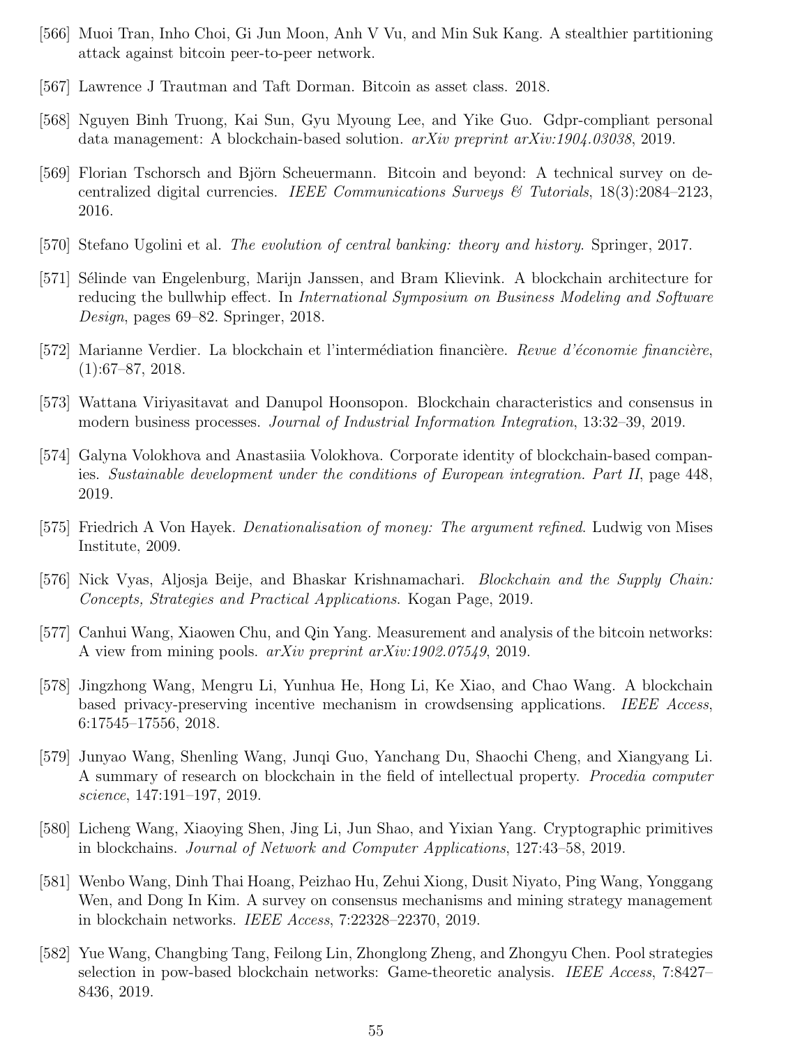[566] Muoi Tran, Inho Choi, Gi Jun Moon, Anh V Vu, and Min Suk Kang. A stealthier partitioning attack against bitcoin peer-to-peer network.

[567] Lawrence J Trautman and Taft Dorman. Bitcoin as asset class. 2018.

[568] Nguyen Binh Truong, Kai Sun, Gyu Myoung Lee, and Yike Guo. Gdpr-compliant personal data management: A blockchain-based solution. *arXiv preprint arXiv:1904.03038*, 2019.

[569] Florian Tschorsch and Björn Scheuermann. Bitcoin and beyond: A technical survey on decentralized digital currencies. *IEEE Communications Surveys & Tutorials*, 18(3):2084–2123, 2016.

[570] Stefano Ugolini et al. *The evolution of central banking: theory and history*. Springer, 2017.

[571] Sélinde van Engelenburg, Marijn Janssen, and Bram Klievink. A blockchain architecture for reducing the bullwhip effect. In *International Symposium on Business Modeling and Software Design*, pages 69–82. Springer, 2018.

[572] Marianne Verdier. La blockchain et l'intermédiation financière. *Revue d'économie financière*, (1):67–87, 2018.

[573] Wattana Viriyasitavat and Danupol Hoonsopon. Blockchain characteristics and consensus in modern business processes. *Journal of Industrial Information Integration*, 13:32–39, 2019.

[574] Galyna Volokhova and Anastasiia Volokhova. Corporate identity of blockchain-based companies. *Sustainable development under the conditions of European integration. Part II*, page 448, 2019.

[575] Friedrich A Von Hayek. *Denationalisation of money: The argument refined*. Ludwig von Mises Institute, 2009.

[576] Nick Vyas, Aljosja Beije, and Bhaskar Krishnamachari. *Blockchain and the Supply Chain: Concepts, Strategies and Practical Applications*. Kogan Page, 2019.

[577] Canhui Wang, Xiaowen Chu, and Qin Yang. Measurement and analysis of the bitcoin networks: A view from mining pools. *arXiv preprint arXiv:1902.07549*, 2019.

[578] Jingzhong Wang, Mengru Li, Yunhua He, Hong Li, Ke Xiao, and Chao Wang. A blockchain based privacy-preserving incentive mechanism in crowdsensing applications. *IEEE Access*, 6:17545–17556, 2018.

[579] Junyao Wang, Shenling Wang, Junqi Guo, Yanchang Du, Shaochi Cheng, and Xiangyang Li. A summary of research on blockchain in the field of intellectual property. *Procedia computer science*, 147:191–197, 2019.

[580] Licheng Wang, Xiaoying Shen, Jing Li, Jun Shao, and Yixian Yang. Cryptographic primitives in blockchains. *Journal of Network and Computer Applications*, 127:43–58, 2019.

[581] Wenbo Wang, Dinh Thai Hoang, Peizhao Hu, Zehui Xiong, Dusit Niyato, Ping Wang, Yonggang Wen, and Dong In Kim. A survey on consensus mechanisms and mining strategy management in blockchain networks. *IEEE Access*, 7:22328–22370, 2019.

[582] Yue Wang, Changbing Tang, Feilong Lin, Zhonglong Zheng, and Zhongyu Chen. Pool strategies selection in pow-based blockchain networks: Game-theoretic analysis. *IEEE Access*, 7:8427–8436, 2019.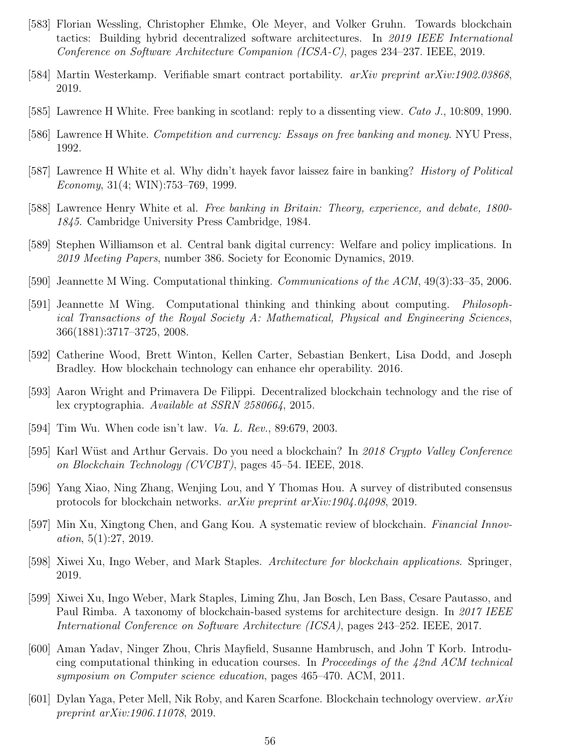[583] Florian Wessling, Christopher Ehmke, Ole Meyer, and Volker Gruhn. Towards blockchain tactics: Building hybrid decentralized software architectures. In *2019 IEEE International Conference on Software Architecture Companion (ICSA-C)*, pages 234–237. IEEE, 2019.

[584] Martin Westerkamp. Verifiable smart contract portability. *arXiv preprint arXiv:1902.03868*, 2019.

[585] Lawrence H White. Free banking in scotland: reply to a dissenting view. *Cato J.*, 10:809, 1990.

[586] Lawrence H White. *Competition and currency: Essays on free banking and money*. NYU Press, 1992.

[587] Lawrence H White et al. Why didn't hayek favor laissez faire in banking? *History of Political Economy*, 31(4; WIN):753–769, 1999.

[588] Lawrence Henry White et al. *Free banking in Britain: Theory, experience, and debate, 1800-1845*. Cambridge University Press Cambridge, 1984.

[589] Stephen Williamson et al. Central bank digital currency: Welfare and policy implications. In *2019 Meeting Papers*, number 386. Society for Economic Dynamics, 2019.

[590] Jeannette M Wing. Computational thinking. *Communications of the ACM*, 49(3):33–35, 2006.

[591] Jeannette M Wing. Computational thinking and thinking about computing. *Philosophical Transactions of the Royal Society A: Mathematical, Physical and Engineering Sciences*, 366(1881):3717–3725, 2008.

[592] Catherine Wood, Brett Winton, Kellen Carter, Sebastian Benkert, Lisa Dodd, and Joseph Bradley. How blockchain technology can enhance ehr operability. 2016.

[593] Aaron Wright and Primavera De Filippi. Decentralized blockchain technology and the rise of lex cryptographia. *Available at SSRN 2580664*, 2015.

[594] Tim Wu. When code isn't law. *Va. L. Rev.*, 89:679, 2003.

[595] Karl Wüst and Arthur Gervais. Do you need a blockchain? In *2018 Crypto Valley Conference on Blockchain Technology (CVCBT)*, pages 45–54. IEEE, 2018.

[596] Yang Xiao, Ning Zhang, Wenjing Lou, and Y Thomas Hou. A survey of distributed consensus protocols for blockchain networks. *arXiv preprint arXiv:1904.04098*, 2019.

[597] Min Xu, Xingtong Chen, and Gang Kou. A systematic review of blockchain. *Financial Innovation*, 5(1):27, 2019.

[598] Xiwei Xu, Ingo Weber, and Mark Staples. *Architecture for blockchain applications*. Springer, 2019.

[599] Xiwei Xu, Ingo Weber, Mark Staples, Liming Zhu, Jan Bosch, Len Bass, Cesare Pautasso, and Paul Rimba. A taxonomy of blockchain-based systems for architecture design. In *2017 IEEE International Conference on Software Architecture (ICSA)*, pages 243–252. IEEE, 2017.

[600] Aman Yadav, Ninger Zhou, Chris Mayfield, Susanne Hambrusch, and John T Korb. Introducing computational thinking in education courses. In *Proceedings of the 42nd ACM technical symposium on Computer science education*, pages 465–470. ACM, 2011.

[601] Dylan Yaga, Peter Mell, Nik Roby, and Karen Scarfone. Blockchain technology overview. *arXiv preprint arXiv:1906.11078*, 2019.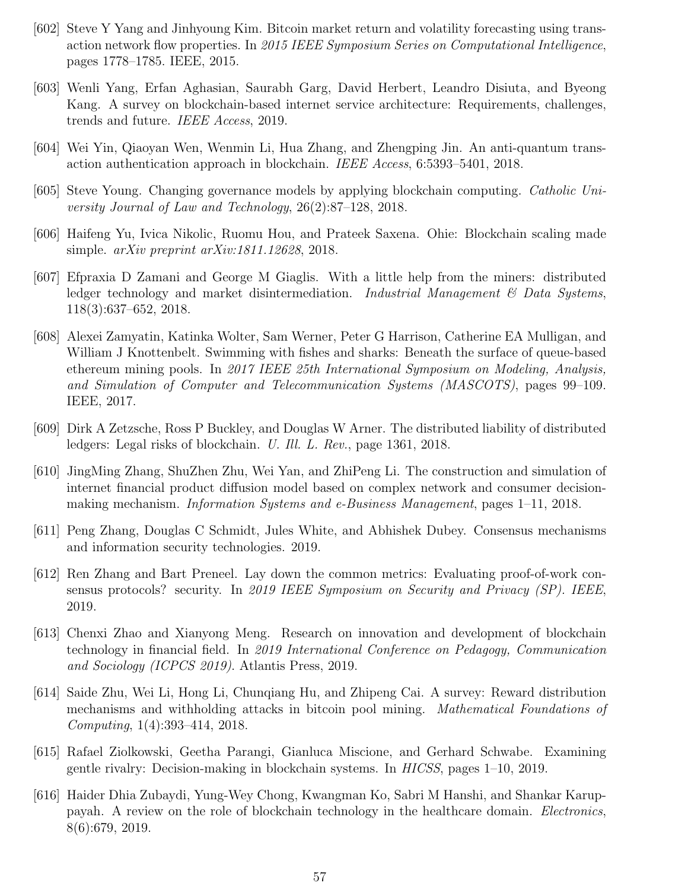[602] Steve Y Yang and Jinhyoung Kim. Bitcoin market return and volatility forecasting using transaction network flow properties. In *2015 IEEE Symposium Series on Computational Intelligence*, pages 1778–1785. IEEE, 2015.

[603] Wenli Yang, Erfan Aghasian, Saurabh Garg, David Herbert, Leandro Disiuta, and Byeong Kang. A survey on blockchain-based internet service architecture: Requirements, challenges, trends and future. *IEEE Access*, 2019.

[604] Wei Yin, Qiaoyan Wen, Wenmin Li, Hua Zhang, and Zhengping Jin. An anti-quantum transaction authentication approach in blockchain. *IEEE Access*, 6:5393–5401, 2018.

[605] Steve Young. Changing governance models by applying blockchain computing. *Catholic University Journal of Law and Technology*, 26(2):87–128, 2018.

[606] Haifeng Yu, Ivica Nikolic, Ruomu Hou, and Prateek Saxena. Ohie: Blockchain scaling made simple. *arXiv preprint arXiv:1811.12628*, 2018.

[607] Efpraxia D Zamani and George M Giaglis. With a little help from the miners: distributed ledger technology and market disintermediation. *Industrial Management & Data Systems*, 118(3):637–652, 2018.

[608] Alexei Zamyatin, Katinka Wolter, Sam Werner, Peter G Harrison, Catherine EA Mulligan, and William J Knottenbelt. Swimming with fishes and sharks: Beneath the surface of queue-based ethereum mining pools. In *2017 IEEE 25th International Symposium on Modeling, Analysis, and Simulation of Computer and Telecommunication Systems (MASCOTS)*, pages 99–109. IEEE, 2017.

[609] Dirk A Zetzsche, Ross P Buckley, and Douglas W Arner. The distributed liability of distributed ledgers: Legal risks of blockchain. *U. Ill. L. Rev.*, page 1361, 2018.

[610] JingMing Zhang, ShuZhen Zhu, Wei Yan, and ZhiPeng Li. The construction and simulation of internet financial product diffusion model based on complex network and consumer decision-making mechanism. *Information Systems and e-Business Management*, pages 1–11, 2018.

[611] Peng Zhang, Douglas C Schmidt, Jules White, and Abhishek Dubey. Consensus mechanisms and information security technologies. 2019.

[612] Ren Zhang and Bart Preneel. Lay down the common metrics: Evaluating proof-of-work consensus protocols? security. In *2019 IEEE Symposium on Security and Privacy (SP). IEEE*, 2019.

[613] Chenxi Zhao and Xianyong Meng. Research on innovation and development of blockchain technology in financial field. In *2019 International Conference on Pedagogy, Communication and Sociology (ICPCS 2019)*. Atlantis Press, 2019.

[614] Saide Zhu, Wei Li, Hong Li, Chunqiang Hu, and Zhipeng Cai. A survey: Reward distribution mechanisms and withholding attacks in bitcoin pool mining. *Mathematical Foundations of Computing*, 1(4):393–414, 2018.

[615] Rafael Ziolkowski, Geetha Parangi, Gianluca Miscione, and Gerhard Schwabe. Examining gentle rivalry: Decision-making in blockchain systems. In *HICSS*, pages 1–10, 2019.

[616] Haider Dhia Zubaydi, Yung-Wey Chong, Kwangman Ko, Sabri M Hanshi, and Shankar Karuppayah. A review on the role of blockchain technology in the healthcare domain. *Electronics*, 8(6):679, 2019.